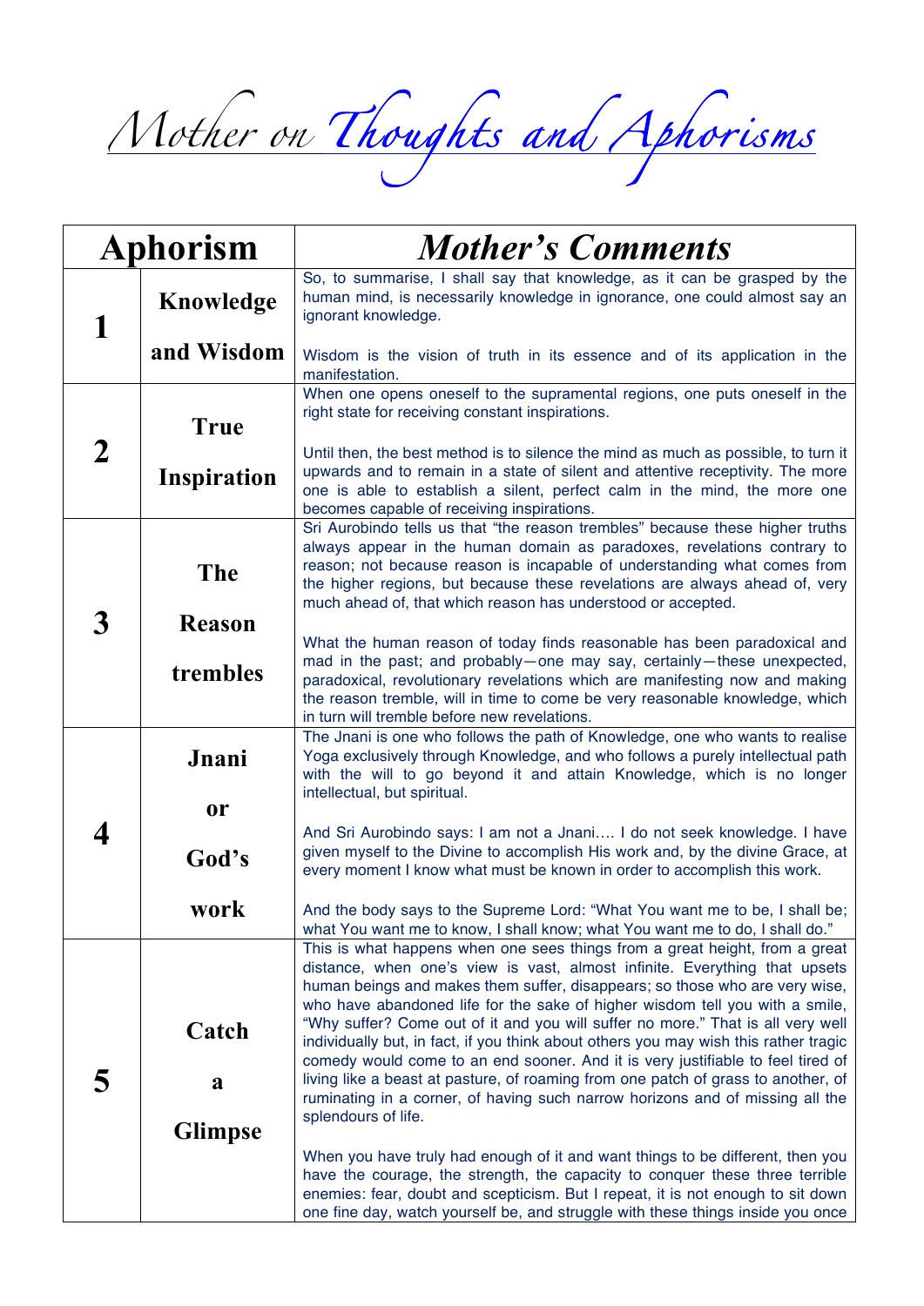# Mother on Thoughts and Aphorisms

| Aphorism | | Mother's Comments |
|---|---|---|
| 1 | Knowledge and Wisdom | So, to summarise, I shall say that knowledge, as it can be grasped by the human mind, is necessarily knowledge in ignorance, one could almost say an ignorant knowledge.<br><br>Wisdom is the vision of truth in its essence and of its application in the manifestation. |
| 2 | True Inspiration | When one opens oneself to the supramental regions, one puts oneself in the right state for receiving constant inspirations.<br><br>Until then, the best method is to silence the mind as much as possible, to turn it upwards and to remain in a state of silent and attentive receptivity. The more one is able to establish a silent, perfect calm in the mind, the more one becomes capable of receiving inspirations. |
| 3 | The Reason trembles | Sri Aurobindo tells us that "the reason trembles" because these higher truths always appear in the human domain as paradoxes, revelations contrary to reason; not because reason is incapable of understanding what comes from the higher regions, but because these revelations are always ahead of, very much ahead of, that which reason has understood or accepted.<br><br>What the human reason of today finds reasonable has been paradoxical and mad in the past; and probably—one may say, certainly—these unexpected, paradoxical, revolutionary revelations which are manifesting now and making the reason tremble, will in time to come be very reasonable knowledge, which in turn will tremble before new revelations. |
| 4 | Jnani or God's work | The Jnani is one who follows the path of Knowledge, one who wants to realise Yoga exclusively through Knowledge, and who follows a purely intellectual path with the will to go beyond it and attain Knowledge, which is no longer intellectual, but spiritual.<br><br>And Sri Aurobindo says: I am not a Jnani…. I do not seek knowledge. I have given myself to the Divine to accomplish His work and, by the divine Grace, at every moment I know what must be known in order to accomplish this work.<br><br>And the body says to the Supreme Lord: "What You want me to be, I shall be; what You want me to know, I shall know; what You want me to do, I shall do." |
| 5 | Catch a Glimpse | This is what happens when one sees things from a great height, from a great distance, when one's view is vast, almost infinite. Everything that upsets human beings and makes them suffer, disappears; so those who are very wise, who have abandoned life for the sake of higher wisdom tell you with a smile, "Why suffer? Come out of it and you will suffer no more." That is all very well individually but, in fact, if you think about others you may wish this rather tragic comedy would come to an end sooner. And it is very justifiable to feel tired of living like a beast at pasture, of roaming from one patch of grass to another, of ruminating in a corner, of having such narrow horizons and of missing all the splendours of life.<br><br>When you have truly had enough of it and want things to be different, then you have the courage, the strength, the capacity to conquer these three terrible enemies: fear, doubt and scepticism. But I repeat, it is not enough to sit down one fine day, watch yourself be, and struggle with these things inside you once |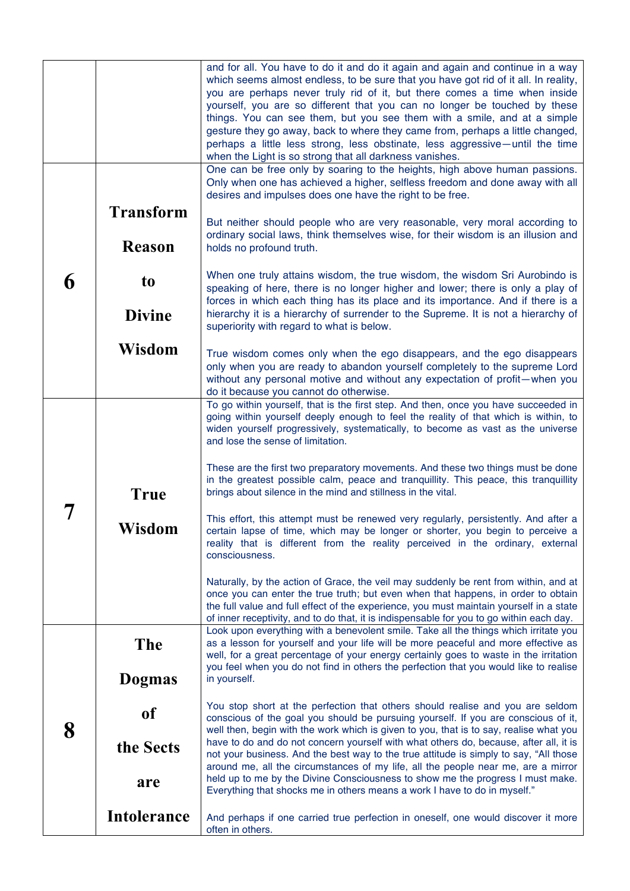| | | |
|---|---|---|
| | | and for all. You have to do it and do it again and again and continue in a way which seems almost endless, to be sure that you have got rid of it all. In reality, you are perhaps never truly rid of it, but there comes a time when inside yourself, you are so different that you can no longer be touched by these things. You can see them, but you see them with a smile, and at a simple gesture they go away, back to where they came from, perhaps a little changed, perhaps a little less strong, less obstinate, less aggressive—until the time when the Light is so strong that all darkness vanishes. |
| **6** | **Transform Reason to Divine Wisdom** | One can be free only by soaring to the heights, high above human passions. Only when one has achieved a higher, selfless freedom and done away with all desires and impulses does one have the right to be free.<br><br>But neither should people who are very reasonable, very moral according to ordinary social laws, think themselves wise, for their wisdom is an illusion and holds no profound truth.<br><br>When one truly attains wisdom, the true wisdom, the wisdom Sri Aurobindo is speaking of here, there is no longer higher and lower; there is only a play of forces in which each thing has its place and its importance. And if there is a hierarchy it is a hierarchy of surrender to the Supreme. It is not a hierarchy of superiority with regard to what is below.<br><br>True wisdom comes only when the ego disappears, and the ego disappears only when you are ready to abandon yourself completely to the supreme Lord without any personal motive and without any expectation of profit—when you do it because you cannot do otherwise. |
| **7** | **True Wisdom** | To go within yourself, that is the first step. And then, once you have succeeded in going within yourself deeply enough to feel the reality of that which is within, to widen yourself progressively, systematically, to become as vast as the universe and lose the sense of limitation.<br><br>These are the first two preparatory movements. And these two things must be done in the greatest possible calm, peace and tranquillity. This peace, this tranquillity brings about silence in the mind and stillness in the vital.<br><br>This effort, this attempt must be renewed very regularly, persistently. And after a certain lapse of time, which may be longer or shorter, you begin to perceive a reality that is different from the reality perceived in the ordinary, external consciousness.<br><br>Naturally, by the action of Grace, the veil may suddenly be rent from within, and at once you can enter the true truth; but even when that happens, in order to obtain the full value and full effect of the experience, you must maintain yourself in a state of inner receptivity, and to do that, it is indispensable for you to go within each day. |
| **8** | **The Dogmas of the Sects are Intolerance** | Look upon everything with a benevolent smile. Take all the things which irritate you as a lesson for yourself and your life will be more peaceful and more effective as well, for a great percentage of your energy certainly goes to waste in the irritation you feel when you do not find in others the perfection that you would like to realise in yourself.<br><br>You stop short at the perfection that others should realise and you are seldom conscious of the goal you should be pursuing yourself. If you are conscious of it, well then, begin with the work which is given to you, that is to say, realise what you have to do and do not concern yourself with what others do, because, after all, it is not your business. And the best way to the true attitude is simply to say, "All those around me, all the circumstances of my life, all the people near me, are a mirror held up to me by the Divine Consciousness to show me the progress I must make. Everything that shocks me in others means a work I have to do in myself."<br><br>And perhaps if one carried true perfection in oneself, one would discover it more often in others. |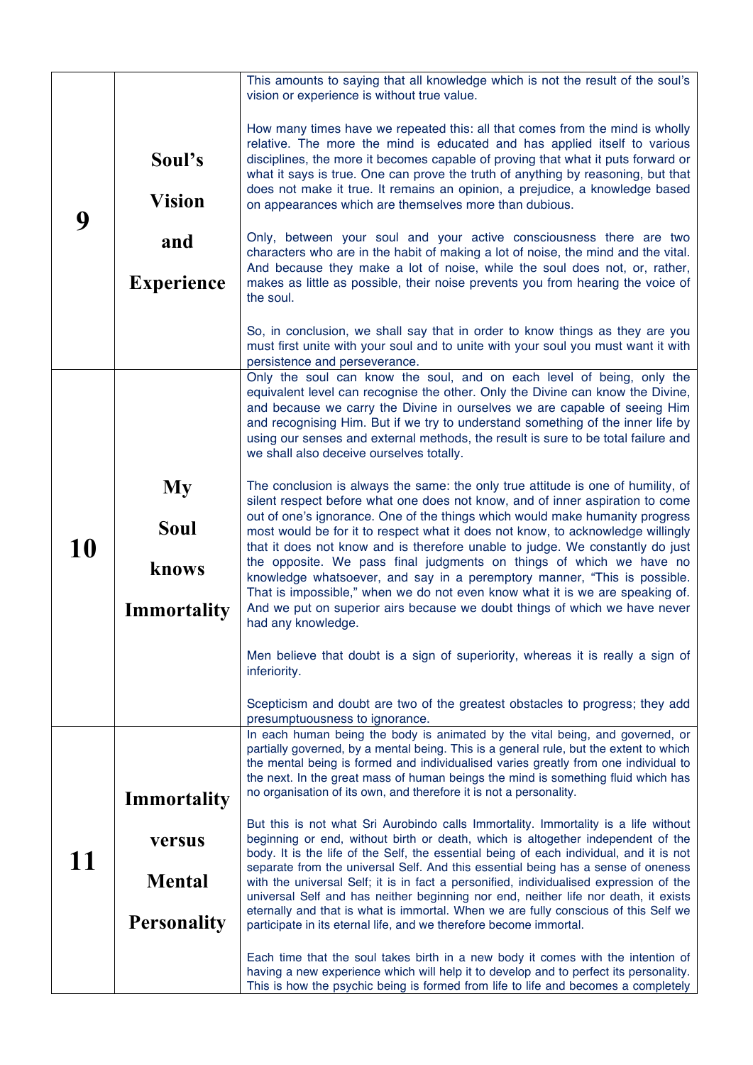| | | |
|---|---|---|
| **9** | **Soul's Vision and Experience** | This amounts to saying that all knowledge which is not the result of the soul's vision or experience is without true value.<br><br>How many times have we repeated this: all that comes from the mind is wholly relative. The more the mind is educated and has applied itself to various disciplines, the more it becomes capable of proving that what it puts forward or what it says is true. One can prove the truth of anything by reasoning, but that does not make it true. It remains an opinion, a prejudice, a knowledge based on appearances which are themselves more than dubious.<br><br>Only, between your soul and your active consciousness there are two characters who are in the habit of making a lot of noise, the mind and the vital. And because they make a lot of noise, while the soul does not, or, rather, makes as little as possible, their noise prevents you from hearing the voice of the soul.<br><br>So, in conclusion, we shall say that in order to know things as they are you must first unite with your soul and to unite with your soul you must want it with persistence and perseverance. |
| **10** | **My Soul knows Immortality** | Only the soul can know the soul, and on each level of being, only the equivalent level can recognise the other. Only the Divine can know the Divine, and because we carry the Divine in ourselves we are capable of seeing Him and recognising Him. But if we try to understand something of the inner life by using our senses and external methods, the result is sure to be total failure and we shall also deceive ourselves totally.<br><br>The conclusion is always the same: the only true attitude is one of humility, of silent respect before what one does not know, and of inner aspiration to come out of one's ignorance. One of the things which would make humanity progress most would be for it to respect what it does not know, to acknowledge willingly that it does not know and is therefore unable to judge. We constantly do just the opposite. We pass final judgments on things of which we have no knowledge whatsoever, and say in a peremptory manner, "This is possible. That is impossible," when we do not even know what it is we are speaking of. And we put on superior airs because we doubt things of which we have never had any knowledge.<br><br>Men believe that doubt is a sign of superiority, whereas it is really a sign of inferiority.<br><br>Scepticism and doubt are two of the greatest obstacles to progress; they add presumptuousness to ignorance. |
| **11** | **Immortality versus Mental Personality** | In each human being the body is animated by the vital being, and governed, or partially governed, by a mental being. This is a general rule, but the extent to which the mental being is formed and individualised varies greatly from one individual to the next. In the great mass of human beings the mind is something fluid which has no organisation of its own, and therefore it is not a personality.<br><br>But this is not what Sri Aurobindo calls Immortality. Immortality is a life without beginning or end, without birth or death, which is altogether independent of the body. It is the life of the Self, the essential being of each individual, and it is not separate from the universal Self. And this essential being has a sense of oneness with the universal Self; it is in fact a personified, individualised expression of the universal Self and has neither beginning nor end, neither life nor death, it exists eternally and that is what is immortal. When we are fully conscious of this Self we participate in its eternal life, and we therefore become immortal.<br><br>Each time that the soul takes birth in a new body it comes with the intention of having a new experience which will help it to develop and to perfect its personality. This is how the psychic being is formed from life to life and becomes a completely |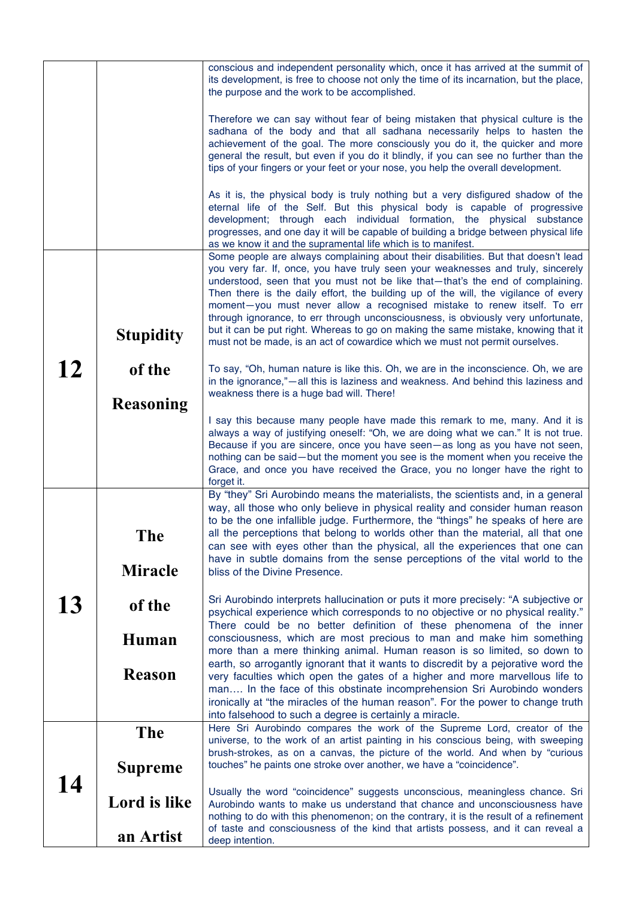| | | |
|---|---|---|
| | | conscious and independent personality which, once it has arrived at the summit of its development, is free to choose not only the time of its incarnation, but the place, the purpose and the work to be accomplished.<br><br>Therefore we can say without fear of being mistaken that physical culture is the sadhana of the body and that all sadhana necessarily helps to hasten the achievement of the goal. The more consciously you do it, the quicker and more general the result, but even if you do it blindly, if you can see no further than the tips of your fingers or your feet or your nose, you help the overall development.<br><br>As it is, the physical body is truly nothing but a very disfigured shadow of the eternal life of the Self. But this physical body is capable of progressive development; through each individual formation, the physical substance progresses, and one day it will be capable of building a bridge between physical life as we know it and the supramental life which is to manifest. |
| **12** | **Stupidity of the Reasoning** | Some people are always complaining about their disabilities. But that doesn't lead you very far. If, once, you have truly seen your weaknesses and truly, sincerely understood, seen that you must not be like that—that's the end of complaining. Then there is the daily effort, the building up of the will, the vigilance of every moment—you must never allow a recognised mistake to renew itself. To err through ignorance, to err through unconsciousness, is obviously very unfortunate, but it can be put right. Whereas to go on making the same mistake, knowing that it must not be made, is an act of cowardice which we must not permit ourselves.<br><br>To say, "Oh, human nature is like this. Oh, we are in the inconscience. Oh, we are in the ignorance,"—all this is laziness and weakness. And behind this laziness and weakness there is a huge bad will. There!<br><br>I say this because many people have made this remark to me, many. And it is always a way of justifying oneself: "Oh, we are doing what we can." It is not true. Because if you are sincere, once you have seen—as long as you have not seen, nothing can be said—but the moment you see is the moment when you receive the Grace, and once you have received the Grace, you no longer have the right to forget it. |
| **13** | **The Miracle of the Human Reason** | By "they" Sri Aurobindo means the materialists, the scientists and, in a general way, all those who only believe in physical reality and consider human reason to be the one infallible judge. Furthermore, the "things" he speaks of here are all the perceptions that belong to worlds other than the material, all that one can see with eyes other than the physical, all the experiences that one can have in subtle domains from the sense perceptions of the vital world to the bliss of the Divine Presence.<br><br>Sri Aurobindo interprets hallucination or puts it more precisely: "A subjective or psychical experience which corresponds to no objective or no physical reality." There could be no better definition of these phenomena of the inner consciousness, which are most precious to man and make him something more than a mere thinking animal. Human reason is so limited, so down to earth, so arrogantly ignorant that it wants to discredit by a pejorative word the very faculties which open the gates of a higher and more marvellous life to man.... In the face of this obstinate incomprehension Sri Aurobindo wonders ironically at "the miracles of the human reason". For the power to change truth into falsehood to such a degree is certainly a miracle. |
| **14** | **The Supreme Lord is like an Artist** | Here Sri Aurobindo compares the work of the Supreme Lord, creator of the universe, to the work of an artist painting in his conscious being, with sweeping brush-strokes, as on a canvas, the picture of the world. And when by "curious touches" he paints one stroke over another, we have a "coincidence".<br><br>Usually the word "coincidence" suggests unconscious, meaningless chance. Sri Aurobindo wants to make us understand that chance and unconsciousness have nothing to do with this phenomenon; on the contrary, it is the result of a refinement of taste and consciousness of the kind that artists possess, and it can reveal a deep intention. |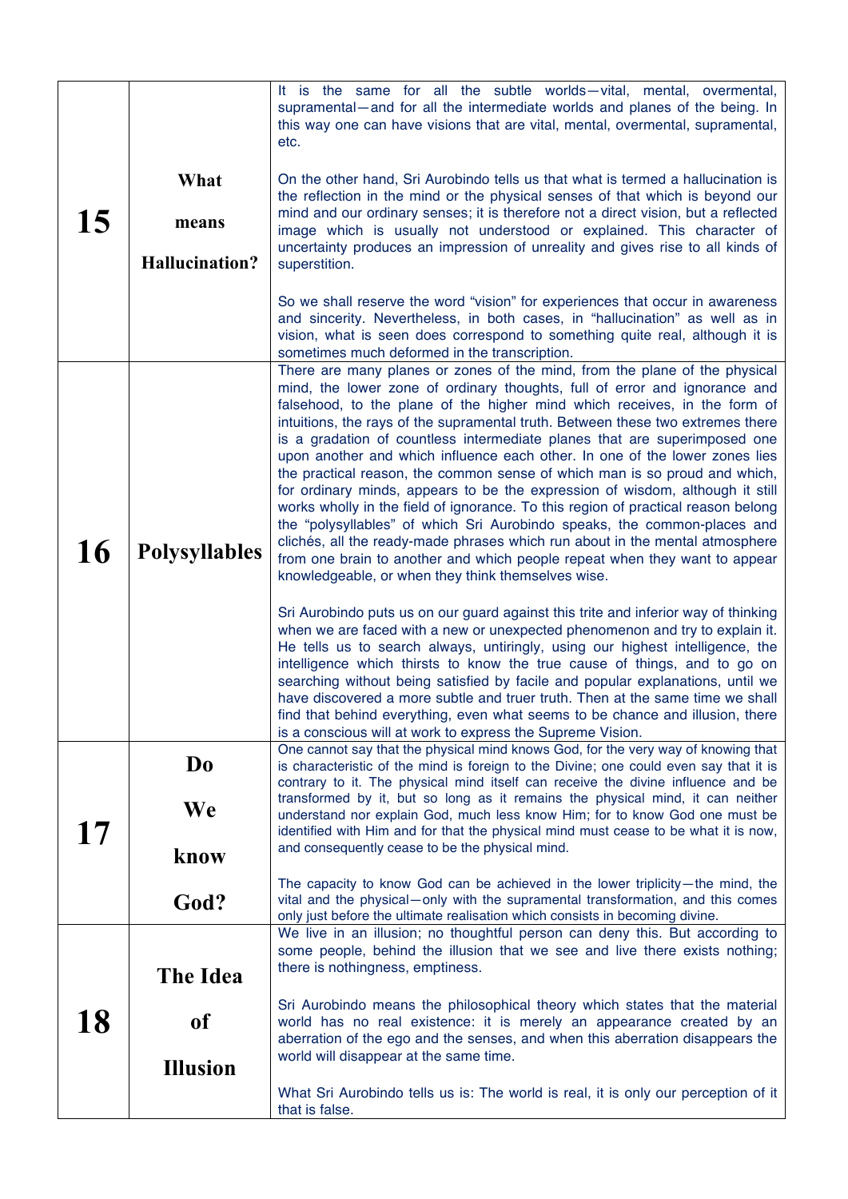| | | |
|---|---|---|
| **15** | **What means Hallucination?** | It is the same for all the subtle worlds—vital, mental, overmental, supramental—and for all the intermediate worlds and planes of the being. In this way one can have visions that are vital, mental, overmental, supramental, etc.<br><br>On the other hand, Sri Aurobindo tells us that what is termed a hallucination is the reflection in the mind or the physical senses of that which is beyond our mind and our ordinary senses; it is therefore not a direct vision, but a reflected image which is usually not understood or explained. This character of uncertainty produces an impression of unreality and gives rise to all kinds of superstition.<br><br>So we shall reserve the word "vision" for experiences that occur in awareness and sincerity. Nevertheless, in both cases, in "hallucination" as well as in vision, what is seen does correspond to something quite real, although it is sometimes much deformed in the transcription. |
| **16** | **Polysyllables** | There are many planes or zones of the mind, from the plane of the physical mind, the lower zone of ordinary thoughts, full of error and ignorance and falsehood, to the plane of the higher mind which receives, in the form of intuitions, the rays of the supramental truth. Between these two extremes there is a gradation of countless intermediate planes that are superimposed one upon another and which influence each other. In one of the lower zones lies the practical reason, the common sense of which man is so proud and which, for ordinary minds, appears to be the expression of wisdom, although it still works wholly in the field of ignorance. To this region of practical reason belong the "polysyllables" of which Sri Aurobindo speaks, the common-places and clichés, all the ready-made phrases which run about in the mental atmosphere from one brain to another and which people repeat when they want to appear knowledgeable, or when they think themselves wise.<br><br>Sri Aurobindo puts us on our guard against this trite and inferior way of thinking when we are faced with a new or unexpected phenomenon and try to explain it. He tells us to search always, untiringly, using our highest intelligence, the intelligence which thirsts to know the true cause of things, and to go on searching without being satisfied by facile and popular explanations, until we have discovered a more subtle and truer truth. Then at the same time we shall find that behind everything, even what seems to be chance and illusion, there is a conscious will at work to express the Supreme Vision. |
| **17** | **Do We know God?** | One cannot say that the physical mind knows God, for the very way of knowing that is characteristic of the mind is foreign to the Divine; one could even say that it is contrary to it. The physical mind itself can receive the divine influence and be transformed by it, but so long as it remains the physical mind, it can neither understand nor explain God, much less know Him; for to know God one must be identified with Him and for that the physical mind must cease to be what it is now, and consequently cease to be the physical mind.<br><br>The capacity to know God can be achieved in the lower triplicity—the mind, the vital and the physical—only with the supramental transformation, and this comes only just before the ultimate realisation which consists in becoming divine. |
| **18** | **The Idea of Illusion** | We live in an illusion; no thoughtful person can deny this. But according to some people, behind the illusion that we see and live there exists nothing; there is nothingness, emptiness.<br><br>Sri Aurobindo means the philosophical theory which states that the material world has no real existence: it is merely an appearance created by an aberration of the ego and the senses, and when this aberration disappears the world will disappear at the same time.<br><br>What Sri Aurobindo tells us is: The world is real, it is only our perception of it that is false. |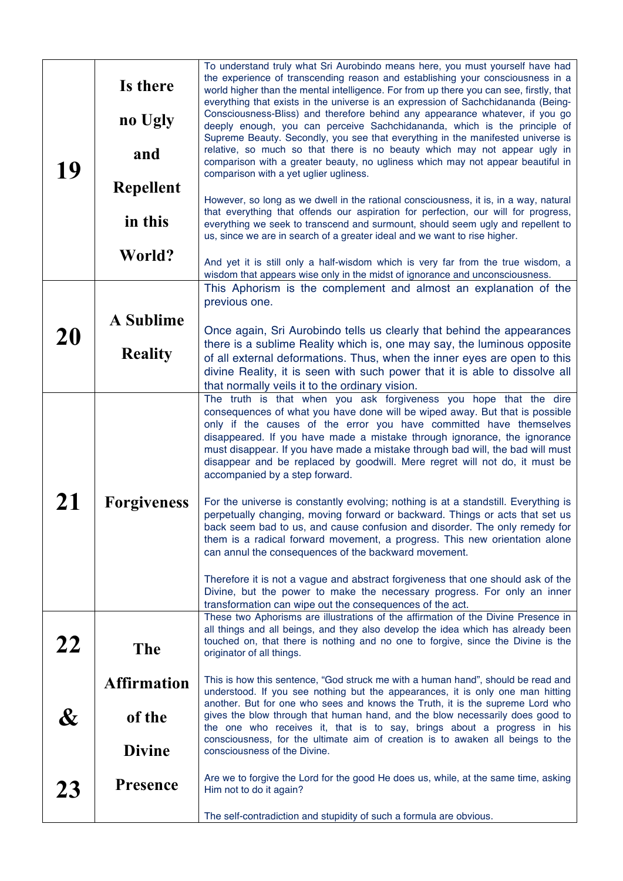| | | |
|---|---|---|
| **19** | **Is there no Ugly and Repellent in this World?** | To understand truly what Sri Aurobindo means here, you must yourself have had the experience of transcending reason and establishing your consciousness in a world higher than the mental intelligence. For from up there you can see, firstly, that everything that exists in the universe is an expression of Sachchidananda (Being-Consciousness-Bliss) and therefore behind any appearance whatever, if you go deeply enough, you can perceive Sachchidananda, which is the principle of Supreme Beauty. Secondly, you see that everything in the manifested universe is relative, so much so that there is no beauty which may not appear ugly in comparison with a greater beauty, no ugliness which may not appear beautiful in comparison with a yet uglier ugliness.<br><br>However, so long as we dwell in the rational consciousness, it is, in a way, natural that everything that offends our aspiration for perfection, our will for progress, everything we seek to transcend and surmount, should seem ugly and repellent to us, since we are in search of a greater ideal and we want to rise higher.<br><br>And yet it is still only a half-wisdom which is very far from the true wisdom, a wisdom that appears wise only in the midst of ignorance and unconsciousness. |
| **20** | **A Sublime Reality** | This Aphorism is the complement and almost an explanation of the previous one.<br><br>Once again, Sri Aurobindo tells us clearly that behind the appearances there is a sublime Reality which is, one may say, the luminous opposite of all external deformations. Thus, when the inner eyes are open to this divine Reality, it is seen with such power that it is able to dissolve all that normally veils it to the ordinary vision. |
| **21** | **Forgiveness** | The truth is that when you ask forgiveness you hope that the dire consequences of what you have done will be wiped away. But that is possible only if the causes of the error you have committed have themselves disappeared. If you have made a mistake through ignorance, the ignorance must disappear. If you have made a mistake through bad will, the bad will must disappear and be replaced by goodwill. Mere regret will not do, it must be accompanied by a step forward.<br><br>For the universe is constantly evolving; nothing is at a standstill. Everything is perpetually changing, moving forward or backward. Things or acts that set us back seem bad to us, and cause confusion and disorder. The only remedy for them is a radical forward movement, a progress. This new orientation alone can annul the consequences of the backward movement.<br><br>Therefore it is not a vague and abstract forgiveness that one should ask of the Divine, but the power to make the necessary progress. For only an inner transformation can wipe out the consequences of the act. |
| **22 & 23** | **The Affirmation of the Divine Presence** | These two Aphorisms are illustrations of the affirmation of the Divine Presence in all things and all beings, and they also develop the idea which has already been touched on, that there is nothing and no one to forgive, since the Divine is the originator of all things.<br><br>This is how this sentence, "God struck me with a human hand", should be read and understood. If you see nothing but the appearances, it is only one man hitting another. But for one who sees and knows the Truth, it is the supreme Lord who gives the blow through that human hand, and the blow necessarily does good to the one who receives it, that is to say, brings about a progress in his consciousness, for the ultimate aim of creation is to awaken all beings to the consciousness of the Divine.<br><br>Are we to forgive the Lord for the good He does us, while, at the same time, asking Him not to do it again?<br><br>The self-contradiction and stupidity of such a formula are obvious. |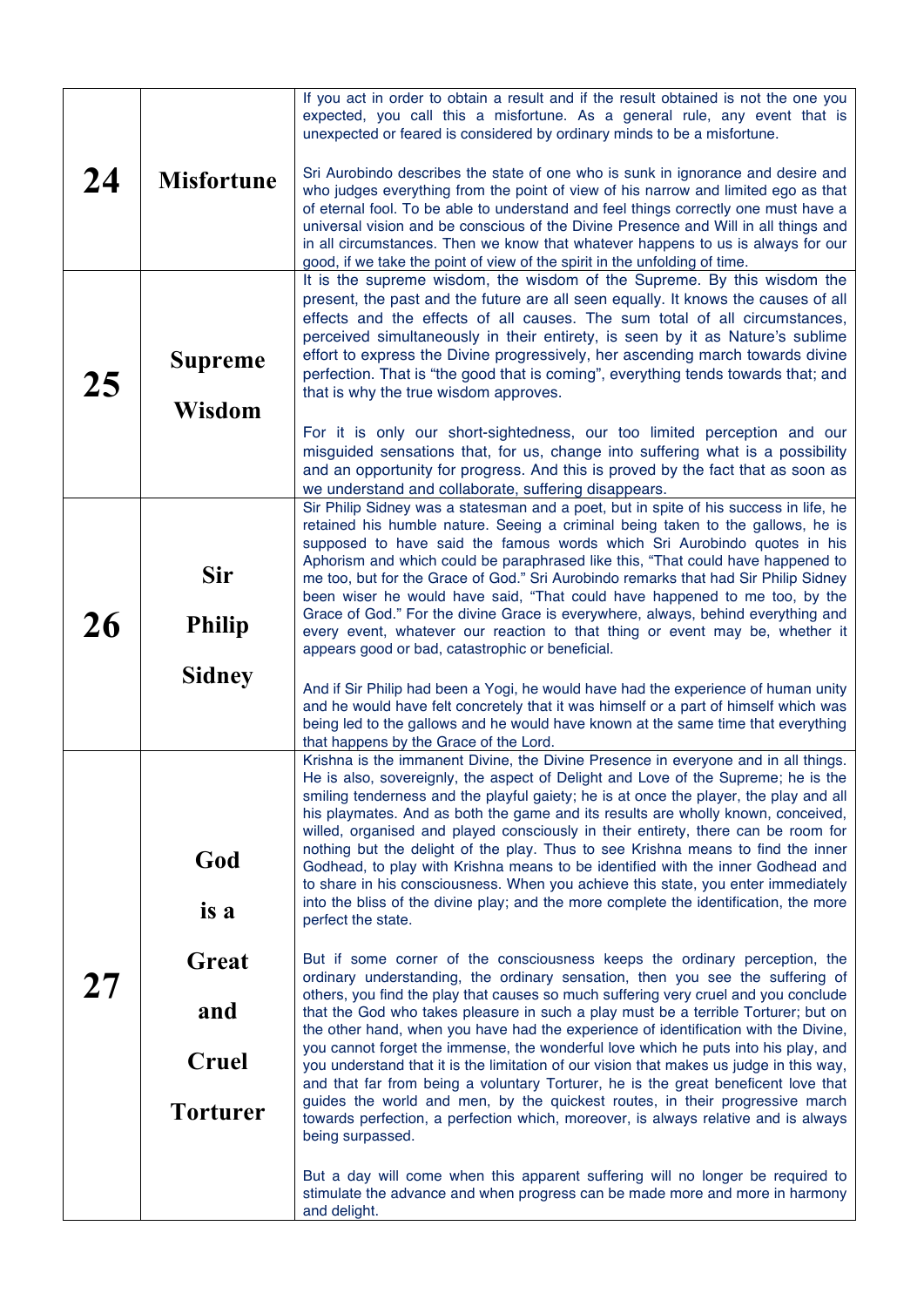| | | |
|---|---|---|
| **24** | **Misfortune** | If you act in order to obtain a result and if the result obtained is not the one you expected, you call this a misfortune. As a general rule, any event that is unexpected or feared is considered by ordinary minds to be a misfortune.<br><br>Sri Aurobindo describes the state of one who is sunk in ignorance and desire and who judges everything from the point of view of his narrow and limited ego as that of eternal fool. To be able to understand and feel things correctly one must have a universal vision and be conscious of the Divine Presence and Will in all things and in all circumstances. Then we know that whatever happens to us is always for our good, if we take the point of view of the spirit in the unfolding of time. |
| **25** | **Supreme Wisdom** | It is the supreme wisdom, the wisdom of the Supreme. By this wisdom the present, the past and the future are all seen equally. It knows the causes of all effects and the effects of all causes. The sum total of all circumstances, perceived simultaneously in their entirety, is seen by it as Nature's sublime effort to express the Divine progressively, her ascending march towards divine perfection. That is "the good that is coming", everything tends towards that; and that is why the true wisdom approves.<br><br>For it is only our short-sightedness, our too limited perception and our misguided sensations that, for us, change into suffering what is a possibility and an opportunity for progress. And this is proved by the fact that as soon as we understand and collaborate, suffering disappears. |
| **26** | **Sir Philip Sidney** | Sir Philip Sidney was a statesman and a poet, but in spite of his success in life, he retained his humble nature. Seeing a criminal being taken to the gallows, he is supposed to have said the famous words which Sri Aurobindo quotes in his Aphorism and which could be paraphrased like this, "That could have happened to me too, but for the Grace of God." Sri Aurobindo remarks that had Sir Philip Sidney been wiser he would have said, "That could have happened to me too, by the Grace of God." For the divine Grace is everywhere, always, behind everything and every event, whatever our reaction to that thing or event may be, whether it appears good or bad, catastrophic or beneficial.<br><br>And if Sir Philip had been a Yogi, he would have had the experience of human unity and he would have felt concretely that it was himself or a part of himself which was being led to the gallows and he would have known at the same time that everything that happens by the Grace of the Lord. |
| **27** | **God is a Great and Cruel Torturer** | Krishna is the immanent Divine, the Divine Presence in everyone and in all things. He is also, sovereignly, the aspect of Delight and Love of the Supreme; he is the smiling tenderness and the playful gaiety; he is at once the player, the play and all his playmates. And as both the game and its results are wholly known, conceived, willed, organised and played consciously in their entirety, there can be room for nothing but the delight of the play. Thus to see Krishna means to find the inner Godhead, to play with Krishna means to be identified with the inner Godhead and to share in his consciousness. When you achieve this state, you enter immediately into the bliss of the divine play; and the more complete the identification, the more perfect the state.<br><br>But if some corner of the consciousness keeps the ordinary perception, the ordinary understanding, the ordinary sensation, then you see the suffering of others, you find the play that causes so much suffering very cruel and you conclude that the God who takes pleasure in such a play must be a terrible Torturer; but on the other hand, when you have had the experience of identification with the Divine, you cannot forget the immense, the wonderful love which he puts into his play, and you understand that it is the limitation of our vision that makes us judge in this way, and that far from being a voluntary Torturer, he is the great beneficent love that guides the world and men, by the quickest routes, in their progressive march towards perfection, a perfection which, moreover, is always relative and is always being surpassed.<br><br>But a day will come when this apparent suffering will no longer be required to stimulate the advance and when progress can be made more and more in harmony and delight. |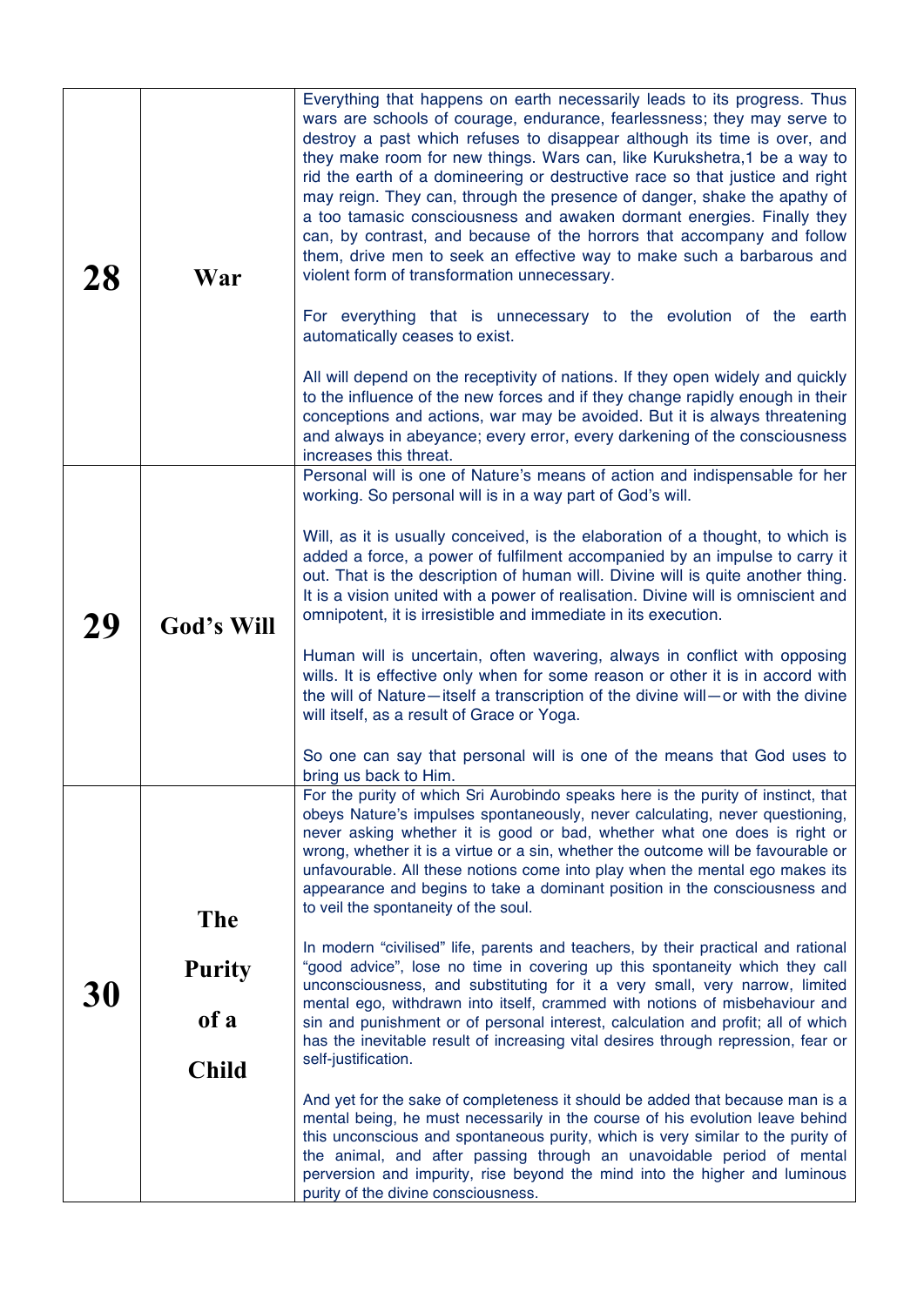| | | |
|---|---|---|
| **28** | **War** | Everything that happens on earth necessarily leads to its progress. Thus wars are schools of courage, endurance, fearlessness; they may serve to destroy a past which refuses to disappear although its time is over, and they make room for new things. Wars can, like Kurukshetra,1 be a way to rid the earth of a domineering or destructive race so that justice and right may reign. They can, through the presence of danger, shake the apathy of a too tamasic consciousness and awaken dormant energies. Finally they can, by contrast, and because of the horrors that accompany and follow them, drive men to seek an effective way to make such a barbarous and violent form of transformation unnecessary.<br><br>For everything that is unnecessary to the evolution of the earth automatically ceases to exist.<br><br>All will depend on the receptivity of nations. If they open widely and quickly to the influence of the new forces and if they change rapidly enough in their conceptions and actions, war may be avoided. But it is always threatening and always in abeyance; every error, every darkening of the consciousness increases this threat. |
| **29** | **God's Will** | Personal will is one of Nature's means of action and indispensable for her working. So personal will is in a way part of God's will.<br><br>Will, as it is usually conceived, is the elaboration of a thought, to which is added a force, a power of fulfilment accompanied by an impulse to carry it out. That is the description of human will. Divine will is quite another thing. It is a vision united with a power of realisation. Divine will is omniscient and omnipotent, it is irresistible and immediate in its execution.<br><br>Human will is uncertain, often wavering, always in conflict with opposing wills. It is effective only when for some reason or other it is in accord with the will of Nature—itself a transcription of the divine will—or with the divine will itself, as a result of Grace or Yoga.<br><br>So one can say that personal will is one of the means that God uses to bring us back to Him. |
| **30** | **The Purity of a Child** | For the purity of which Sri Aurobindo speaks here is the purity of instinct, that obeys Nature's impulses spontaneously, never calculating, never questioning, never asking whether it is good or bad, whether what one does is right or wrong, whether it is a virtue or a sin, whether the outcome will be favourable or unfavourable. All these notions come into play when the mental ego makes its appearance and begins to take a dominant position in the consciousness and to veil the spontaneity of the soul.<br><br>In modern "civilised" life, parents and teachers, by their practical and rational "good advice", lose no time in covering up this spontaneity which they call unconsciousness, and substituting for it a very small, very narrow, limited mental ego, withdrawn into itself, crammed with notions of misbehaviour and sin and punishment or of personal interest, calculation and profit; all of which has the inevitable result of increasing vital desires through repression, fear or self-justification.<br><br>And yet for the sake of completeness it should be added that because man is a mental being, he must necessarily in the course of his evolution leave behind this unconscious and spontaneous purity, which is very similar to the purity of the animal, and after passing through an unavoidable period of mental perversion and impurity, rise beyond the mind into the higher and luminous purity of the divine consciousness. |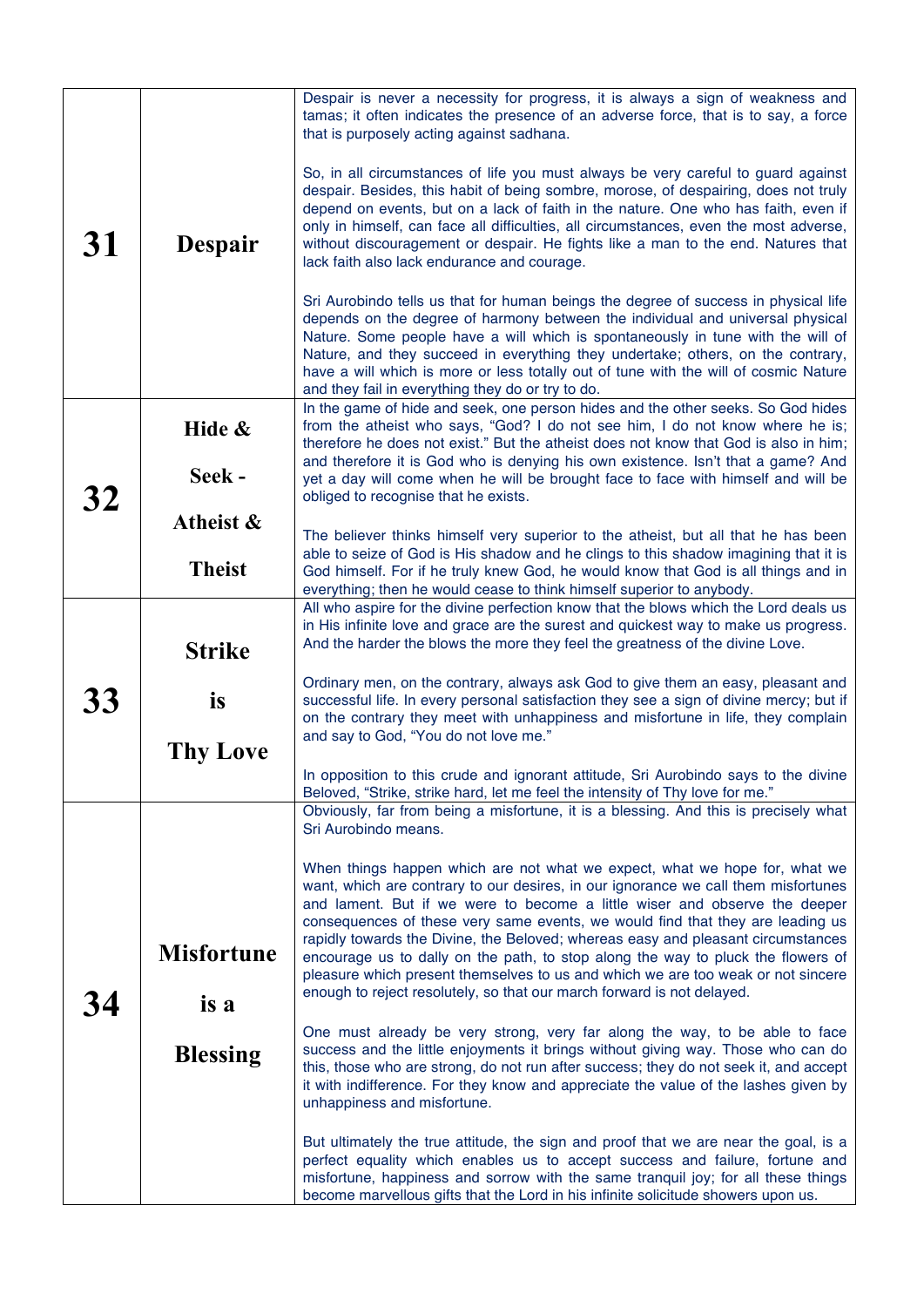| | | |
|---|---|---|
| **31** | **Despair** | Despair is never a necessity for progress, it is always a sign of weakness and tamas; it often indicates the presence of an adverse force, that is to say, a force that is purposely acting against sadhana.<br><br>So, in all circumstances of life you must always be very careful to guard against despair. Besides, this habit of being sombre, morose, of despairing, does not truly depend on events, but on a lack of faith in the nature. One who has faith, even if only in himself, can face all difficulties, all circumstances, even the most adverse, without discouragement or despair. He fights like a man to the end. Natures that lack faith also lack endurance and courage.<br><br>Sri Aurobindo tells us that for human beings the degree of success in physical life depends on the degree of harmony between the individual and universal physical Nature. Some people have a will which is spontaneously in tune with the will of Nature, and they succeed in everything they undertake; others, on the contrary, have a will which is more or less totally out of tune with the will of cosmic Nature and they fail in everything they do or try to do. |
| **32** | **Hide & Seek - Atheist & Theist** | In the game of hide and seek, one person hides and the other seeks. So God hides from the atheist who says, "God? I do not see him, I do not know where he is; therefore he does not exist." But the atheist does not know that God is also in him; and therefore it is God who is denying his own existence. Isn't that a game? And yet a day will come when he will be brought face to face with himself and will be obliged to recognise that he exists.<br><br>The believer thinks himself very superior to the atheist, but all that he has been able to seize of God is His shadow and he clings to this shadow imagining that it is God himself. For if he truly knew God, he would know that God is all things and in everything; then he would cease to think himself superior to anybody. |
| **33** | **Strike is Thy Love** | All who aspire for the divine perfection know that the blows which the Lord deals us in His infinite love and grace are the surest and quickest way to make us progress. And the harder the blows the more they feel the greatness of the divine Love.<br><br>Ordinary men, on the contrary, always ask God to give them an easy, pleasant and successful life. In every personal satisfaction they see a sign of divine mercy; but if on the contrary they meet with unhappiness and misfortune in life, they complain and say to God, "You do not love me."<br><br>In opposition to this crude and ignorant attitude, Sri Aurobindo says to the divine Beloved, "Strike, strike hard, let me feel the intensity of Thy love for me." |
| **34** | **Misfortune is a Blessing** | Obviously, far from being a misfortune, it is a blessing. And this is precisely what Sri Aurobindo means.<br><br>When things happen which are not what we expect, what we hope for, what we want, which are contrary to our desires, in our ignorance we call them misfortunes and lament. But if we were to become a little wiser and observe the deeper consequences of these very same events, we would find that they are leading us rapidly towards the Divine, the Beloved; whereas easy and pleasant circumstances encourage us to dally on the path, to stop along the way to pluck the flowers of pleasure which present themselves to us and which we are too weak or not sincere enough to reject resolutely, so that our march forward is not delayed.<br><br>One must already be very strong, very far along the way, to be able to face success and the little enjoyments it brings without giving way. Those who can do this, those who are strong, do not run after success; they do not seek it, and accept it with indifference. For they know and appreciate the value of the lashes given by unhappiness and misfortune.<br><br>But ultimately the true attitude, the sign and proof that we are near the goal, is a perfect equality which enables us to accept success and failure, fortune and misfortune, happiness and sorrow with the same tranquil joy; for all these things become marvellous gifts that the Lord in his infinite solicitude showers upon us. |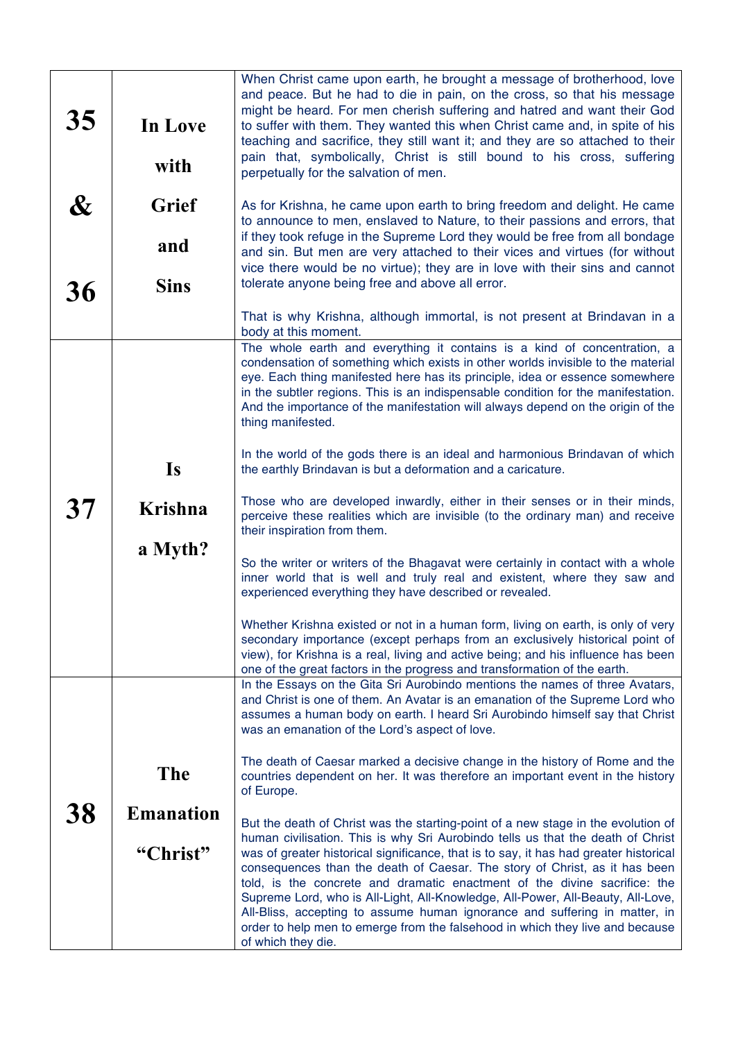| | | |
|---|---|---|
| **35 & 36** | **In Love with Grief and Sins** | When Christ came upon earth, he brought a message of brotherhood, love and peace. But he had to die in pain, on the cross, so that his message might be heard. For men cherish suffering and hatred and want their God to suffer with them. They wanted this when Christ came and, in spite of his teaching and sacrifice, they still want it; and they are so attached to their pain that, symbolically, Christ is still bound to his cross, suffering perpetually for the salvation of men.<br><br>As for Krishna, he came upon earth to bring freedom and delight. He came to announce to men, enslaved to Nature, to their passions and errors, that if they took refuge in the Supreme Lord they would be free from all bondage and sin. But men are very attached to their vices and virtues (for without vice there would be no virtue); they are in love with their sins and cannot tolerate anyone being free and above all error.<br><br>That is why Krishna, although immortal, is not present at Brindavan in a body at this moment. |
| **37** | **Is Krishna a Myth?** | The whole earth and everything it contains is a kind of concentration, a condensation of something which exists in other worlds invisible to the material eye. Each thing manifested here has its principle, idea or essence somewhere in the subtler regions. This is an indispensable condition for the manifestation. And the importance of the manifestation will always depend on the origin of the thing manifested.<br><br>In the world of the gods there is an ideal and harmonious Brindavan of which the earthly Brindavan is but a deformation and a caricature.<br><br>Those who are developed inwardly, either in their senses or in their minds, perceive these realities which are invisible (to the ordinary man) and receive their inspiration from them.<br><br>So the writer or writers of the Bhagavat were certainly in contact with a whole inner world that is well and truly real and existent, where they saw and experienced everything they have described or revealed.<br><br>Whether Krishna existed or not in a human form, living on earth, is only of very secondary importance (except perhaps from an exclusively historical point of view), for Krishna is a real, living and active being; and his influence has been one of the great factors in the progress and transformation of the earth. |
| **38** | **The Emanation "Christ"** | In the Essays on the Gita Sri Aurobindo mentions the names of three Avatars, and Christ is one of them. An Avatar is an emanation of the Supreme Lord who assumes a human body on earth. I heard Sri Aurobindo himself say that Christ was an emanation of the Lord's aspect of love.<br><br>The death of Caesar marked a decisive change in the history of Rome and the countries dependent on her. It was therefore an important event in the history of Europe.<br><br>But the death of Christ was the starting-point of a new stage in the evolution of human civilisation. This is why Sri Aurobindo tells us that the death of Christ was of greater historical significance, that is to say, it has had greater historical consequences than the death of Caesar. The story of Christ, as it has been told, is the concrete and dramatic enactment of the divine sacrifice: the Supreme Lord, who is All-Light, All-Knowledge, All-Power, All-Beauty, All-Love, All-Bliss, accepting to assume human ignorance and suffering in matter, in order to help men to emerge from the falsehood in which they live and because of which they die. |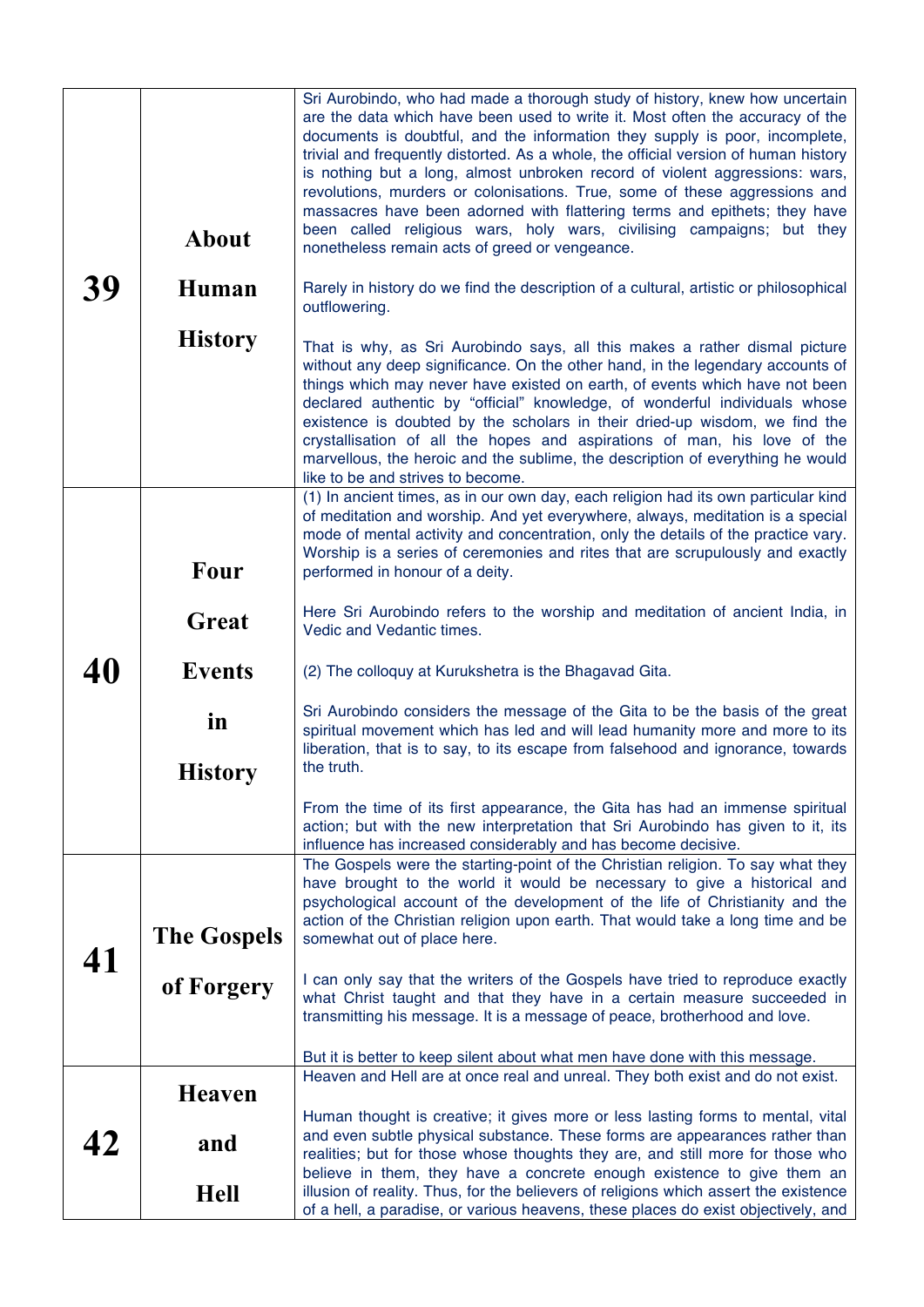| | | |
|---|---|---|
| 39 | About Human History | Sri Aurobindo, who had made a thorough study of history, knew how uncertain are the data which have been used to write it. Most often the accuracy of the documents is doubtful, and the information they supply is poor, incomplete, trivial and frequently distorted. As a whole, the official version of human history is nothing but a long, almost unbroken record of violent aggressions: wars, revolutions, murders or colonisations. True, some of these aggressions and massacres have been adorned with flattering terms and epithets; they have been called religious wars, holy wars, civilising campaigns; but they nonetheless remain acts of greed or vengeance.<br><br>Rarely in history do we find the description of a cultural, artistic or philosophical outflowering.<br><br>That is why, as Sri Aurobindo says, all this makes a rather dismal picture without any deep significance. On the other hand, in the legendary accounts of things which may never have existed on earth, of events which have not been declared authentic by "official" knowledge, of wonderful individuals whose existence is doubted by the scholars in their dried-up wisdom, we find the crystallisation of all the hopes and aspirations of man, his love of the marvellous, the heroic and the sublime, the description of everything he would like to be and strives to become. |
| 40 | Four Great Events in History | (1) In ancient times, as in our own day, each religion had its own particular kind of meditation and worship. And yet everywhere, always, meditation is a special mode of mental activity and concentration, only the details of the practice vary. Worship is a series of ceremonies and rites that are scrupulously and exactly performed in honour of a deity.<br><br>Here Sri Aurobindo refers to the worship and meditation of ancient India, in Vedic and Vedantic times.<br><br>(2) The colloquy at Kurukshetra is the Bhagavad Gita.<br><br>Sri Aurobindo considers the message of the Gita to be the basis of the great spiritual movement which has led and will lead humanity more and more to its liberation, that is to say, to its escape from falsehood and ignorance, towards the truth.<br><br>From the time of its first appearance, the Gita has had an immense spiritual action; but with the new interpretation that Sri Aurobindo has given to it, its influence has increased considerably and has become decisive. |
| 41 | The Gospels of Forgery | The Gospels were the starting-point of the Christian religion. To say what they have brought to the world it would be necessary to give a historical and psychological account of the development of the life of Christianity and the action of the Christian religion upon earth. That would take a long time and be somewhat out of place here.<br><br>I can only say that the writers of the Gospels have tried to reproduce exactly what Christ taught and that they have in a certain measure succeeded in transmitting his message. It is a message of peace, brotherhood and love.<br><br>But it is better to keep silent about what men have done with this message. |
| 42 | Heaven and Hell | Heaven and Hell are at once real and unreal. They both exist and do not exist.<br><br>Human thought is creative; it gives more or less lasting forms to mental, vital and even subtle physical substance. These forms are appearances rather than realities; but for those whose thoughts they are, and still more for those who believe in them, they have a concrete enough existence to give them an illusion of reality. Thus, for the believers of religions which assert the existence of a hell, a paradise, or various heavens, these places do exist objectively, and |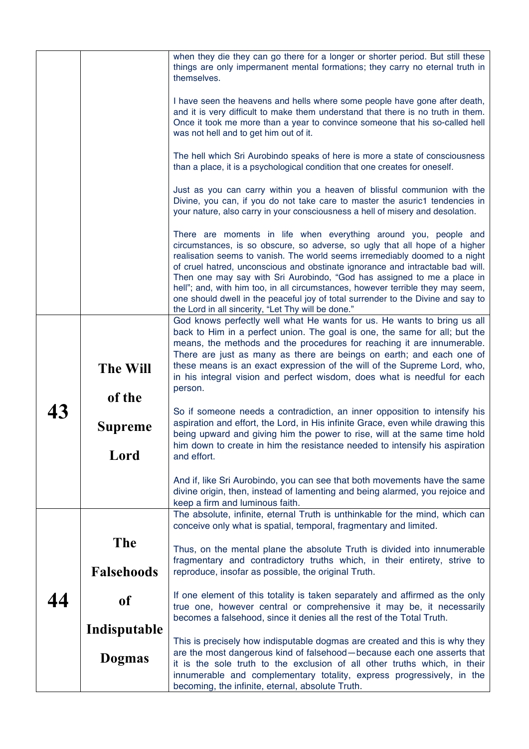| | | |
|---|---|---|
| | | when they die they can go there for a longer or shorter period. But still these things are only impermanent mental formations; they carry no eternal truth in themselves.<br><br>I have seen the heavens and hells where some people have gone after death, and it is very difficult to make them understand that there is no truth in them. Once it took me more than a year to convince someone that his so-called hell was not hell and to get him out of it.<br><br>The hell which Sri Aurobindo speaks of here is more a state of consciousness than a place, it is a psychological condition that one creates for oneself.<br><br>Just as you can carry within you a heaven of blissful communion with the Divine, you can, if you do not take care to master the asuric1 tendencies in your nature, also carry in your consciousness a hell of misery and desolation.<br><br>There are moments in life when everything around you, people and circumstances, is so obscure, so adverse, so ugly that all hope of a higher realisation seems to vanish. The world seems irremediably doomed to a night of cruel hatred, unconscious and obstinate ignorance and intractable bad will. Then one may say with Sri Aurobindo, "God has assigned to me a place in hell"; and, with him too, in all circumstances, however terrible they may seem, one should dwell in the peaceful joy of total surrender to the Divine and say to the Lord in all sincerity, "Let Thy will be done." |
| **43** | **The Will of the Supreme Lord** | God knows perfectly well what He wants for us. He wants to bring us all back to Him in a perfect union. The goal is one, the same for all; but the means, the methods and the procedures for reaching it are innumerable. There are just as many as there are beings on earth; and each one of these means is an exact expression of the will of the Supreme Lord, who, in his integral vision and perfect wisdom, does what is needful for each person.<br><br>So if someone needs a contradiction, an inner opposition to intensify his aspiration and effort, the Lord, in His infinite Grace, even while drawing this being upward and giving him the power to rise, will at the same time hold him down to create in him the resistance needed to intensify his aspiration and effort.<br><br>And if, like Sri Aurobindo, you can see that both movements have the same divine origin, then, instead of lamenting and being alarmed, you rejoice and keep a firm and luminous faith. |
| **44** | **The Falsehoods of Indisputable Dogmas** | The absolute, infinite, eternal Truth is unthinkable for the mind, which can conceive only what is spatial, temporal, fragmentary and limited.<br><br>Thus, on the mental plane the absolute Truth is divided into innumerable fragmentary and contradictory truths which, in their entirety, strive to reproduce, insofar as possible, the original Truth.<br><br>If one element of this totality is taken separately and affirmed as the only true one, however central or comprehensive it may be, it necessarily becomes a falsehood, since it denies all the rest of the Total Truth.<br><br>This is precisely how indisputable dogmas are created and this is why they are the most dangerous kind of falsehood—because each one asserts that it is the sole truth to the exclusion of all other truths which, in their innumerable and complementary totality, express progressively, in the becoming, the infinite, eternal, absolute Truth. |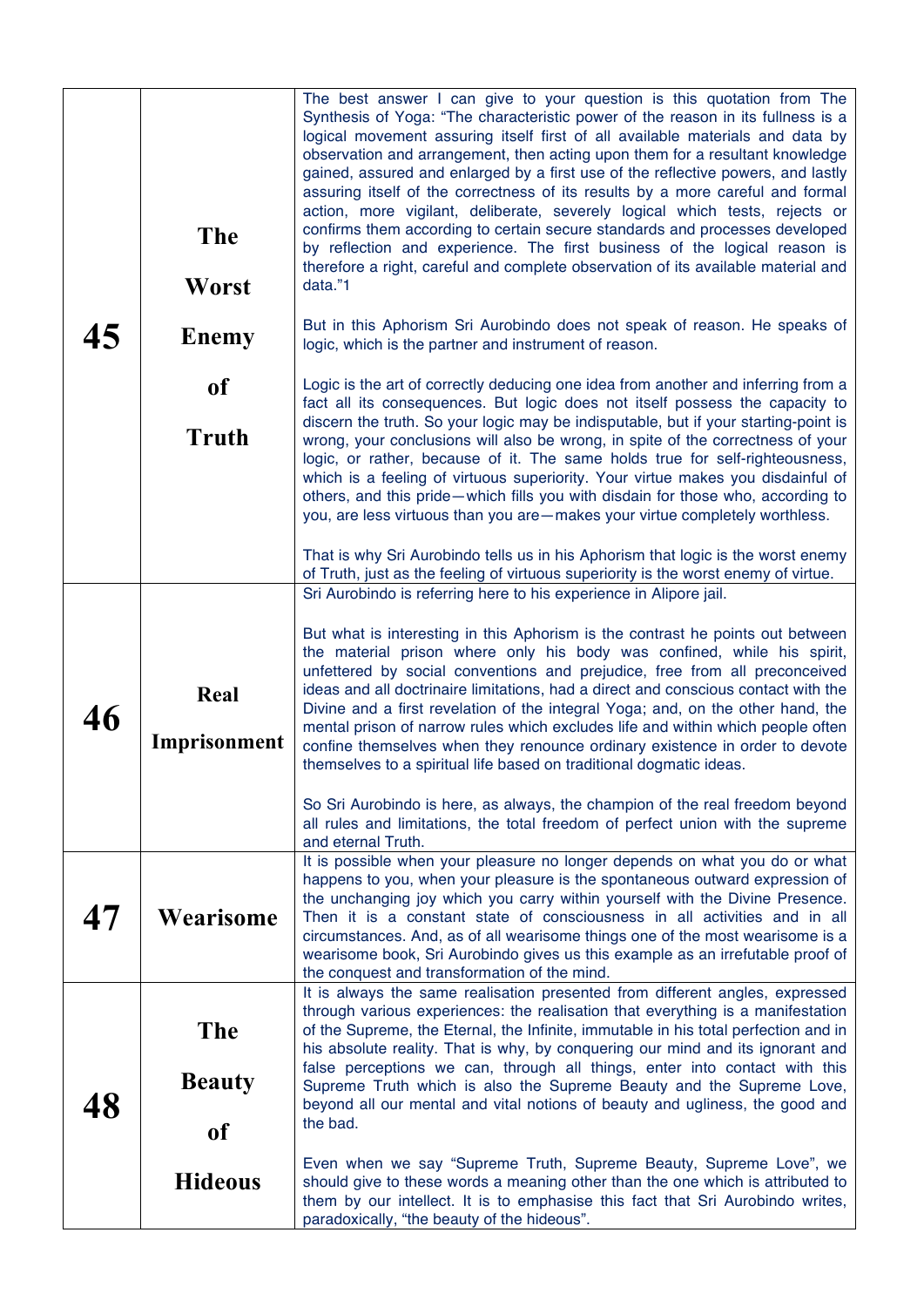| | | |
|---|---|---|
| **45** | **The Worst Enemy of Truth** | The best answer I can give to your question is this quotation from The Synthesis of Yoga: "The characteristic power of the reason in its fullness is a logical movement assuring itself first of all available materials and data by observation and arrangement, then acting upon them for a resultant knowledge gained, assured and enlarged by a first use of the reflective powers, and lastly assuring itself of the correctness of its results by a more careful and formal action, more vigilant, deliberate, severely logical which tests, rejects or confirms them according to certain secure standards and processes developed by reflection and experience. The first business of the logical reason is therefore a right, careful and complete observation of its available material and data."[1]<br><br>But in this Aphorism Sri Aurobindo does not speak of reason. He speaks of logic, which is the partner and instrument of reason.<br><br>Logic is the art of correctly deducing one idea from another and inferring from a fact all its consequences. But logic does not itself possess the capacity to discern the truth. So your logic may be indisputable, but if your starting-point is wrong, your conclusions will also be wrong, in spite of the correctness of your logic, or rather, because of it. The same holds true for self-righteousness, which is a feeling of virtuous superiority. Your virtue makes you disdainful of others, and this pride—which fills you with disdain for those who, according to you, are less virtuous than you are—makes your virtue completely worthless.<br><br>That is why Sri Aurobindo tells us in his Aphorism that logic is the worst enemy of Truth, just as the feeling of virtuous superiority is the worst enemy of virtue. |
| **46** | **Real Imprisonment** | Sri Aurobindo is referring here to his experience in Alipore jail.<br><br>But what is interesting in this Aphorism is the contrast he points out between the material prison where only his body was confined, while his spirit, unfettered by social conventions and prejudice, free from all preconceived ideas and all doctrinaire limitations, had a direct and conscious contact with the Divine and a first revelation of the integral Yoga; and, on the other hand, the mental prison of narrow rules which excludes life and within which people often confine themselves when they renounce ordinary existence in order to devote themselves to a spiritual life based on traditional dogmatic ideas.<br><br>So Sri Aurobindo is here, as always, the champion of the real freedom beyond all rules and limitations, the total freedom of perfect union with the supreme and eternal Truth. |
| **47** | **Wearisome** | It is possible when your pleasure no longer depends on what you do or what happens to you, when your pleasure is the spontaneous outward expression of the unchanging joy which you carry within yourself with the Divine Presence. Then it is a constant state of consciousness in all activities and in all circumstances. And, as of all wearisome things one of the most wearisome is a wearisome book, Sri Aurobindo gives us this example as an irrefutable proof of the conquest and transformation of the mind. |
| **48** | **The Beauty of Hideous** | It is always the same realisation presented from different angles, expressed through various experiences: the realisation that everything is a manifestation of the Supreme, the Eternal, the Infinite, immutable in his total perfection and in his absolute reality. That is why, by conquering our mind and its ignorant and false perceptions we can, through all things, enter into contact with this Supreme Truth which is also the Supreme Beauty and the Supreme Love, beyond all our mental and vital notions of beauty and ugliness, the good and the bad.<br><br>Even when we say "Supreme Truth, Supreme Beauty, Supreme Love", we should give to these words a meaning other than the one which is attributed to them by our intellect. It is to emphasise this fact that Sri Aurobindo writes, paradoxically, "the beauty of the hideous". |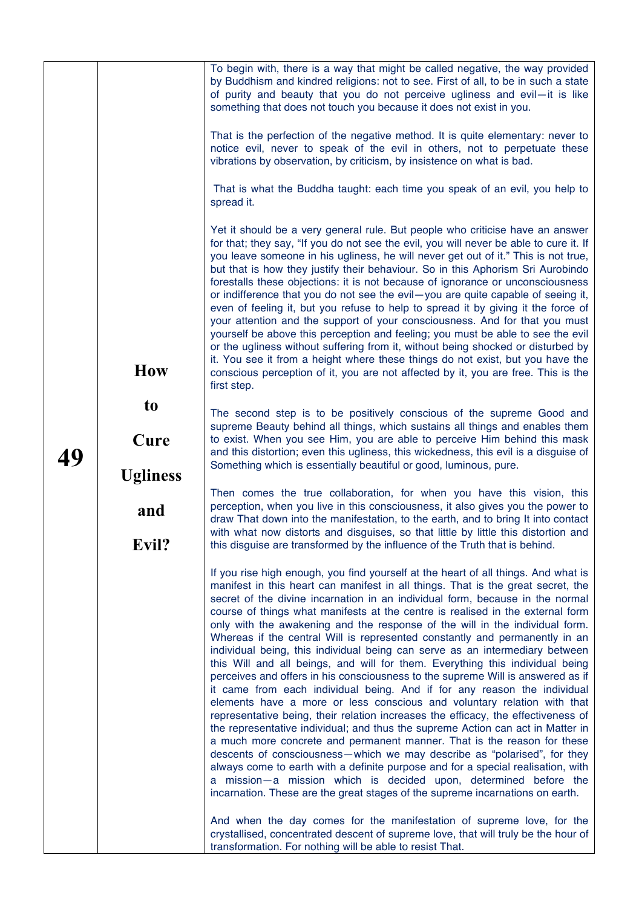## 49

### How to Cure Ugliness and Evil?

To begin with, there is a way that might be called negative, the way provided by Buddhism and kindred religions: not to see. First of all, to be in such a state of purity and beauty that you do not perceive ugliness and evil—it is like something that does not touch you because it does not exist in you.

That is the perfection of the negative method. It is quite elementary: never to notice evil, never to speak of the evil in others, not to perpetuate these vibrations by observation, by criticism, by insistence on what is bad.

That is what the Buddha taught: each time you speak of an evil, you help to spread it.

Yet it should be a very general rule. But people who criticise have an answer for that; they say, "If you do not see the evil, you will never be able to cure it. If you leave someone in his ugliness, he will never get out of it." This is not true, but that is how they justify their behaviour. So in this Aphorism Sri Aurobindo forestalls these objections: it is not because of ignorance or unconsciousness or indifference that you do not see the evil—you are quite capable of seeing it, even of feeling it, but you refuse to help to spread it by giving it the force of your attention and the support of your consciousness. And for that you must yourself be above this perception and feeling; you must be able to see the evil or the ugliness without suffering from it, without being shocked or disturbed by it. You see it from a height where these things do not exist, but you have the conscious perception of it, you are not affected by it, you are free. This is the first step.

The second step is to be positively conscious of the supreme Good and supreme Beauty behind all things, which sustains all things and enables them to exist. When you see Him, you are able to perceive Him behind this mask and this distortion; even this ugliness, this wickedness, this evil is a disguise of Something which is essentially beautiful or good, luminous, pure.

Then comes the true collaboration, for when you have this vision, this perception, when you live in this consciousness, it also gives you the power to draw That down into the manifestation, to the earth, and to bring It into contact with what now distorts and disguises, so that little by little this distortion and this disguise are transformed by the influence of the Truth that is behind.

If you rise high enough, you find yourself at the heart of all things. And what is manifest in this heart can manifest in all things. That is the great secret, the secret of the divine incarnation in an individual form, because in the normal course of things what manifests at the centre is realised in the external form only with the awakening and the response of the will in the individual form. Whereas if the central Will is represented constantly and permanently in an individual being, this individual being can serve as an intermediary between this Will and all beings, and will for them. Everything this individual being perceives and offers in his consciousness to the supreme Will is answered as if it came from each individual being. And if for any reason the individual elements have a more or less conscious and voluntary relation with that representative being, their relation increases the efficacy, the effectiveness of the representative individual; and thus the supreme Action can act in Matter in a much more concrete and permanent manner. That is the reason for these descents of consciousness—which we may describe as "polarised", for they always come to earth with a definite purpose and for a special realisation, with a mission—a mission which is decided upon, determined before the incarnation. These are the great stages of the supreme incarnations on earth.

And when the day comes for the manifestation of supreme love, for the crystallised, concentrated descent of supreme love, that will truly be the hour of transformation. For nothing will be able to resist That.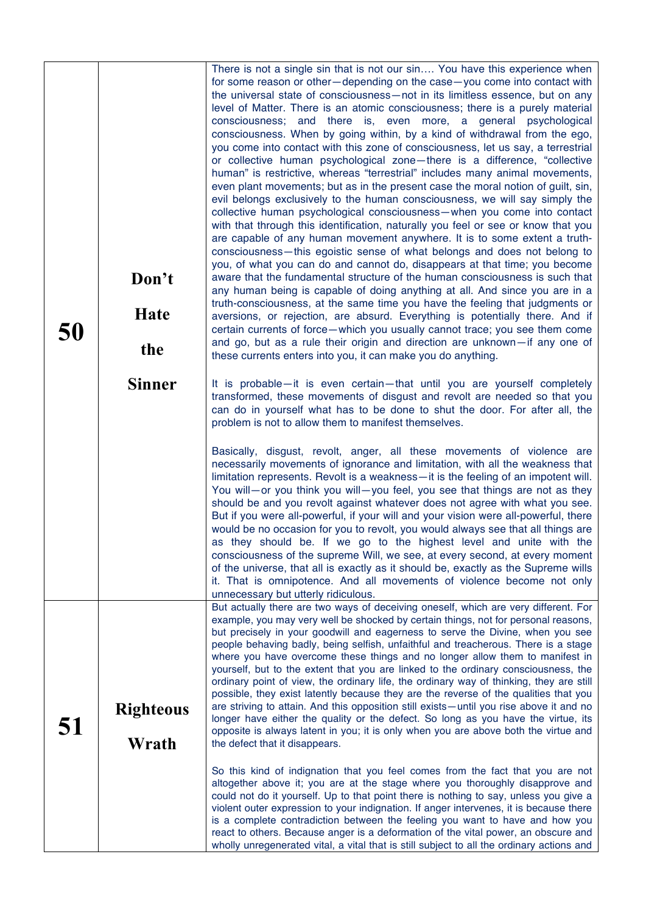| | | |
|---|---|---|
| **50** | **Don't Hate the Sinner** | There is not a single sin that is not our sin…. You have this experience when for some reason or other—depending on the case—you come into contact with the universal state of consciousness—not in its limitless essence, but on any level of Matter. There is an atomic consciousness; there is a purely material consciousness; and there is, even more, a general psychological consciousness. When by going within, by a kind of withdrawal from the ego, you come into contact with this zone of consciousness, let us say, a terrestrial or collective human psychological zone—there is a difference, "collective human" is restrictive, whereas "terrestrial" includes many animal movements, even plant movements; but as in the present case the moral notion of guilt, sin, evil belongs exclusively to the human consciousness, we will say simply the collective human psychological consciousness—when you come into contact with that through this identification, naturally you feel or see or know that you are capable of any human movement anywhere. It is to some extent a truth-consciousness—this egoistic sense of what belongs and does not belong to you, of what you can do and cannot do, disappears at that time; you become aware that the fundamental structure of the human consciousness is such that any human being is capable of doing anything at all. And since you are in a truth-consciousness, at the same time you have the feeling that judgments or aversions, or rejection, are absurd. Everything is potentially there. And if certain currents of force—which you usually cannot trace; you see them come and go, but as a rule their origin and direction are unknown—if any one of these currents enters into you, it can make you do anything.<br><br>It is probable—it is even certain—that until you are yourself completely transformed, these movements of disgust and revolt are needed so that you can do in yourself what has to be done to shut the door. For after all, the problem is not to allow them to manifest themselves.<br><br>Basically, disgust, revolt, anger, all these movements of violence are necessarily movements of ignorance and limitation, with all the weakness that limitation represents. Revolt is a weakness—it is the feeling of an impotent will. You will—or you think you will—you feel, you see that things are not as they should be and you revolt against whatever does not agree with what you see. But if you were all-powerful, if your will and your vision were all-powerful, there would be no occasion for you to revolt, you would always see that all things are as they should be. If we go to the highest level and unite with the consciousness of the supreme Will, we see, at every second, at every moment of the universe, that all is exactly as it should be, exactly as the Supreme wills it. That is omnipotence. And all movements of violence become not only unnecessary but utterly ridiculous. |
| **51** | **Righteous Wrath** | But actually there are two ways of deceiving oneself, which are very different. For example, you may very well be shocked by certain things, not for personal reasons, but precisely in your goodwill and eagerness to serve the Divine, when you see people behaving badly, being selfish, unfaithful and treacherous. There is a stage where you have overcome these things and no longer allow them to manifest in yourself, but to the extent that you are linked to the ordinary consciousness, the ordinary point of view, the ordinary life, the ordinary way of thinking, they are still possible, they exist latently because they are the reverse of the qualities that you are striving to attain. And this opposition still exists—until you rise above it and no longer have either the quality or the defect. So long as you have the virtue, its opposite is always latent in you; it is only when you are above both the virtue and the defect that it disappears.<br><br>So this kind of indignation that you feel comes from the fact that you are not altogether above it; you are at the stage where you thoroughly disapprove and could not do it yourself. Up to that point there is nothing to say, unless you give a violent outer expression to your indignation. If anger intervenes, it is because there is a complete contradiction between the feeling you want to have and how you react to others. Because anger is a deformation of the vital power, an obscure and wholly unregenerated vital, a vital that is still subject to all the ordinary actions and |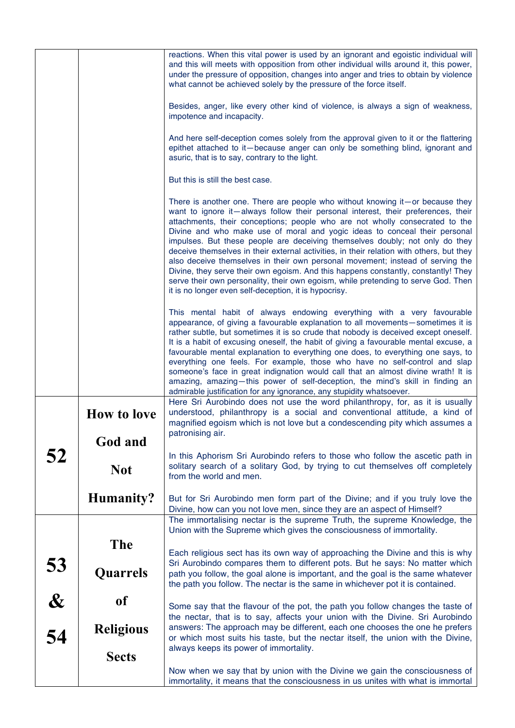| | | |
|---|---|---|
| | | reactions. When this vital power is used by an ignorant and egoistic individual will and this will meets with opposition from other individual wills around it, this power, under the pressure of opposition, changes into anger and tries to obtain by violence what cannot be achieved solely by the pressure of the force itself.<br><br>Besides, anger, like every other kind of violence, is always a sign of weakness, impotence and incapacity.<br><br>And here self-deception comes solely from the approval given to it or the flattering epithet attached to it—because anger can only be something blind, ignorant and asuric, that is to say, contrary to the light.<br><br>But this is still the best case.<br><br>There is another one. There are people who without knowing it—or because they want to ignore it—always follow their personal interest, their preferences, their attachments, their conceptions; people who are not wholly consecrated to the Divine and who make use of moral and yogic ideas to conceal their personal impulses. But these people are deceiving themselves doubly; not only do they deceive themselves in their external activities, in their relation with others, but they also deceive themselves in their own personal movement; instead of serving the Divine, they serve their own egoism. And this happens constantly, constantly! They serve their own personality, their own egoism, while pretending to serve God. Then it is no longer even self-deception, it is hypocrisy.<br><br>This mental habit of always endowing everything with a very favourable appearance, of giving a favourable explanation to all movements—sometimes it is rather subtle, but sometimes it is so crude that nobody is deceived except oneself. It is a habit of excusing oneself, the habit of giving a favourable mental excuse, a favourable mental explanation to everything one does, to everything one says, to everything one feels. For example, those who have no self-control and slap someone's face in great indignation would call that an almost divine wrath! It is amazing, amazing—this power of self-deception, the mind's skill in finding an admirable justification for any ignorance, any stupidity whatsoever. |
| **52** | **How to love God and Not Humanity?** | Here Sri Aurobindo does not use the word philanthropy, for, as it is usually understood, philanthropy is a social and conventional attitude, a kind of magnified egoism which is not love but a condescending pity which assumes a patronising air.<br><br>In this Aphorism Sri Aurobindo refers to those who follow the ascetic path in solitary search of a solitary God, by trying to cut themselves off completely from the world and men.<br><br>But for Sri Aurobindo men form part of the Divine; and if you truly love the Divine, how can you not love men, since they are an aspect of Himself? |
| **53 & 54** | **The Quarrels of Religious Sects** | The immortalising nectar is the supreme Truth, the supreme Knowledge, the Union with the Supreme which gives the consciousness of immortality.<br><br>Each religious sect has its own way of approaching the Divine and this is why Sri Aurobindo compares them to different pots. But he says: No matter which path you follow, the goal alone is important, and the goal is the same whatever the path you follow. The nectar is the same in whichever pot it is contained.<br><br>Some say that the flavour of the pot, the path you follow changes the taste of the nectar, that is to say, affects your union with the Divine. Sri Aurobindo answers: The approach may be different, each one chooses the one he prefers or which most suits his taste, but the nectar itself, the union with the Divine, always keeps its power of immortality.<br><br>Now when we say that by union with the Divine we gain the consciousness of immortality, it means that the consciousness in us unites with what is immortal |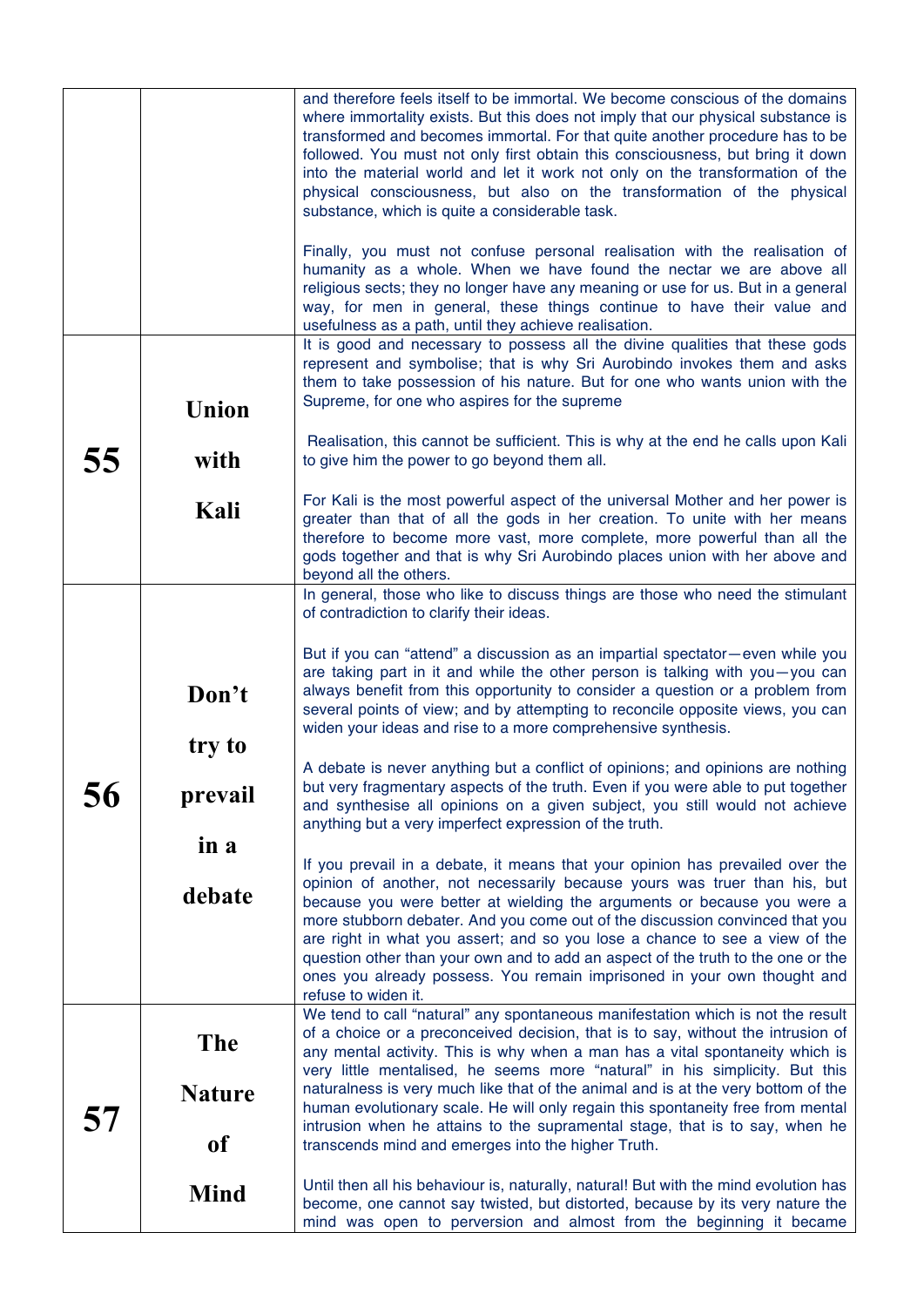| | | |
|---|---|---|
| | | and therefore feels itself to be immortal. We become conscious of the domains where immortality exists. But this does not imply that our physical substance is transformed and becomes immortal. For that quite another procedure has to be followed. You must not only first obtain this consciousness, but bring it down into the material world and let it work not only on the transformation of the physical consciousness, but also on the transformation of the physical substance, which is quite a considerable task.<br><br>Finally, you must not confuse personal realisation with the realisation of humanity as a whole. When we have found the nectar we are above all religious sects; they no longer have any meaning or use for us. But in a general way, for men in general, these things continue to have their value and usefulness as a path, until they achieve realisation. |
| **55** | **Union with Kali** | It is good and necessary to possess all the divine qualities that these gods represent and symbolise; that is why Sri Aurobindo invokes them and asks them to take possession of his nature. But for one who wants union with the Supreme, for one who aspires for the supreme<br><br>Realisation, this cannot be sufficient. This is why at the end he calls upon Kali to give him the power to go beyond them all.<br><br>For Kali is the most powerful aspect of the universal Mother and her power is greater than that of all the gods in her creation. To unite with her means therefore to become more vast, more complete, more powerful than all the gods together and that is why Sri Aurobindo places union with her above and beyond all the others. |
| **56** | **Don't try to prevail in a debate** | In general, those who like to discuss things are those who need the stimulant of contradiction to clarify their ideas.<br><br>But if you can "attend" a discussion as an impartial spectator—even while you are taking part in it and while the other person is talking with you—you can always benefit from this opportunity to consider a question or a problem from several points of view; and by attempting to reconcile opposite views, you can widen your ideas and rise to a more comprehensive synthesis.<br><br>A debate is never anything but a conflict of opinions; and opinions are nothing but very fragmentary aspects of the truth. Even if you were able to put together and synthesise all opinions on a given subject, you still would not achieve anything but a very imperfect expression of the truth.<br><br>If you prevail in a debate, it means that your opinion has prevailed over the opinion of another, not necessarily because yours was truer than his, but because you were better at wielding the arguments or because you were a more stubborn debater. And you come out of the discussion convinced that you are right in what you assert; and so you lose a chance to see a view of the question other than your own and to add an aspect of the truth to the one or the ones you already possess. You remain imprisoned in your own thought and refuse to widen it. |
| **57** | **The Nature of Mind** | We tend to call "natural" any spontaneous manifestation which is not the result of a choice or a preconceived decision, that is to say, without the intrusion of any mental activity. This is why when a man has a vital spontaneity which is very little mentalised, he seems more "natural" in his simplicity. But this naturalness is very much like that of the animal and is at the very bottom of the human evolutionary scale. He will only regain this spontaneity free from mental intrusion when he attains to the supramental stage, that is to say, when he transcends mind and emerges into the higher Truth.<br><br>Until then all his behaviour is, naturally, natural! But with the mind evolution has become, one cannot say twisted, but distorted, because by its very nature the mind was open to perversion and almost from the beginning it became |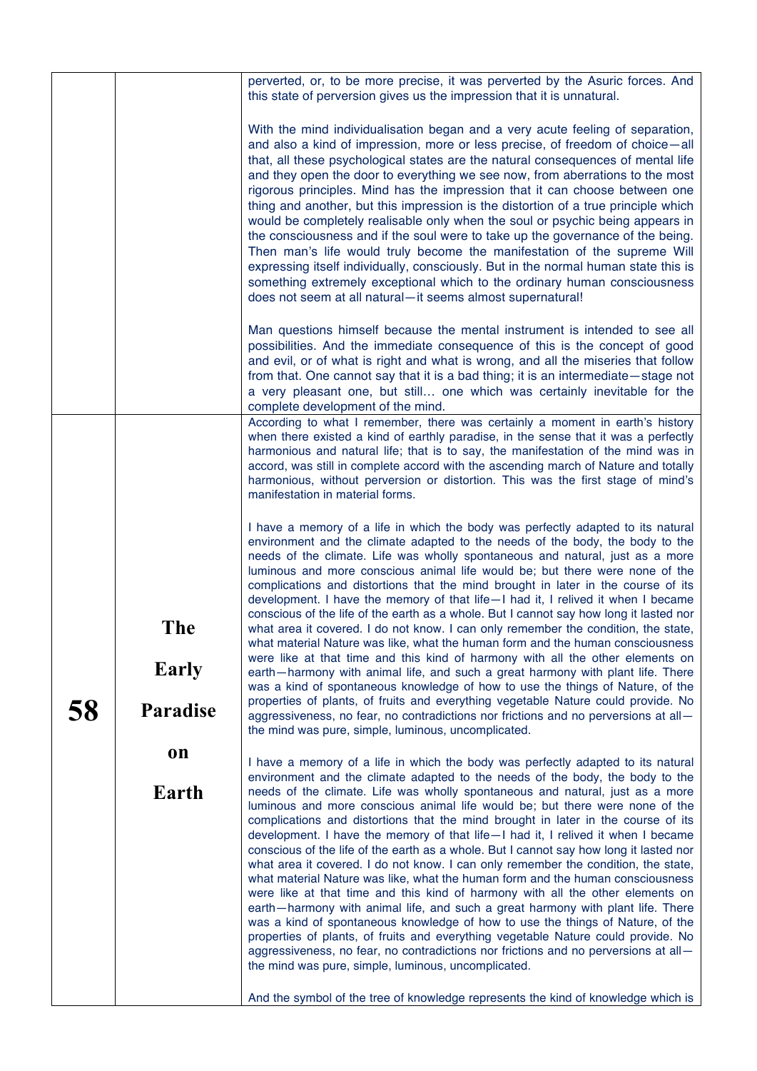| | | |
|---|---|---|
| | | perverted, or, to be more precise, it was perverted by the Asuric forces. And this state of perversion gives us the impression that it is unnatural.<br><br>With the mind individualisation began and a very acute feeling of separation, and also a kind of impression, more or less precise, of freedom of choice—all that, all these psychological states are the natural consequences of mental life and they open the door to everything we see now, from aberrations to the most rigorous principles. Mind has the impression that it can choose between one thing and another, but this impression is the distortion of a true principle which would be completely realisable only when the soul or psychic being appears in the consciousness and if the soul were to take up the governance of the being. Then man's life would truly become the manifestation of the supreme Will expressing itself individually, consciously. But in the normal human state this is something extremely exceptional which to the ordinary human consciousness does not seem at all natural—it seems almost supernatural!<br><br>Man questions himself because the mental instrument is intended to see all possibilities. And the immediate consequence of this is the concept of good and evil, or of what is right and what is wrong, and all the miseries that follow from that. One cannot say that it is a bad thing; it is an intermediate—stage not a very pleasant one, but still… one which was certainly inevitable for the complete development of the mind. |
| **58** | **The Early Paradise on Earth** | According to what I remember, there was certainly a moment in earth's history when there existed a kind of earthly paradise, in the sense that it was a perfectly harmonious and natural life; that is to say, the manifestation of the mind was in accord, was still in complete accord with the ascending march of Nature and totally harmonious, without perversion or distortion. This was the first stage of mind's manifestation in material forms.<br><br>I have a memory of a life in which the body was perfectly adapted to its natural environment and the climate adapted to the needs of the body, the body to the needs of the climate. Life was wholly spontaneous and natural, just as a more luminous and more conscious animal life would be; but there were none of the complications and distortions that the mind brought in later in the course of its development. I have the memory of that life—I had it, I relived it when I became conscious of the life of the earth as a whole. But I cannot say how long it lasted nor what area it covered. I do not know. I can only remember the condition, the state, what material Nature was like, what the human form and the human consciousness were like at that time and this kind of harmony with all the other elements on earth—harmony with animal life, and such a great harmony with plant life. There was a kind of spontaneous knowledge of how to use the things of Nature, of the properties of plants, of fruits and everything vegetable Nature could provide. No aggressiveness, no fear, no contradictions nor frictions and no perversions at all—the mind was pure, simple, luminous, uncomplicated.<br><br>I have a memory of a life in which the body was perfectly adapted to its natural environment and the climate adapted to the needs of the body, the body to the needs of the climate. Life was wholly spontaneous and natural, just as a more luminous and more conscious animal life would be; but there were none of the complications and distortions that the mind brought in later in the course of its development. I have the memory of that life—I had it, I relived it when I became conscious of the life of the earth as a whole. But I cannot say how long it lasted nor what area it covered. I do not know. I can only remember the condition, the state, what material Nature was like, what the human form and the human consciousness were like at that time and this kind of harmony with all the other elements on earth—harmony with animal life, and such a great harmony with plant life. There was a kind of spontaneous knowledge of how to use the things of Nature, of the properties of plants, of fruits and everything vegetable Nature could provide. No aggressiveness, no fear, no contradictions nor frictions and no perversions at all—the mind was pure, simple, luminous, uncomplicated.<br><br>And the symbol of the tree of knowledge represents the kind of knowledge which is |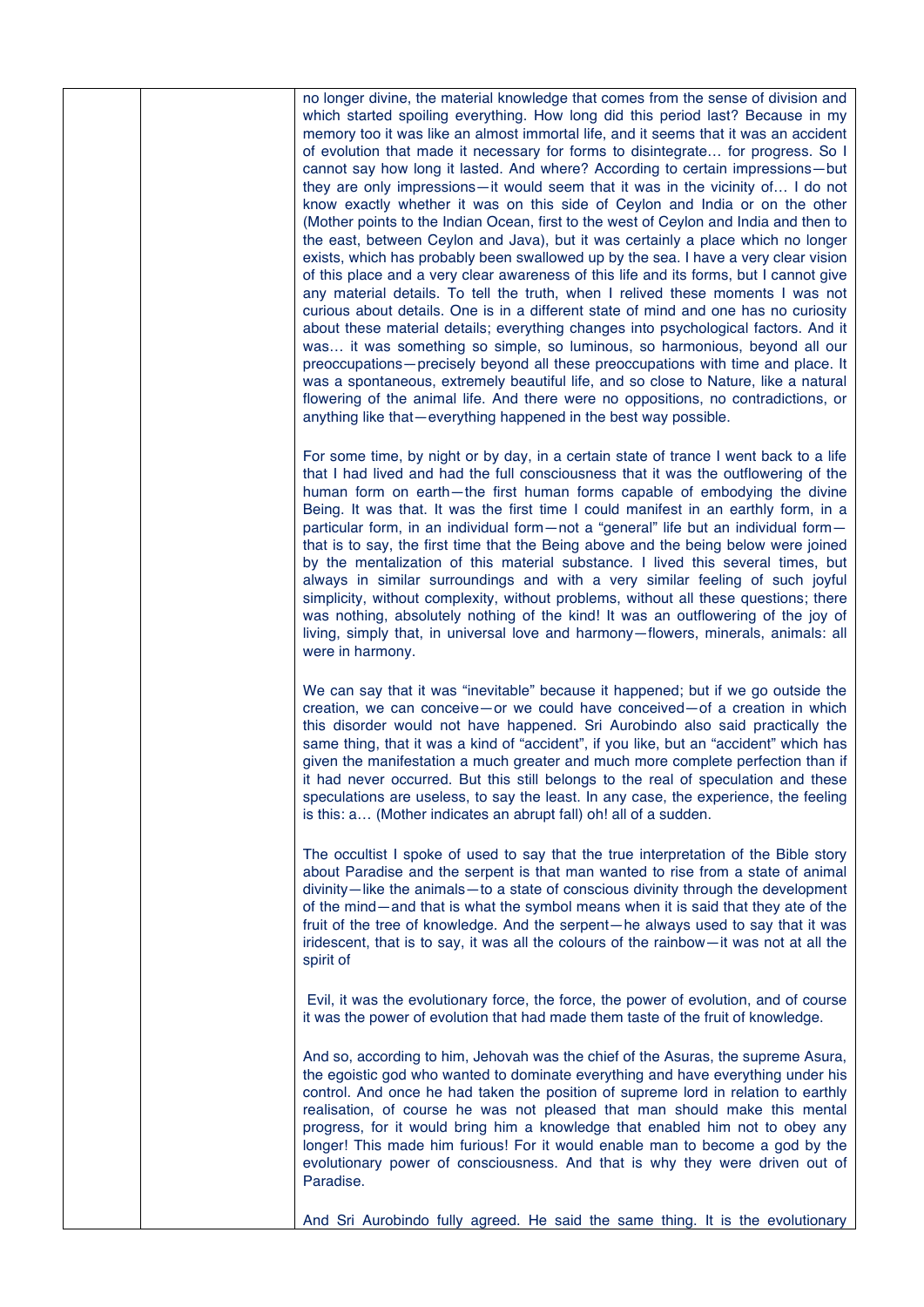no longer divine, the material knowledge that comes from the sense of division and which started spoiling everything. How long did this period last? Because in my memory too it was like an almost immortal life, and it seems that it was an accident of evolution that made it necessary for forms to disintegrate… for progress. So I cannot say how long it lasted. And where? According to certain impressions—but they are only impressions—it would seem that it was in the vicinity of… I do not know exactly whether it was on this side of Ceylon and India or on the other (Mother points to the Indian Ocean, first to the west of Ceylon and India and then to the east, between Ceylon and Java), but it was certainly a place which no longer exists, which has probably been swallowed up by the sea. I have a very clear vision of this place and a very clear awareness of this life and its forms, but I cannot give any material details. To tell the truth, when I relived these moments I was not curious about details. One is in a different state of mind and one has no curiosity about these material details; everything changes into psychological factors. And it was… it was something so simple, so luminous, so harmonious, beyond all our preoccupations—precisely beyond all these preoccupations with time and place. It was a spontaneous, extremely beautiful life, and so close to Nature, like a natural flowering of the animal life. And there were no oppositions, no contradictions, or anything like that—everything happened in the best way possible.

For some time, by night or by day, in a certain state of trance I went back to a life that I had lived and had the full consciousness that it was the outflowering of the human form on earth—the first human forms capable of embodying the divine Being. It was that. It was the first time I could manifest in an earthly form, in a particular form, in an individual form—not a "general" life but an individual form—that is to say, the first time that the Being above and the being below were joined by the mentalization of this material substance. I lived this several times, but always in similar surroundings and with a very similar feeling of such joyful simplicity, without complexity, without problems, without all these questions; there was nothing, absolutely nothing of the kind! It was an outflowering of the joy of living, simply that, in universal love and harmony—flowers, minerals, animals: all were in harmony.

We can say that it was "inevitable" because it happened; but if we go outside the creation, we can conceive—or we could have conceived—of a creation in which this disorder would not have happened. Sri Aurobindo also said practically the same thing, that it was a kind of "accident", if you like, but an "accident" which has given the manifestation a much greater and much more complete perfection than if it had never occurred. But this still belongs to the real of speculation and these speculations are useless, to say the least. In any case, the experience, the feeling is this: a… (Mother indicates an abrupt fall) oh! all of a sudden.

The occultist I spoke of used to say that the true interpretation of the Bible story about Paradise and the serpent is that man wanted to rise from a state of animal divinity—like the animals—to a state of conscious divinity through the development of the mind—and that is what the symbol means when it is said that they ate of the fruit of the tree of knowledge. And the serpent—he always used to say that it was iridescent, that is to say, it was all the colours of the rainbow—it was not at all the spirit of

Evil, it was the evolutionary force, the force, the power of evolution, and of course it was the power of evolution that had made them taste of the fruit of knowledge.

And so, according to him, Jehovah was the chief of the Asuras, the supreme Asura, the egoistic god who wanted to dominate everything and have everything under his control. And once he had taken the position of supreme lord in relation to earthly realisation, of course he was not pleased that man should make this mental progress, for it would bring him a knowledge that enabled him not to obey any longer! This made him furious! For it would enable man to become a god by the evolutionary power of consciousness. And that is why they were driven out of Paradise.

And Sri Aurobindo fully agreed. He said the same thing. It is the evolutionary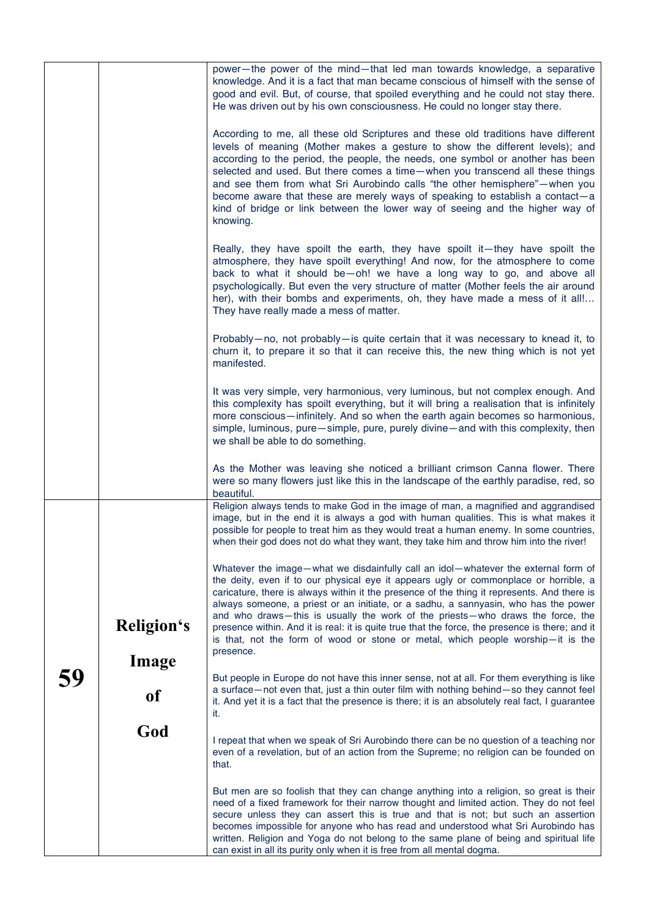| | | |
|---|---|---|
| | | power—the power of the mind—that led man towards knowledge, a separative knowledge. And it is a fact that man became conscious of himself with the sense of good and evil. But, of course, that spoiled everything and he could not stay there. He was driven out by his own consciousness. He could no longer stay there.<br><br>According to me, all these old Scriptures and these old traditions have different levels of meaning (Mother makes a gesture to show the different levels); and according to the period, the people, the needs, one symbol or another has been selected and used. But there comes a time—when you transcend all these things and see them from what Sri Aurobindo calls "the other hemisphere"—when you become aware that these are merely ways of speaking to establish a contact—a kind of bridge or link between the lower way of seeing and the higher way of knowing.<br><br>Really, they have spoilt the earth, they have spoilt it—they have spoilt the atmosphere, they have spoilt everything! And now, for the atmosphere to come back to what it should be—oh! we have a long way to go, and above all psychologically. But even the very structure of matter (Mother feels the air around her), with their bombs and experiments, oh, they have made a mess of it all!… They have really made a mess of matter.<br><br>Probably—no, not probably—is quite certain that it was necessary to knead it, to churn it, to prepare it so that it can receive this, the new thing which is not yet manifested.<br><br>It was very simple, very harmonious, very luminous, but not complex enough. And this complexity has spoilt everything, but it will bring a realisation that is infinitely more conscious—infinitely. And so when the earth again becomes so harmonious, simple, luminous, pure—simple, pure, purely divine—and with this complexity, then we shall be able to do something.<br><br>As the Mother was leaving she noticed a brilliant crimson Canna flower. There were so many flowers just like this in the landscape of the earthly paradise, red, so beautiful. |
| **59** | **Religion's Image of God** | Religion always tends to make God in the image of man, a magnified and aggrandised image, but in the end it is always a god with human qualities. This is what makes it possible for people to treat him as they would treat a human enemy. In some countries, when their god does not do what they want, they take him and throw him into the river!<br><br>Whatever the image—what we disdainfully call an idol—whatever the external form of the deity, even if to our physical eye it appears ugly or commonplace or horrible, a caricature, there is always within it the presence of the thing it represents. And there is always someone, a priest or an initiate, or a sadhu, a sannyasin, who has the power and who draws—this is usually the work of the priests—who draws the force, the presence within. And it is real: it is quite true that the force, the presence is there; and it is that, not the form of wood or stone or metal, which people worship—it is the presence.<br><br>But people in Europe do not have this inner sense, not at all. For them everything is like a surface—not even that, just a thin outer film with nothing behind—so they cannot feel it. And yet it is a fact that the presence is there; it is an absolutely real fact, I guarantee it.<br><br>I repeat that when we speak of Sri Aurobindo there can be no question of a teaching nor even of a revelation, but of an action from the Supreme; no religion can be founded on that.<br><br>But men are so foolish that they can change anything into a religion, so great is their need of a fixed framework for their narrow thought and limited action. They do not feel secure unless they can assert this is true and that is not; but such an assertion becomes impossible for anyone who has read and understood what Sri Aurobindo has written. Religion and Yoga do not belong to the same plane of being and spiritual life can exist in all its purity only when it is free from all mental dogma. |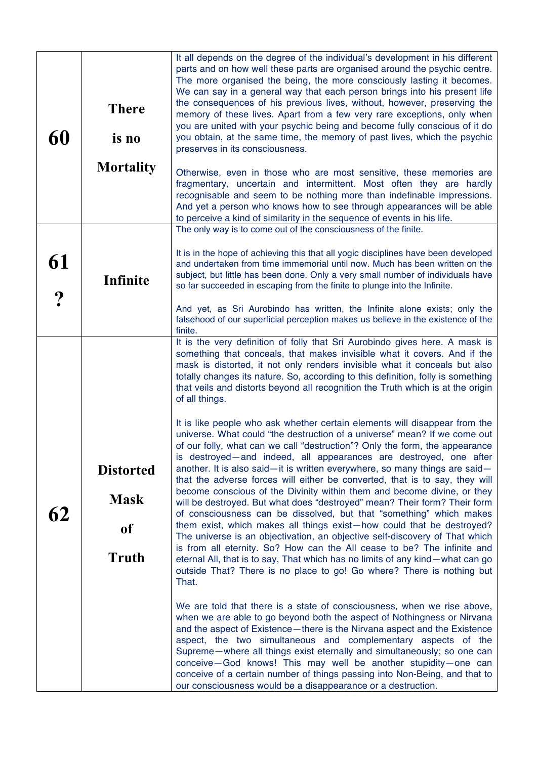| | | |
|---|---|---|
| **60** | **There is no Mortality** | It all depends on the degree of the individual's development in his different parts and on how well these parts are organised around the psychic centre. The more organised the being, the more consciously lasting it becomes. We can say in a general way that each person brings into his present life the consequences of his previous lives, without, however, preserving the memory of these lives. Apart from a few very rare exceptions, only when you are united with your psychic being and become fully conscious of it do you obtain, at the same time, the memory of past lives, which the psychic preserves in its consciousness.<br><br>Otherwise, even in those who are most sensitive, these memories are fragmentary, uncertain and intermittent. Most often they are hardly recognisable and seem to be nothing more than indefinable impressions. And yet a person who knows how to see through appearances will be able to perceive a kind of similarity in the sequence of events in his life. |
| **61 ?** | **Infinite** | The only way is to come out of the consciousness of the finite.<br><br>It is in the hope of achieving this that all yogic disciplines have been developed and undertaken from time immemorial until now. Much has been written on the subject, but little has been done. Only a very small number of individuals have so far succeeded in escaping from the finite to plunge into the Infinite.<br><br>And yet, as Sri Aurobindo has written, the Infinite alone exists; only the falsehood of our superficial perception makes us believe in the existence of the finite. |
| **62** | **Distorted Mask of Truth** | It is the very definition of folly that Sri Aurobindo gives here. A mask is something that conceals, that makes invisible what it covers. And if the mask is distorted, it not only renders invisible what it conceals but also totally changes its nature. So, according to this definition, folly is something that veils and distorts beyond all recognition the Truth which is at the origin of all things.<br><br>It is like people who ask whether certain elements will disappear from the universe. What could "the destruction of a universe" mean? If we come out of our folly, what can we call "destruction"? Only the form, the appearance is destroyed—and indeed, all appearances are destroyed, one after another. It is also said—it is written everywhere, so many things are said—that the adverse forces will either be converted, that is to say, they will become conscious of the Divinity within them and become divine, or they will be destroyed. But what does "destroyed" mean? Their form? Their form of consciousness can be dissolved, but that "something" which makes them exist, which makes all things exist—how could that be destroyed? The universe is an objectivation, an objective self-discovery of That which is from all eternity. So? How can the All cease to be? The infinite and eternal All, that is to say, That which has no limits of any kind—what can go outside That? There is no place to go! Go where? There is nothing but That.<br><br>We are told that there is a state of consciousness, when we rise above, when we are able to go beyond both the aspect of Nothingness or Nirvana and the aspect of Existence—there is the Nirvana aspect and the Existence aspect, the two simultaneous and complementary aspects of the Supreme—where all things exist eternally and simultaneously; so one can conceive—God knows! This may well be another stupidity—one can conceive of a certain number of things passing into Non-Being, and that to our consciousness would be a disappearance or a destruction. |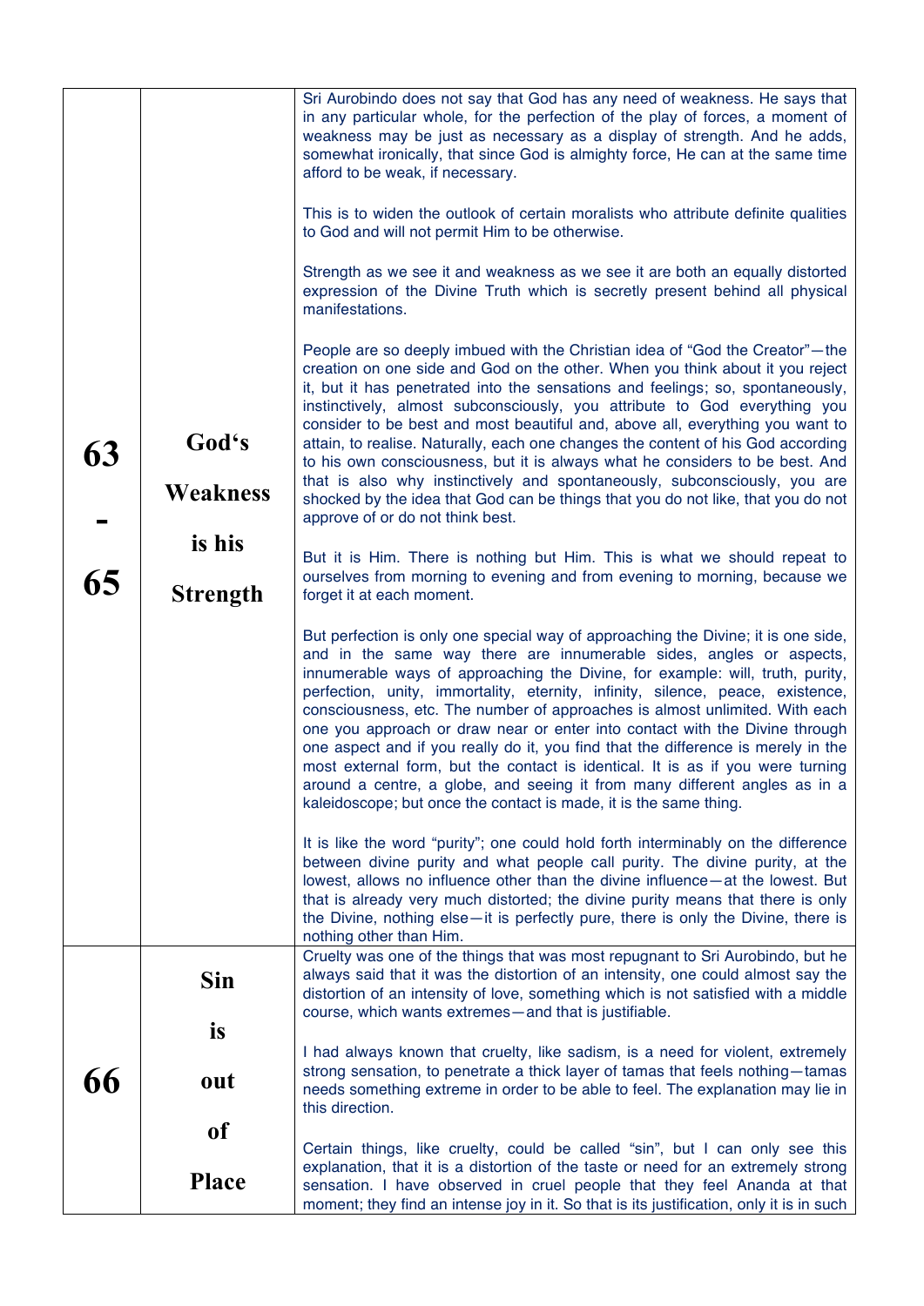| | | |
|---|---|---|
| **63 - 65** | **God's Weakness is his Strength** | Sri Aurobindo does not say that God has any need of weakness. He says that in any particular whole, for the perfection of the play of forces, a moment of weakness may be just as necessary as a display of strength. And he adds, somewhat ironically, that since God is almighty force, He can at the same time afford to be weak, if necessary.<br><br>This is to widen the outlook of certain moralists who attribute definite qualities to God and will not permit Him to be otherwise.<br><br>Strength as we see it and weakness as we see it are both an equally distorted expression of the Divine Truth which is secretly present behind all physical manifestations.<br><br>People are so deeply imbued with the Christian idea of "God the Creator"—the creation on one side and God on the other. When you think about it you reject it, but it has penetrated into the sensations and feelings; so, spontaneously, instinctively, almost subconsciously, you attribute to God everything you consider to be best and most beautiful and, above all, everything you want to attain, to realise. Naturally, each one changes the content of his God according to his own consciousness, but it is always what he considers to be best. And that is also why instinctively and spontaneously, subconsciously, you are shocked by the idea that God can be things that you do not like, that you do not approve of or do not think best.<br><br>But it is Him. There is nothing but Him. This is what we should repeat to ourselves from morning to evening and from evening to morning, because we forget it at each moment.<br><br>But perfection is only one special way of approaching the Divine; it is one side, and in the same way there are innumerable sides, angles or aspects, innumerable ways of approaching the Divine, for example: will, truth, purity, perfection, unity, immortality, eternity, infinity, silence, peace, existence, consciousness, etc. The number of approaches is almost unlimited. With each one you approach or draw near or enter into contact with the Divine through one aspect and if you really do it, you find that the difference is merely in the most external form, but the contact is identical. It is as if you were turning around a centre, a globe, and seeing it from many different angles as in a kaleidoscope; but once the contact is made, it is the same thing.<br><br>It is like the word "purity"; one could hold forth interminably on the difference between divine purity and what people call purity. The divine purity, at the lowest, allows no influence other than the divine influence—at the lowest. But that is already very much distorted; the divine purity means that there is only the Divine, nothing else—it is perfectly pure, there is only the Divine, there is nothing other than Him. |
| **66** | **Sin is out of Place** | Cruelty was one of the things that was most repugnant to Sri Aurobindo, but he always said that it was the distortion of an intensity, one could almost say the distortion of an intensity of love, something which is not satisfied with a middle course, which wants extremes—and that is justifiable.<br><br>I had always known that cruelty, like sadism, is a need for violent, extremely strong sensation, to penetrate a thick layer of tamas that feels nothing—tamas needs something extreme in order to be able to feel. The explanation may lie in this direction.<br><br>Certain things, like cruelty, could be called "sin", but I can only see this explanation, that it is a distortion of the taste or need for an extremely strong sensation. I have observed in cruel people that they feel Ananda at that moment; they find an intense joy in it. So that is its justification, only it is in such |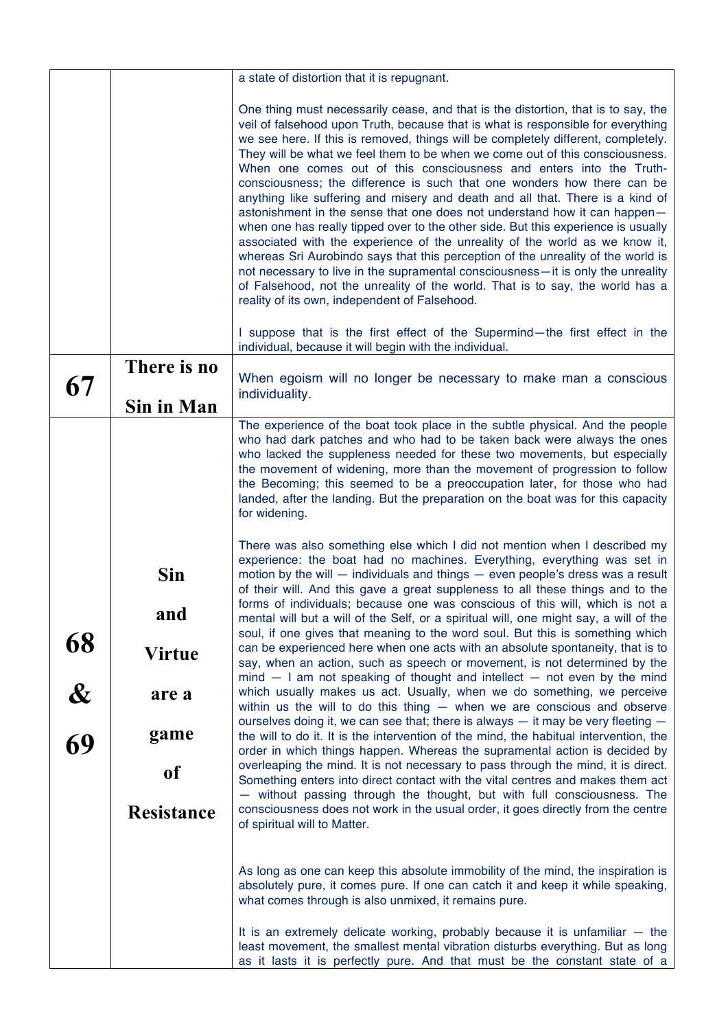| | | |
|---|---|---|
| | | a state of distortion that it is repugnant.<br><br>One thing must necessarily cease, and that is the distortion, that is to say, the veil of falsehood upon Truth, because that is what is responsible for everything we see here. If this is removed, things will be completely different, completely. They will be what we feel them to be when we come out of this consciousness. When one comes out of this consciousness and enters into the Truth-consciousness; the difference is such that one wonders how there can be anything like suffering and misery and death and all that. There is a kind of astonishment in the sense that one does not understand how it can happen—when one has really tipped over to the other side. But this experience is usually associated with the experience of the unreality of the world as we know it, whereas Sri Aurobindo says that this perception of the unreality of the world is not necessary to live in the supramental consciousness—it is only the unreality of Falsehood, not the unreality of the world. That is to say, the world has a reality of its own, independent of Falsehood.<br><br>I suppose that is the first effect of the Supermind—the first effect in the individual, because it will begin with the individual. |
| **67** | **There is no Sin in Man** | When egoism will no longer be necessary to make man a conscious individuality. |
| **68 & 69** | **Sin and Virtue are a game of Resistance** | The experience of the boat took place in the subtle physical. And the people who had dark patches and who had to be taken back were always the ones who lacked the suppleness needed for these two movements, but especially the movement of widening, more than the movement of progression to follow the Becoming; this seemed to be a preoccupation later, for those who had landed, after the landing. But the preparation on the boat was for this capacity for widening.<br><br>There was also something else which I did not mention when I described my experience: the boat had no machines. Everything, everything was set in motion by the will — individuals and things — even people's dress was a result of their will. And this gave a great suppleness to all these things and to the forms of individuals; because one was conscious of this will, which is not a mental will but a will of the Self, or a spiritual will, one might say, a will of the soul, if one gives that meaning to the word soul. But this is something which can be experienced here when one acts with an absolute spontaneity, that is to say, when an action, such as speech or movement, is not determined by the mind — I am not speaking of thought and intellect — not even by the mind which usually makes us act. Usually, when we do something, we perceive within us the will to do this thing — when we are conscious and observe ourselves doing it, we can see that; there is always — it may be very fleeting — the will to do it. It is the intervention of the mind, the habitual intervention, the order in which things happen. Whereas the supramental action is decided by overleaping the mind. It is not necessary to pass through the mind, it is direct. Something enters into direct contact with the vital centres and makes them act — without passing through the thought, but with full consciousness. The consciousness does not work in the usual order, it goes directly from the centre of spiritual will to Matter.<br><br>As long as one can keep this absolute immobility of the mind, the inspiration is absolutely pure, it comes pure. If one can catch it and keep it while speaking, what comes through is also unmixed, it remains pure.<br><br>It is an extremely delicate working, probably because it is unfamiliar — the least movement, the smallest mental vibration disturbs everything. But as long as it lasts it is perfectly pure. And that must be the constant state of a |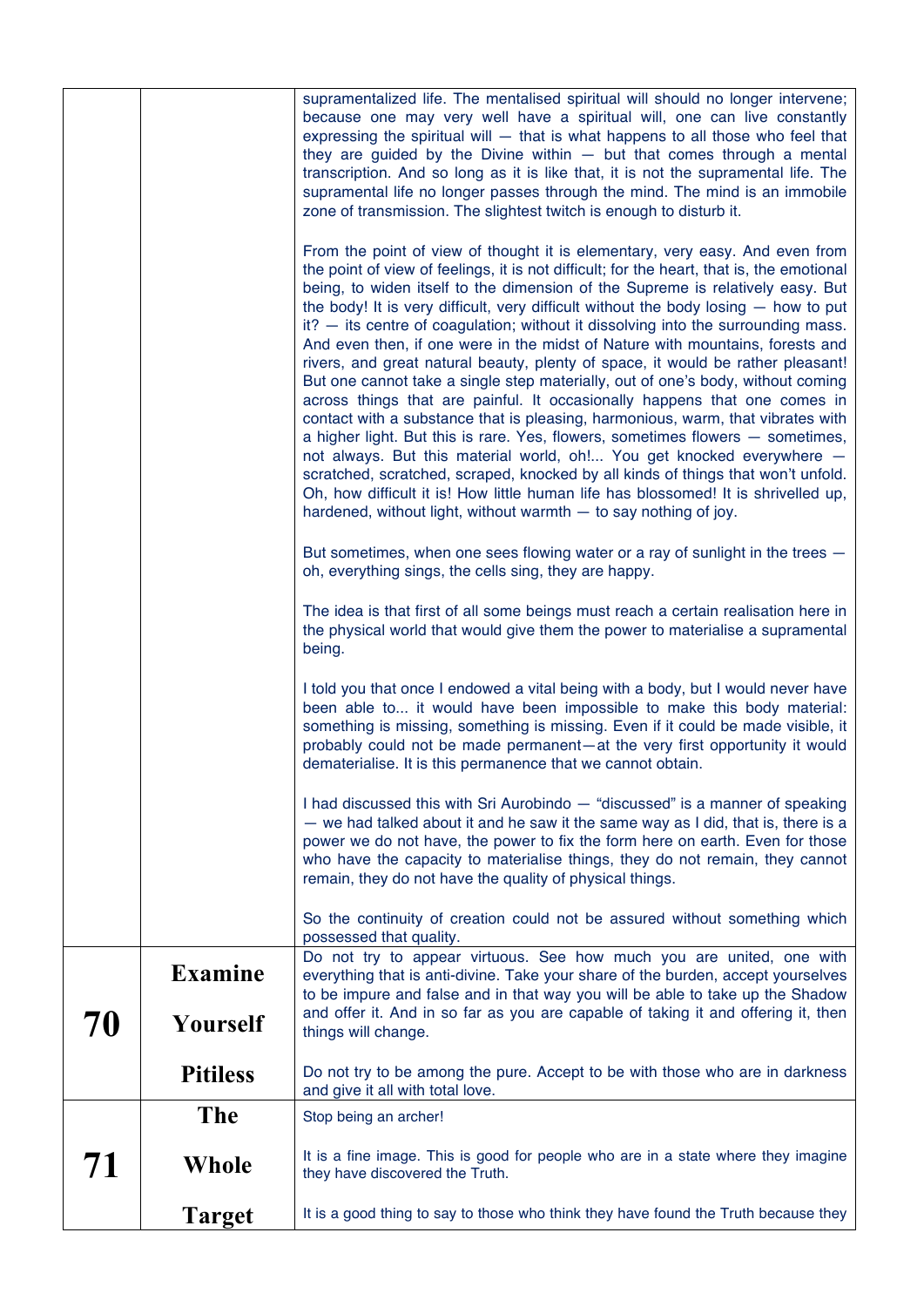| | | |
|---|---|---|
| | | supramentalized life. The mentalised spiritual will should no longer intervene; because one may very well have a spiritual will, one can live constantly expressing the spiritual will — that is what happens to all those who feel that they are guided by the Divine within — but that comes through a mental transcription. And so long as it is like that, it is not the supramental life. The supramental life no longer passes through the mind. The mind is an immobile zone of transmission. The slightest twitch is enough to disturb it.<br><br>From the point of view of thought it is elementary, very easy. And even from the point of view of feelings, it is not difficult; for the heart, that is, the emotional being, to widen itself to the dimension of the Supreme is relatively easy. But the body! It is very difficult, very difficult without the body losing — how to put it? — its centre of coagulation; without it dissolving into the surrounding mass. And even then, if one were in the midst of Nature with mountains, forests and rivers, and great natural beauty, plenty of space, it would be rather pleasant! But one cannot take a single step materially, out of one's body, without coming across things that are painful. It occasionally happens that one comes in contact with a substance that is pleasing, harmonious, warm, that vibrates with a higher light. But this is rare. Yes, flowers, sometimes flowers — sometimes, not always. But this material world, oh!... You get knocked everywhere — scratched, scratched, scraped, knocked by all kinds of things that won't unfold. Oh, how difficult it is! How little human life has blossomed! It is shrivelled up, hardened, without light, without warmth — to say nothing of joy.<br><br>But sometimes, when one sees flowing water or a ray of sunlight in the trees — oh, everything sings, the cells sing, they are happy.<br><br>The idea is that first of all some beings must reach a certain realisation here in the physical world that would give them the power to materialise a supramental being.<br><br>I told you that once I endowed a vital being with a body, but I would never have been able to... it would have been impossible to make this body material: something is missing, something is missing. Even if it could be made visible, it probably could not be made permanent—at the very first opportunity it would dematerialise. It is this permanence that we cannot obtain.<br><br>I had discussed this with Sri Aurobindo — "discussed" is a manner of speaking — we had talked about it and he saw it the same way as I did, that is, there is a power we do not have, the power to fix the form here on earth. Even for those who have the capacity to materialise things, they do not remain, they cannot remain, they do not have the quality of physical things.<br><br>So the continuity of creation could not be assured without something which possessed that quality. |
| **70** | **Examine Yourself Pitiless** | Do not try to appear virtuous. See how much you are united, one with everything that is anti-divine. Take your share of the burden, accept yourselves to be impure and false and in that way you will be able to take up the Shadow and offer it. And in so far as you are capable of taking it and offering it, then things will change.<br><br>Do not try to be among the pure. Accept to be with those who are in darkness and give it all with total love. |
| **71** | **The Whole Target** | Stop being an archer!<br><br>It is a fine image. This is good for people who are in a state where they imagine they have discovered the Truth.<br><br>It is a good thing to say to those who think they have found the Truth because they |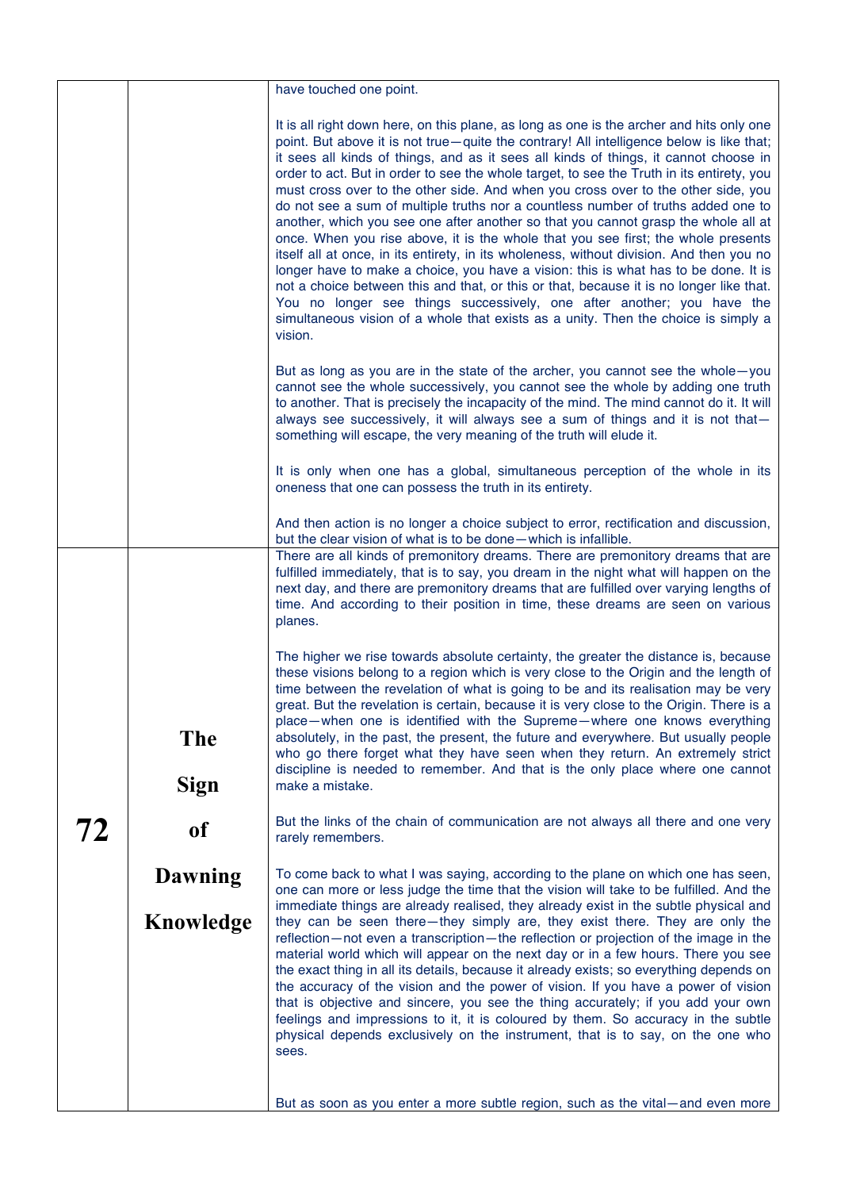| | | |
|---|---|---|
| | | have touched one point.<br><br>It is all right down here, on this plane, as long as one is the archer and hits only one point. But above it is not true—quite the contrary! All intelligence below is like that; it sees all kinds of things, and as it sees all kinds of things, it cannot choose in order to act. But in order to see the whole target, to see the Truth in its entirety, you must cross over to the other side. And when you cross over to the other side, you do not see a sum of multiple truths nor a countless number of truths added one to another, which you see one after another so that you cannot grasp the whole all at once. When you rise above, it is the whole that you see first; the whole presents itself all at once, in its entirety, in its wholeness, without division. And then you no longer have to make a choice, you have a vision: this is what has to be done. It is not a choice between this and that, or this or that, because it is no longer like that. You no longer see things successively, one after another; you have the simultaneous vision of a whole that exists as a unity. Then the choice is simply a vision.<br><br>But as long as you are in the state of the archer, you cannot see the whole—you cannot see the whole successively, you cannot see the whole by adding one truth to another. That is precisely the incapacity of the mind. The mind cannot do it. It will always see successively, it will always see a sum of things and it is not that—something will escape, the very meaning of the truth will elude it.<br><br>It is only when one has a global, simultaneous perception of the whole in its oneness that one can possess the truth in its entirety.<br><br>And then action is no longer a choice subject to error, rectification and discussion, but the clear vision of what is to be done—which is infallible. |
| **72** | **The Sign of Dawning Knowledge** | There are all kinds of premonitory dreams. There are premonitory dreams that are fulfilled immediately, that is to say, you dream in the night what will happen on the next day, and there are premonitory dreams that are fulfilled over varying lengths of time. And according to their position in time, these dreams are seen on various planes.<br><br>The higher we rise towards absolute certainty, the greater the distance is, because these visions belong to a region which is very close to the Origin and the length of time between the revelation of what is going to be and its realisation may be very great. But the revelation is certain, because it is very close to the Origin. There is a place—when one is identified with the Supreme—where one knows everything absolutely, in the past, the present, the future and everywhere. But usually people who go there forget what they have seen when they return. An extremely strict discipline is needed to remember. And that is the only place where one cannot make a mistake.<br><br>But the links of the chain of communication are not always all there and one very rarely remembers.<br><br>To come back to what I was saying, according to the plane on which one has seen, one can more or less judge the time that the vision will take to be fulfilled. And the immediate things are already realised, they already exist in the subtle physical and they can be seen there—they simply are, they exist there. They are only the reflection—not even a transcription—the reflection or projection of the image in the material world which will appear on the next day or in a few hours. There you see the exact thing in all its details, because it already exists; so everything depends on the accuracy of the vision and the power of vision. If you have a power of vision that is objective and sincere, you see the thing accurately; if you add your own feelings and impressions to it, it is coloured by them. So accuracy in the subtle physical depends exclusively on the instrument, that is to say, on the one who sees.<br><br>But as soon as you enter a more subtle region, such as the vital—and even more |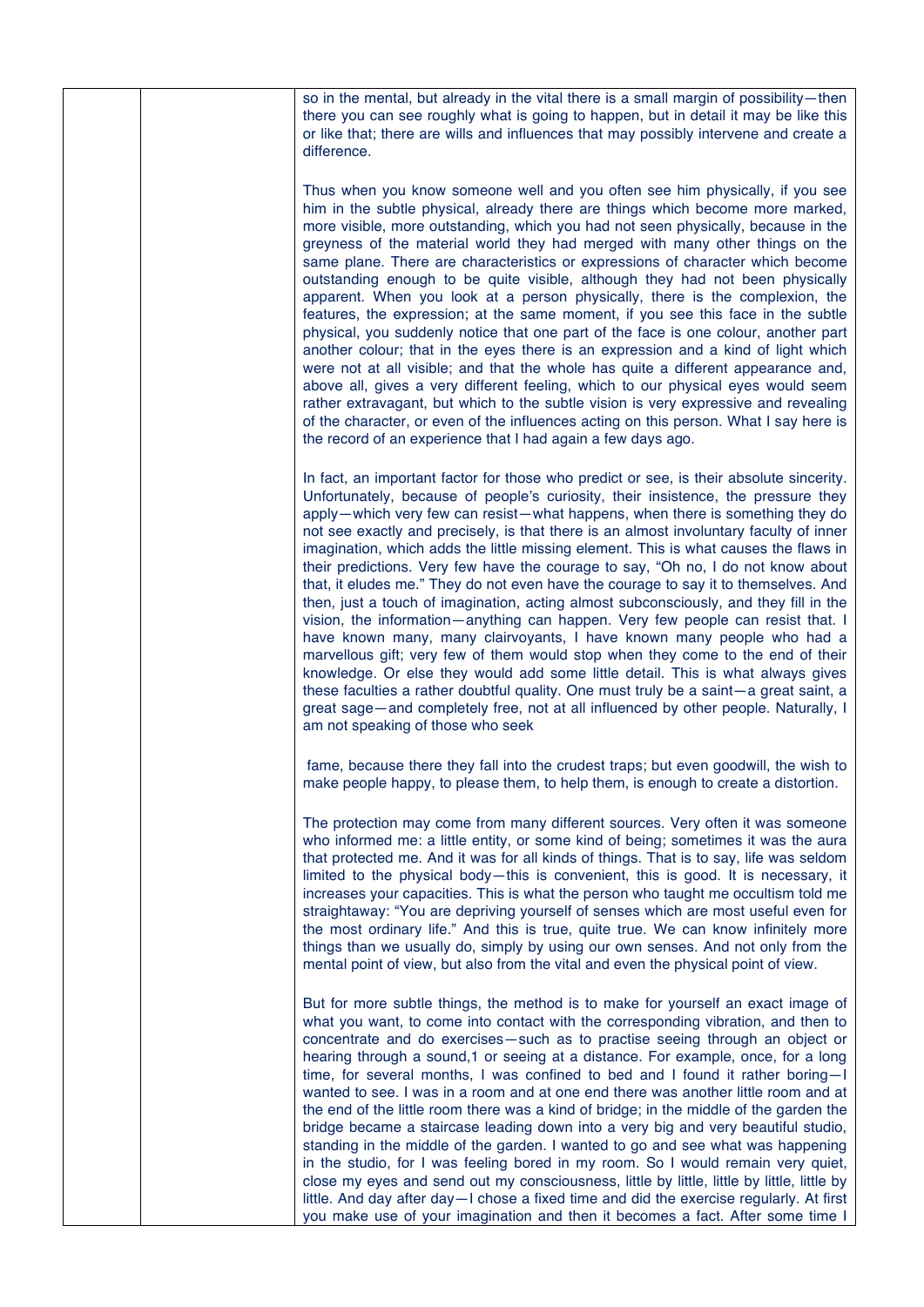so in the mental, but already in the vital there is a small margin of possibility—then there you can see roughly what is going to happen, but in detail it may be like this or like that; there are wills and influences that may possibly intervene and create a difference.

Thus when you know someone well and you often see him physically, if you see him in the subtle physical, already there are things which become more marked, more outstanding, more visible, which you had not seen physically, because in the greyness of the material world they had merged with many other things on the same plane. There are characteristics or expressions of character which become outstanding enough to be quite visible, although they had not been physically apparent. When you look at a person physically, there is the complexion, the features, the expression; at the same moment, if you see this face in the subtle physical, you suddenly notice that one part of the face is one colour, another part another colour; that in the eyes there is an expression and a kind of light which were not at all visible; and that the whole has quite a different appearance and, above all, gives a very different feeling, which to our physical eyes would seem rather extravagant, but which to the subtle vision is very expressive and revealing of the character, or even of the influences acting on this person. What I say here is the record of an experience that I had again a few days ago.

In fact, an important factor for those who predict or see, is their absolute sincerity. Unfortunately, because of people's curiosity, their insistence, the pressure they apply—which very few can resist—what happens, when there is something they do not see exactly and precisely, is that there is an almost involuntary faculty of inner imagination, which adds the little missing element. This is what causes the flaws in their predictions. Very few have the courage to say, "Oh no, I do not know about that, it eludes me." They do not even have the courage to say it to themselves. And then, just a touch of imagination, acting almost subconsciously, and they fill in the vision, the information—anything can happen. Very few people can resist that. I have known many, many clairvoyants, I have known many people who had a marvellous gift; very few of them would stop when they come to the end of their knowledge. Or else they would add some little detail. This is what always gives these faculties a rather doubtful quality. One must truly be a saint—a great saint, a great sage—and completely free, not at all influenced by other people. Naturally, I am not speaking of those who seek fame, because there they fall into the crudest traps; but even goodwill, the wish to make people happy, to please them, to help them, is enough to create a distortion.

The protection may come from many different sources. Very often it was someone who informed me: a little entity, or some kind of being; sometimes it was the aura that protected me. And it was for all kinds of things. That is to say, life was seldom limited to the physical body—this is convenient, this is good. It is necessary, it increases your capacities. This is what the person who taught me occultism told me straightaway: "You are depriving yourself of senses which are most useful even for the most ordinary life." And this is true, quite true. We can know infinitely more things than we usually do, simply by using our own senses. And not only from the mental point of view, but also from the vital and even the physical point of view.

But for more subtle things, the method is to make for yourself an exact image of what you want, to come into contact with the corresponding vibration, and then to concentrate and do exercises—such as to practise seeing through an object or hearing through a sound,[1] or seeing at a distance. For example, once, for a long time, for several months, I was confined to bed and I found it rather boring—I wanted to see. I was in a room and at one end there was another little room and at the end of the little room there was a kind of bridge; in the middle of the garden the bridge became a staircase leading down into a very big and very beautiful studio, standing in the middle of the garden. I wanted to go and see what was happening in the studio, for I was feeling bored in my room. So I would remain very quiet, close my eyes and send out my consciousness, little by little, little by little, little by little. And day after day—I chose a fixed time and did the exercise regularly. At first you make use of your imagination and then it becomes a fact. After some time I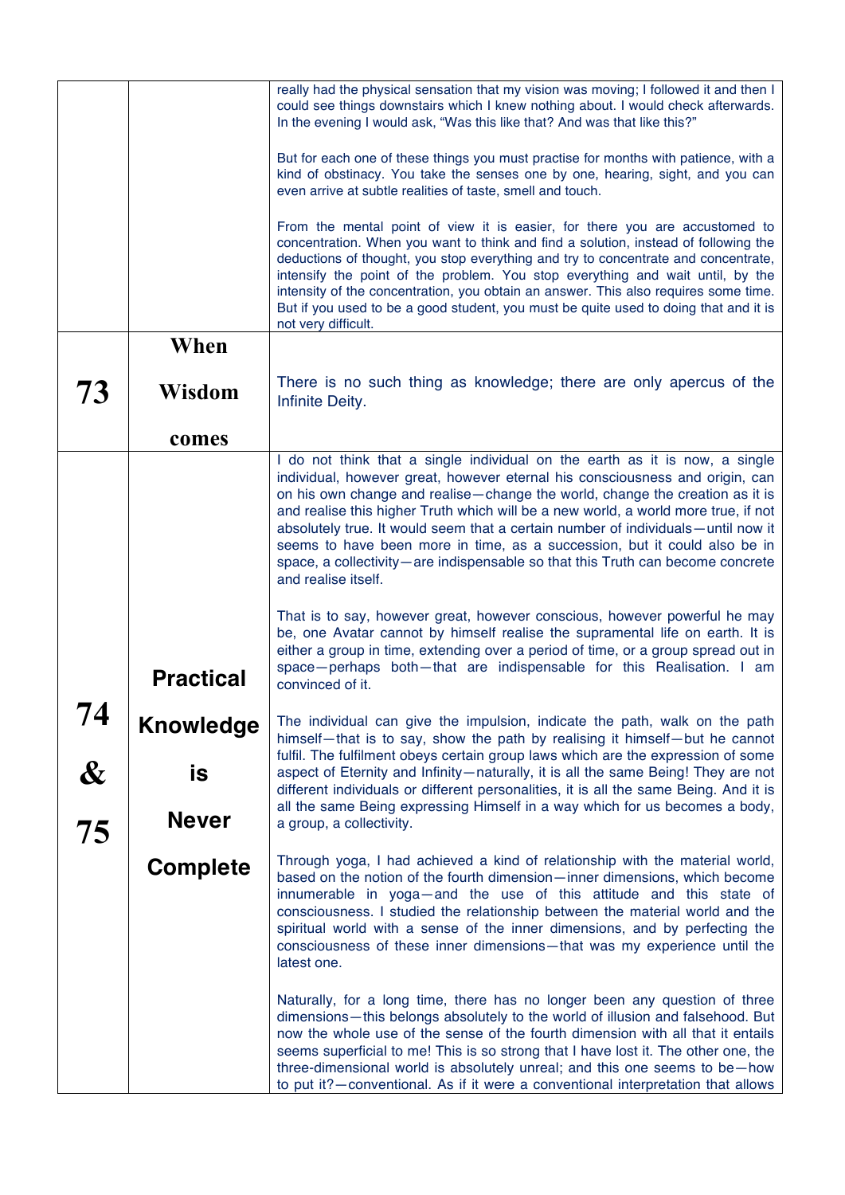| | | |
|---|---|---|
| | | really had the physical sensation that my vision was moving; I followed it and then I could see things downstairs which I knew nothing about. I would check afterwards. In the evening I would ask, "Was this like that? And was that like this?"<br><br>But for each one of these things you must practise for months with patience, with a kind of obstinacy. You take the senses one by one, hearing, sight, and you can even arrive at subtle realities of taste, smell and touch.<br><br>From the mental point of view it is easier, for there you are accustomed to concentration. When you want to think and find a solution, instead of following the deductions of thought, you stop everything and try to concentrate and concentrate, intensify the point of the problem. You stop everything and wait until, by the intensity of the concentration, you obtain an answer. This also requires some time. But if you used to be a good student, you must be quite used to doing that and it is not very difficult. |
| **73** | **When Wisdom comes** | There is no such thing as knowledge; there are only apercus of the Infinite Deity. |
| **74 & 75** | **Practical Knowledge is Never Complete** | I do not think that a single individual on the earth as it is now, a single individual, however great, however eternal his consciousness and origin, can on his own change and realise—change the world, change the creation as it is and realise this higher Truth which will be a new world, a world more true, if not absolutely true. It would seem that a certain number of individuals—until now it seems to have been more in time, as a succession, but it could also be in space, a collectivity—are indispensable so that this Truth can become concrete and realise itself.<br><br>That is to say, however great, however conscious, however powerful he may be, one Avatar cannot by himself realise the supramental life on earth. It is either a group in time, extending over a period of time, or a group spread out in space—perhaps both—that are indispensable for this Realisation. I am convinced of it.<br><br>The individual can give the impulsion, indicate the path, walk on the path himself—that is to say, show the path by realising it himself—but he cannot fulfil. The fulfilment obeys certain group laws which are the expression of some aspect of Eternity and Infinity—naturally, it is all the same Being! They are not different individuals or different personalities, it is all the same Being. And it is all the same Being expressing Himself in a way which for us becomes a body, a group, a collectivity.<br><br>Through yoga, I had achieved a kind of relationship with the material world, based on the notion of the fourth dimension—inner dimensions, which become innumerable in yoga—and the use of this attitude and this state of consciousness. I studied the relationship between the material world and the spiritual world with a sense of the inner dimensions, and by perfecting the consciousness of these inner dimensions—that was my experience until the latest one.<br><br>Naturally, for a long time, there has no longer been any question of three dimensions—this belongs absolutely to the world of illusion and falsehood. But now the whole use of the sense of the fourth dimension with all that it entails seems superficial to me! This is so strong that I have lost it. The other one, the three-dimensional world is absolutely unreal; and this one seems to be—how to put it?—conventional. As if it were a conventional interpretation that allows |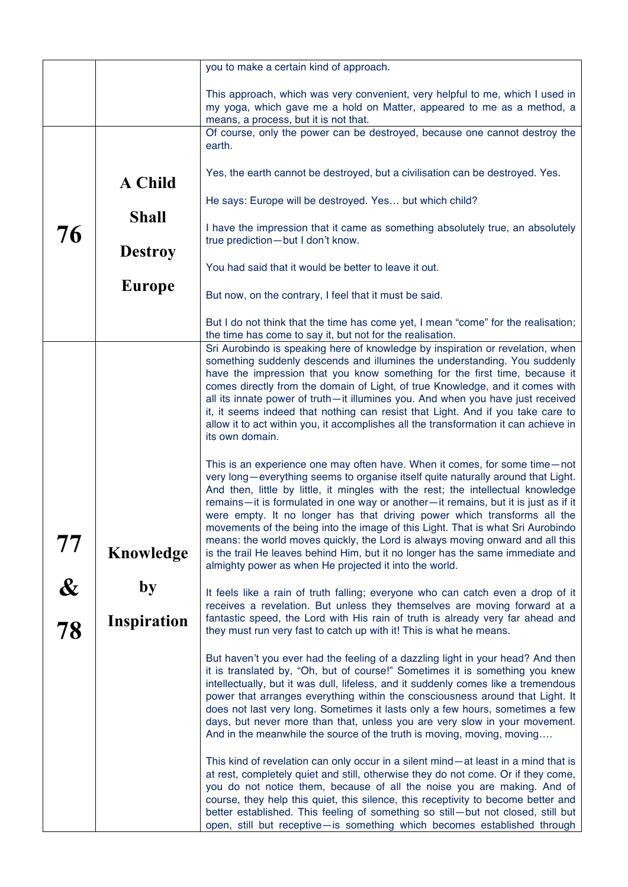| | | |
|---|---|---|
| | | you to make a certain kind of approach.<br><br>This approach, which was very convenient, very helpful to me, which I used in my yoga, which gave me a hold on Matter, appeared to me as a method, a means, a process, but it is not that. |
| **76** | **A Child Shall Destroy Europe** | Of course, only the power can be destroyed, because one cannot destroy the earth.<br><br>Yes, the earth cannot be destroyed, but a civilisation can be destroyed. Yes.<br><br>He says: Europe will be destroyed. Yes… but which child?<br><br>I have the impression that it came as something absolutely true, an absolutely true prediction—but I don't know.<br><br>You had said that it would be better to leave it out.<br><br>But now, on the contrary, I feel that it must be said.<br><br>But I do not think that the time has come yet, I mean "come" for the realisation; the time has come to say it, but not for the realisation. |
| **77 & 78** | **Knowledge by Inspiration** | Sri Aurobindo is speaking here of knowledge by inspiration or revelation, when something suddenly descends and illumines the understanding. You suddenly have the impression that you know something for the first time, because it comes directly from the domain of Light, of true Knowledge, and it comes with all its innate power of truth—it illumines you. And when you have just received it, it seems indeed that nothing can resist that Light. And if you take care to allow it to act within you, it accomplishes all the transformation it can achieve in its own domain.<br><br>This is an experience one may often have. When it comes, for some time—not very long—everything seems to organise itself quite naturally around that Light. And then, little by little, it mingles with the rest; the intellectual knowledge remains—it is formulated in one way or another—it remains, but it is just as if it were empty. It no longer has that driving power which transforms all the movements of the being into the image of this Light. That is what Sri Aurobindo means: the world moves quickly, the Lord is always moving onward and all this is the trail He leaves behind Him, but it no longer has the same immediate and almighty power as when He projected it into the world.<br><br>It feels like a rain of truth falling; everyone who can catch even a drop of it receives a revelation. But unless they themselves are moving forward at a fantastic speed, the Lord with His rain of truth is already very far ahead and they must run very fast to catch up with it! This is what he means.<br><br>But haven't you ever had the feeling of a dazzling light in your head? And then it is translated by, "Oh, but of course!" Sometimes it is something you knew intellectually, but it was dull, lifeless, and it suddenly comes like a tremendous power that arranges everything within the consciousness around that Light. It does not last very long. Sometimes it lasts only a few hours, sometimes a few days, but never more than that, unless you are very slow in your movement. And in the meanwhile the source of the truth is moving, moving, moving….<br><br>This kind of revelation can only occur in a silent mind—at least in a mind that is at rest, completely quiet and still, otherwise they do not come. Or if they come, you do not notice them, because of all the noise you are making. And of course, they help this quiet, this silence, this receptivity to become better and better established. This feeling of something so still—but not closed, still but open, still but receptive—is something which becomes established through |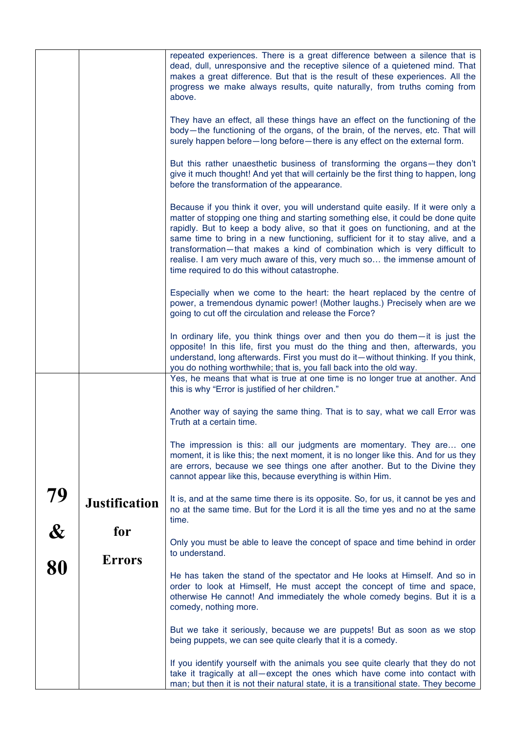| | | |
|---|---|---|
| | | repeated experiences. There is a great difference between a silence that is dead, dull, unresponsive and the receptive silence of a quietened mind. That makes a great difference. But that is the result of these experiences. All the progress we make always results, quite naturally, from truths coming from above.<br><br>They have an effect, all these things have an effect on the functioning of the body—the functioning of the organs, of the brain, of the nerves, etc. That will surely happen before—long before—there is any effect on the external form.<br><br>But this rather unaesthetic business of transforming the organs—they don't give it much thought! And yet that will certainly be the first thing to happen, long before the transformation of the appearance.<br><br>Because if you think it over, you will understand quite easily. If it were only a matter of stopping one thing and starting something else, it could be done quite rapidly. But to keep a body alive, so that it goes on functioning, and at the same time to bring in a new functioning, sufficient for it to stay alive, and a transformation—that makes a kind of combination which is very difficult to realise. I am very much aware of this, very much so… the immense amount of time required to do this without catastrophe.<br><br>Especially when we come to the heart: the heart replaced by the centre of power, a tremendous dynamic power! (Mother laughs.) Precisely when are we going to cut off the circulation and release the Force?<br><br>In ordinary life, you think things over and then you do them—it is just the opposite! In this life, first you must do the thing and then, afterwards, you understand, long afterwards. First you must do it—without thinking. If you think, you do nothing worthwhile; that is, you fall back into the old way. |
| **79 & 80** | **Justification for Errors** | Yes, he means that what is true at one time is no longer true at another. And this is why "Error is justified of her children."<br><br>Another way of saying the same thing. That is to say, what we call Error was Truth at a certain time.<br><br>The impression is this: all our judgments are momentary. They are… one moment, it is like this; the next moment, it is no longer like this. And for us they are errors, because we see things one after another. But to the Divine they cannot appear like this, because everything is within Him.<br><br>It is, and at the same time there is its opposite. So, for us, it cannot be yes and no at the same time. But for the Lord it is all the time yes and no at the same time.<br><br>Only you must be able to leave the concept of space and time behind in order to understand.<br><br>He has taken the stand of the spectator and He looks at Himself. And so in order to look at Himself, He must accept the concept of time and space, otherwise He cannot! And immediately the whole comedy begins. But it is a comedy, nothing more.<br><br>But we take it seriously, because we are puppets! But as soon as we stop being puppets, we can see quite clearly that it is a comedy.<br><br>If you identify yourself with the animals you see quite clearly that they do not take it tragically at all—except the ones which have come into contact with man; but then it is not their natural state, it is a transitional state. They become |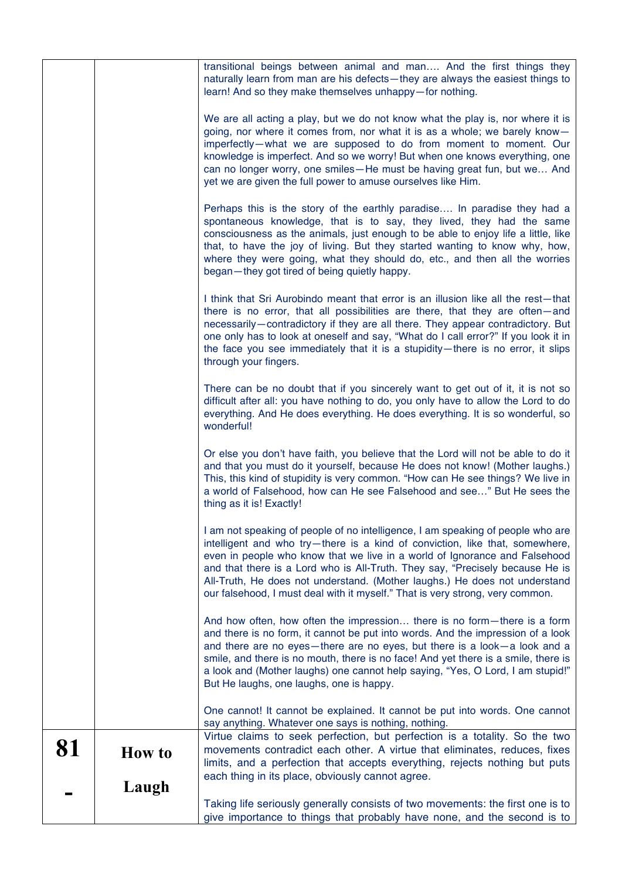| | | |
|---|---|---|
| | | transitional beings between animal and man…. And the first things they naturally learn from man are his defects—they are always the easiest things to learn! And so they make themselves unhappy—for nothing.<br><br>We are all acting a play, but we do not know what the play is, nor where it is going, nor where it comes from, nor what it is as a whole; we barely know—imperfectly—what we are supposed to do from moment to moment. Our knowledge is imperfect. And so we worry! But when one knows everything, one can no longer worry, one smiles—He must be having great fun, but we… And yet we are given the full power to amuse ourselves like Him.<br><br>Perhaps this is the story of the earthly paradise…. In paradise they had a spontaneous knowledge, that is to say, they lived, they had the same consciousness as the animals, just enough to be able to enjoy life a little, like that, to have the joy of living. But they started wanting to know why, how, where they were going, what they should do, etc., and then all the worries began—they got tired of being quietly happy.<br><br>I think that Sri Aurobindo meant that error is an illusion like all the rest—that there is no error, that all possibilities are there, that they are often—and necessarily—contradictory if they are all there. They appear contradictory. But one only has to look at oneself and say, "What do I call error?" If you look it in the face you see immediately that it is a stupidity—there is no error, it slips through your fingers.<br><br>There can be no doubt that if you sincerely want to get out of it, it is not so difficult after all: you have nothing to do, you only have to allow the Lord to do everything. And He does everything. He does everything. It is so wonderful, so wonderful!<br><br>Or else you don't have faith, you believe that the Lord will not be able to do it and that you must do it yourself, because He does not know! (Mother laughs.) This, this kind of stupidity is very common. "How can He see things? We live in a world of Falsehood, how can He see Falsehood and see…" But He sees the thing as it is! Exactly!<br><br>I am not speaking of people of no intelligence, I am speaking of people who are intelligent and who try—there is a kind of conviction, like that, somewhere, even in people who know that we live in a world of Ignorance and Falsehood and that there is a Lord who is All-Truth. They say, "Precisely because He is All-Truth, He does not understand. (Mother laughs.) He does not understand our falsehood, I must deal with it myself." That is very strong, very common.<br><br>And how often, how often the impression… there is no form—there is a form and there is no form, it cannot be put into words. And the impression of a look and there are no eyes—there are no eyes, but there is a look—a look and a smile, and there is no mouth, there is no face! And yet there is a smile, there is a look and (Mother laughs) one cannot help saying, "Yes, O Lord, I am stupid!" But He laughs, one laughs, one is happy.<br><br>One cannot! It cannot be explained. It cannot be put into words. One cannot say anything. Whatever one says is nothing, nothing. |
| **81**<br><br>**-** | **How to Laugh** | Virtue claims to seek perfection, but perfection is a totality. So the two movements contradict each other. A virtue that eliminates, reduces, fixes limits, and a perfection that accepts everything, rejects nothing but puts each thing in its place, obviously cannot agree.<br><br>Taking life seriously generally consists of two movements: the first one is to give importance to things that probably have none, and the second is to |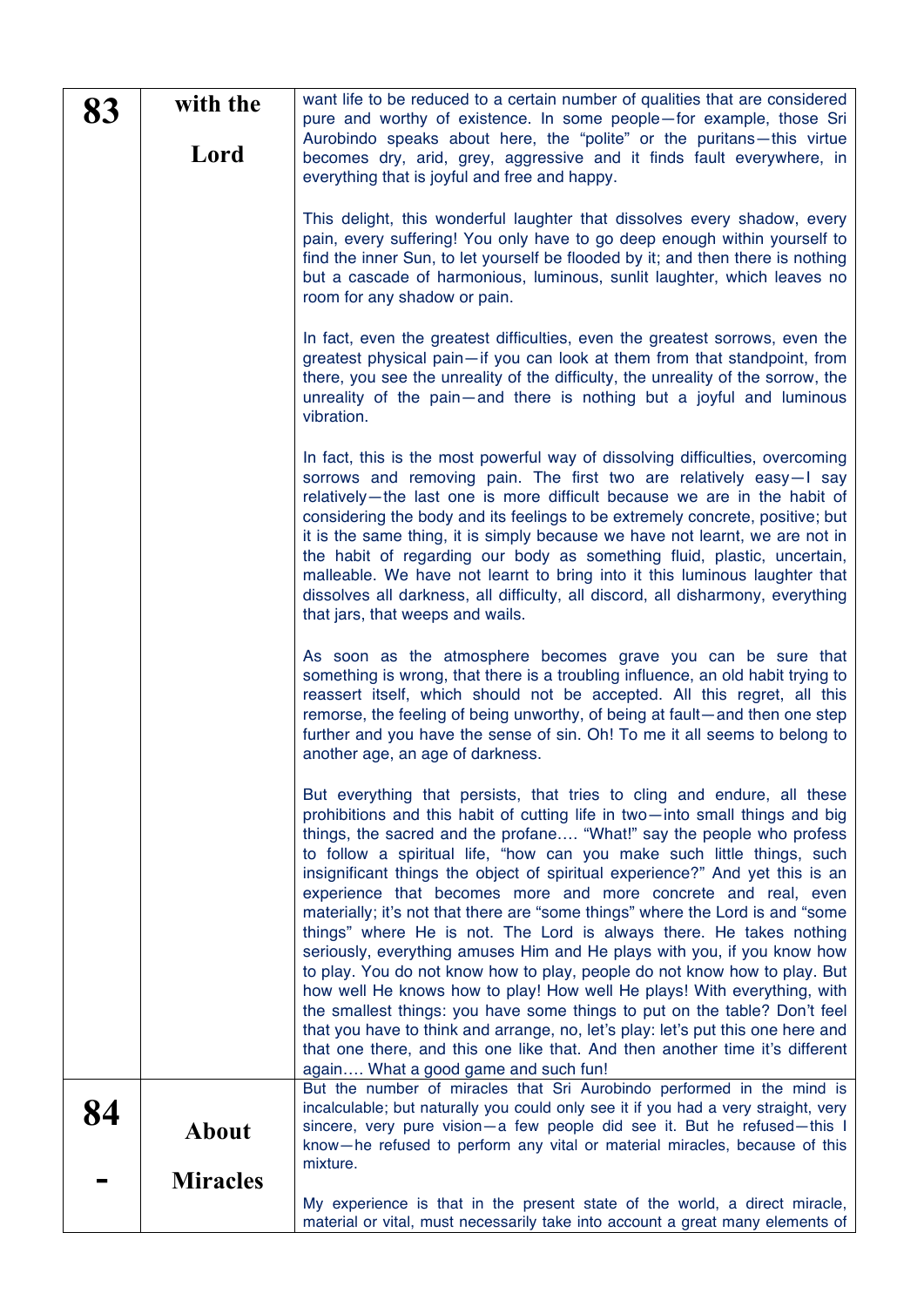| 83 | with the Lord | want life to be reduced to a certain number of qualities that are considered pure and worthy of existence. In some people—for example, those Sri Aurobindo speaks about here, the "polite" or the puritans—this virtue becomes dry, arid, grey, aggressive and it finds fault everywhere, in everything that is joyful and free and happy.<br><br>This delight, this wonderful laughter that dissolves every shadow, every pain, every suffering! You only have to go deep enough within yourself to find the inner Sun, to let yourself be flooded by it; and then there is nothing but a cascade of harmonious, luminous, sunlit laughter, which leaves no room for any shadow or pain.<br><br>In fact, even the greatest difficulties, even the greatest sorrows, even the greatest physical pain—if you can look at them from that standpoint, from there, you see the unreality of the difficulty, the unreality of the sorrow, the unreality of the pain—and there is nothing but a joyful and luminous vibration.<br><br>In fact, this is the most powerful way of dissolving difficulties, overcoming sorrows and removing pain. The first two are relatively easy—I say relatively—the last one is more difficult because we are in the habit of considering the body and its feelings to be extremely concrete, positive; but it is the same thing, it is simply because we have not learnt, we are not in the habit of regarding our body as something fluid, plastic, uncertain, malleable. We have not learnt to bring into it this luminous laughter that dissolves all darkness, all difficulty, all discord, all disharmony, everything that jars, that weeps and wails.<br><br>As soon as the atmosphere becomes grave you can be sure that something is wrong, that there is a troubling influence, an old habit trying to reassert itself, which should not be accepted. All this regret, all this remorse, the feeling of being unworthy, of being at fault—and then one step further and you have the sense of sin. Oh! To me it all seems to belong to another age, an age of darkness.<br><br>But everything that persists, that tries to cling and endure, all these prohibitions and this habit of cutting life in two—into small things and big things, the sacred and the profane…. "What!" say the people who profess to follow a spiritual life, "how can you make such little things, such insignificant things the object of spiritual experience?" And yet this is an experience that becomes more and more concrete and real, even materially; it's not that there are "some things" where the Lord is and "some things" where He is not. The Lord is always there. He takes nothing seriously, everything amuses Him and He plays with you, if you know how to play. You do not know how to play, people do not know how to play. But how well He knows how to play! How well He plays! With everything, with the smallest things: you have some things to put on the table? Don't feel that you have to think and arrange, no, let's play: let's put this one here and that one there, and this one like that. And then another time it's different again…. What a good game and such fun! |
|---|---|---|
| 84 - | About Miracles | But the number of miracles that Sri Aurobindo performed in the mind is incalculable; but naturally you could only see it if you had a very straight, very sincere, very pure vision—a few people did see it. But he refused—this I know—he refused to perform any vital or material miracles, because of this mixture.<br><br>My experience is that in the present state of the world, a direct miracle, material or vital, must necessarily take into account a great many elements of |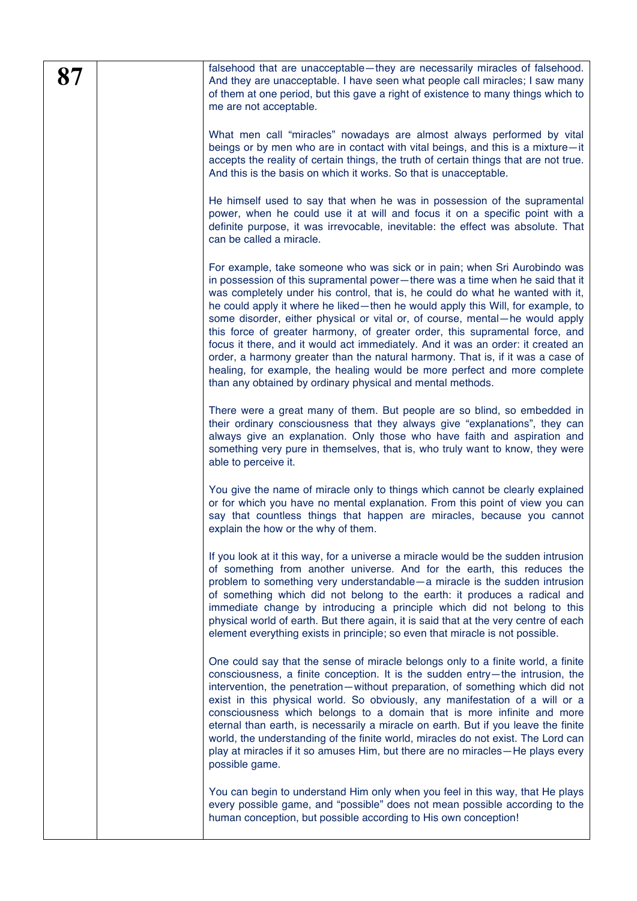**87**

falsehood that are unacceptable—they are necessarily miracles of falsehood. And they are unacceptable. I have seen what people call miracles; I saw many of them at one period, but this gave a right of existence to many things which to me are not acceptable.

What men call "miracles" nowadays are almost always performed by vital beings or by men who are in contact with vital beings, and this is a mixture—it accepts the reality of certain things, the truth of certain things that are not true. And this is the basis on which it works. So that is unacceptable.

He himself used to say that when he was in possession of the supramental power, when he could use it at will and focus it on a specific point with a definite purpose, it was irrevocable, inevitable: the effect was absolute. That can be called a miracle.

For example, take someone who was sick or in pain; when Sri Aurobindo was in possession of this supramental power—there was a time when he said that it was completely under his control, that is, he could do what he wanted with it, he could apply it where he liked—then he would apply this Will, for example, to some disorder, either physical or vital or, of course, mental—he would apply this force of greater harmony, of greater order, this supramental force, and focus it there, and it would act immediately. And it was an order: it created an order, a harmony greater than the natural harmony. That is, if it was a case of healing, for example, the healing would be more perfect and more complete than any obtained by ordinary physical and mental methods.

There were a great many of them. But people are so blind, so embedded in their ordinary consciousness that they always give "explanations", they can always give an explanation. Only those who have faith and aspiration and something very pure in themselves, that is, who truly want to know, they were able to perceive it.

You give the name of miracle only to things which cannot be clearly explained or for which you have no mental explanation. From this point of view you can say that countless things that happen are miracles, because you cannot explain the how or the why of them.

If you look at it this way, for a universe a miracle would be the sudden intrusion of something from another universe. And for the earth, this reduces the problem to something very understandable—a miracle is the sudden intrusion of something which did not belong to the earth: it produces a radical and immediate change by introducing a principle which did not belong to this physical world of earth. But there again, it is said that at the very centre of each element everything exists in principle; so even that miracle is not possible.

One could say that the sense of miracle belongs only to a finite world, a finite consciousness, a finite conception. It is the sudden entry—the intrusion, the intervention, the penetration—without preparation, of something which did not exist in this physical world. So obviously, any manifestation of a will or a consciousness which belongs to a domain that is more infinite and more eternal than earth, is necessarily a miracle on earth. But if you leave the finite world, the understanding of the finite world, miracles do not exist. The Lord can play at miracles if it so amuses Him, but there are no miracles—He plays every possible game.

You can begin to understand Him only when you feel in this way, that He plays every possible game, and "possible" does not mean possible according to the human conception, but possible according to His own conception!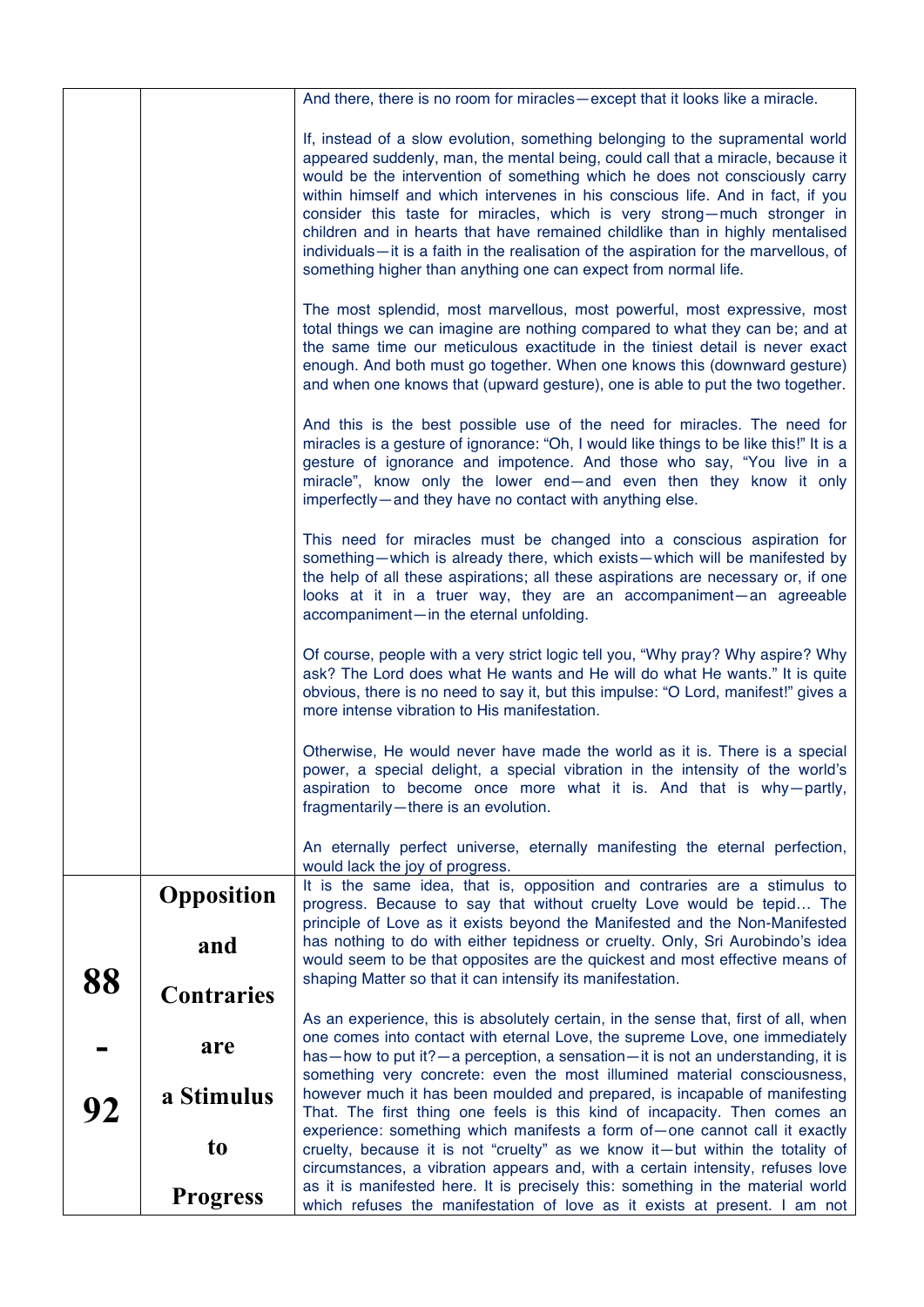And there, there is no room for miracles—except that it looks like a miracle.

If, instead of a slow evolution, something belonging to the supramental world appeared suddenly, man, the mental being, could call that a miracle, because it would be the intervention of something which he does not consciously carry within himself and which intervenes in his conscious life. And in fact, if you consider this taste for miracles, which is very strong—much stronger in children and in hearts that have remained childlike than in highly mentalised individuals—it is a faith in the realisation of the aspiration for the marvellous, of something higher than anything one can expect from normal life.

The most splendid, most marvellous, most powerful, most expressive, most total things we can imagine are nothing compared to what they can be; and at the same time our meticulous exactitude in the tiniest detail is never exact enough. And both must go together. When one knows this (downward gesture) and when one knows that (upward gesture), one is able to put the two together.

And this is the best possible use of the need for miracles. The need for miracles is a gesture of ignorance: "Oh, I would like things to be like this!" It is a gesture of ignorance and impotence. And those who say, "You live in a miracle", know only the lower end—and even then they know it only imperfectly—and they have no contact with anything else.

This need for miracles must be changed into a conscious aspiration for something—which is already there, which exists—which will be manifested by the help of all these aspirations; all these aspirations are necessary or, if one looks at it in a truer way, they are an accompaniment—an agreeable accompaniment—in the eternal unfolding.

Of course, people with a very strict logic tell you, "Why pray? Why aspire? Why ask? The Lord does what He wants and He will do what He wants." It is quite obvious, there is no need to say it, but this impulse: "O Lord, manifest!" gives a more intense vibration to His manifestation.

Otherwise, He would never have made the world as it is. There is a special power, a special delight, a special vibration in the intensity of the world's aspiration to become once more what it is. And that is why—partly, fragmentarily—there is an evolution.

An eternally perfect universe, eternally manifesting the eternal perfection, would lack the joy of progress.

## 88 - 92 Opposition and Contraries are a Stimulus to Progress

It is the same idea, that is, opposition and contraries are a stimulus to progress. Because to say that without cruelty Love would be tepid… The principle of Love as it exists beyond the Manifested and the Non-Manifested has nothing to do with either tepidness or cruelty. Only, Sri Aurobindo's idea would seem to be that opposites are the quickest and most effective means of shaping Matter so that it can intensify its manifestation.

As an experience, this is absolutely certain, in the sense that, first of all, when one comes into contact with eternal Love, the supreme Love, one immediately has—how to put it?—a perception, a sensation—it is not an understanding, it is something very concrete: even the most illumined material consciousness, however much it has been moulded and prepared, is incapable of manifesting That. The first thing one feels is this kind of incapacity. Then comes an experience: something which manifests a form of—one cannot call it exactly cruelty, because it is not "cruelty" as we know it—but within the totality of circumstances, a vibration appears and, with a certain intensity, refuses love as it is manifested here. It is precisely this: something in the material world which refuses the manifestation of love as it exists at present. I am not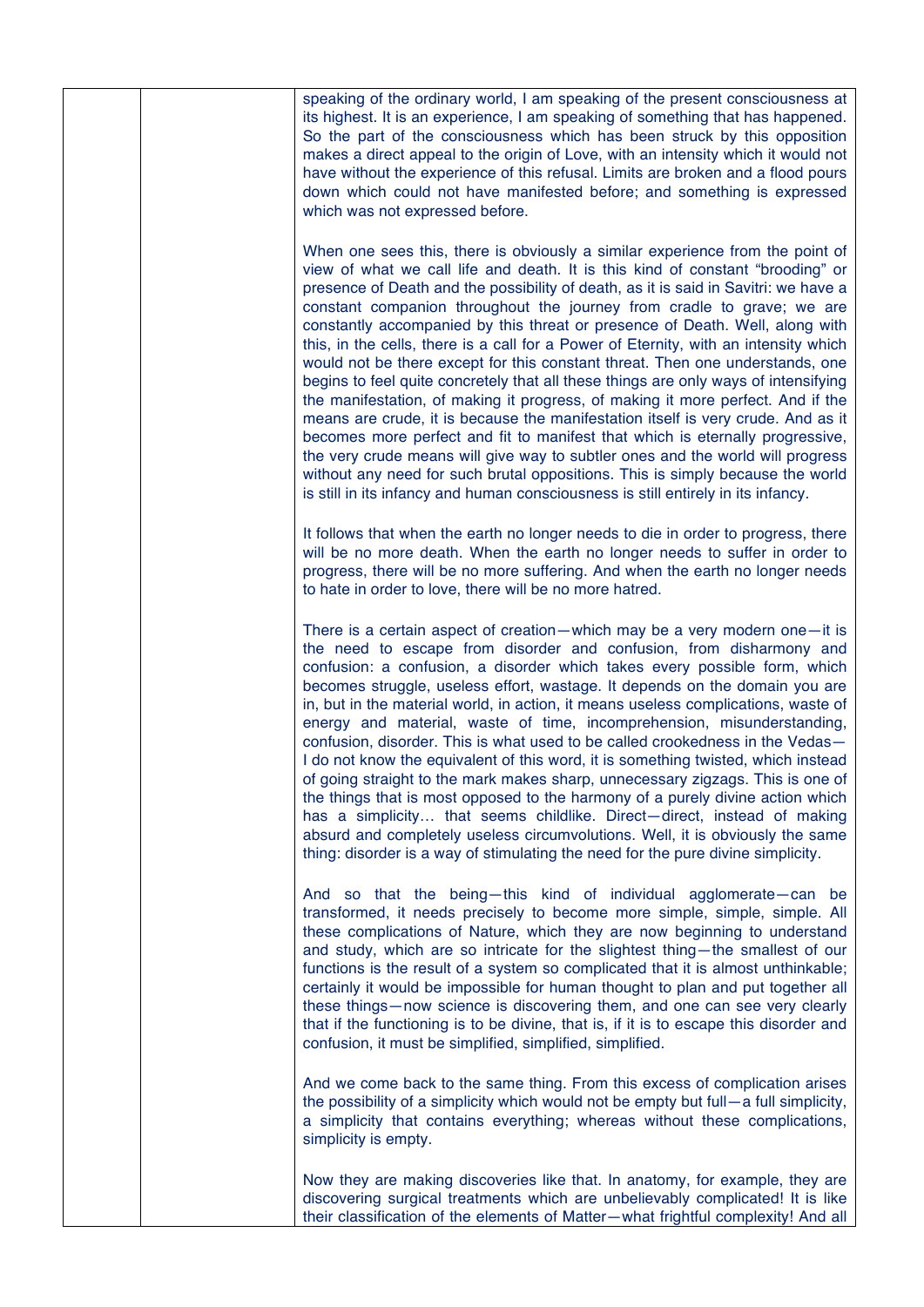speaking of the ordinary world, I am speaking of the present consciousness at its highest. It is an experience, I am speaking of something that has happened. So the part of the consciousness which has been struck by this opposition makes a direct appeal to the origin of Love, with an intensity which it would not have without the experience of this refusal. Limits are broken and a flood pours down which could not have manifested before; and something is expressed which was not expressed before.

When one sees this, there is obviously a similar experience from the point of view of what we call life and death. It is this kind of constant "brooding" or presence of Death and the possibility of death, as it is said in Savitri: we have a constant companion throughout the journey from cradle to grave; we are constantly accompanied by this threat or presence of Death. Well, along with this, in the cells, there is a call for a Power of Eternity, with an intensity which would not be there except for this constant threat. Then one understands, one begins to feel quite concretely that all these things are only ways of intensifying the manifestation, of making it progress, of making it more perfect. And if the means are crude, it is because the manifestation itself is very crude. And as it becomes more perfect and fit to manifest that which is eternally progressive, the very crude means will give way to subtler ones and the world will progress without any need for such brutal oppositions. This is simply because the world is still in its infancy and human consciousness is still entirely in its infancy.

It follows that when the earth no longer needs to die in order to progress, there will be no more death. When the earth no longer needs to suffer in order to progress, there will be no more suffering. And when the earth no longer needs to hate in order to love, there will be no more hatred.

There is a certain aspect of creation—which may be a very modern one—it is the need to escape from disorder and confusion, from disharmony and confusion: a confusion, a disorder which takes every possible form, which becomes struggle, useless effort, wastage. It depends on the domain you are in, but in the material world, in action, it means useless complications, waste of energy and material, waste of time, incomprehension, misunderstanding, confusion, disorder. This is what used to be called crookedness in the Vedas—I do not know the equivalent of this word, it is something twisted, which instead of going straight to the mark makes sharp, unnecessary zigzags. This is one of the things that is most opposed to the harmony of a purely divine action which has a simplicity… that seems childlike. Direct—direct, instead of making absurd and completely useless circumvolutions. Well, it is obviously the same thing: disorder is a way of stimulating the need for the pure divine simplicity.

And so that the being—this kind of individual agglomerate—can be transformed, it needs precisely to become more simple, simple, simple. All these complications of Nature, which they are now beginning to understand and study, which are so intricate for the slightest thing—the smallest of our functions is the result of a system so complicated that it is almost unthinkable; certainly it would be impossible for human thought to plan and put together all these things—now science is discovering them, and one can see very clearly that if the functioning is to be divine, that is, if it is to escape this disorder and confusion, it must be simplified, simplified, simplified.

And we come back to the same thing. From this excess of complication arises the possibility of a simplicity which would not be empty but full—a full simplicity, a simplicity that contains everything; whereas without these complications, simplicity is empty.

Now they are making discoveries like that. In anatomy, for example, they are discovering surgical treatments which are unbelievably complicated! It is like their classification of the elements of Matter—what frightful complexity! And all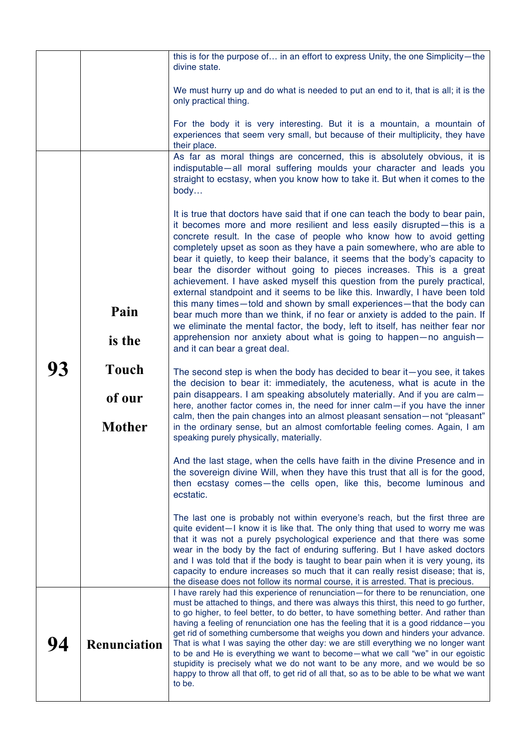| | | |
|---|---|---|
| | | this is for the purpose of… in an effort to express Unity, the one Simplicity—the divine state.<br><br>We must hurry up and do what is needed to put an end to it, that is all; it is the only practical thing.<br><br>For the body it is very interesting. But it is a mountain, a mountain of experiences that seem very small, but because of their multiplicity, they have their place. |
| **93** | **Pain is the Touch of our Mother** | As far as moral things are concerned, this is absolutely obvious, it is indisputable—all moral suffering moulds your character and leads you straight to ecstasy, when you know how to take it. But when it comes to the body…<br><br>It is true that doctors have said that if one can teach the body to bear pain, it becomes more and more resilient and less easily disrupted—this is a concrete result. In the case of people who know how to avoid getting completely upset as soon as they have a pain somewhere, who are able to bear it quietly, to keep their balance, it seems that the body's capacity to bear the disorder without going to pieces increases. This is a great achievement. I have asked myself this question from the purely practical, external standpoint and it seems to be like this. Inwardly, I have been told this many times—told and shown by small experiences—that the body can bear much more than we think, if no fear or anxiety is added to the pain. If we eliminate the mental factor, the body, left to itself, has neither fear nor apprehension nor anxiety about what is going to happen—no anguish—and it can bear a great deal.<br><br>The second step is when the body has decided to bear it—you see, it takes the decision to bear it: immediately, the acuteness, what is acute in the pain disappears. I am speaking absolutely materially. And if you are calm—here, another factor comes in, the need for inner calm—if you have the inner calm, then the pain changes into an almost pleasant sensation—not "pleasant" in the ordinary sense, but an almost comfortable feeling comes. Again, I am speaking purely physically, materially.<br><br>And the last stage, when the cells have faith in the divine Presence and in the sovereign divine Will, when they have this trust that all is for the good, then ecstasy comes—the cells open, like this, become luminous and ecstatic.<br><br>The last one is probably not within everyone's reach, but the first three are quite evident—I know it is like that. The only thing that used to worry me was that it was not a purely psychological experience and that there was some wear in the body by the fact of enduring suffering. But I have asked doctors and I was told that if the body is taught to bear pain when it is very young, its capacity to endure increases so much that it can really resist disease; that is, the disease does not follow its normal course, it is arrested. That is precious. |
| **94** | **Renunciation** | I have rarely had this experience of renunciation—for there to be renunciation, one must be attached to things, and there was always this thirst, this need to go further, to go higher, to feel better, to do better, to have something better. And rather than having a feeling of renunciation one has the feeling that it is a good riddance—you get rid of something cumbersome that weighs you down and hinders your advance. That is what I was saying the other day: we are still everything we no longer want to be and He is everything we want to become—what we call "we" in our egoistic stupidity is precisely what we do not want to be any more, and we would be so happy to throw all that off, to get rid of all that, so as to be able to be what we want to be. |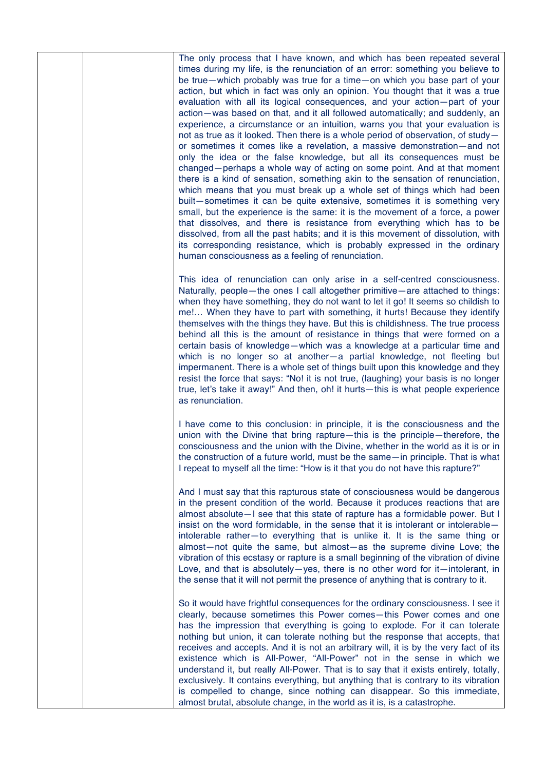The only process that I have known, and which has been repeated several times during my life, is the renunciation of an error: something you believe to be true—which probably was true for a time—on which you base part of your action, but which in fact was only an opinion. You thought that it was a true evaluation with all its logical consequences, and your action—part of your action—was based on that, and it all followed automatically; and suddenly, an experience, a circumstance or an intuition, warns you that your evaluation is not as true as it looked. Then there is a whole period of observation, of study—or sometimes it comes like a revelation, a massive demonstration—and not only the idea or the false knowledge, but all its consequences must be changed—perhaps a whole way of acting on some point. And at that moment there is a kind of sensation, something akin to the sensation of renunciation, which means that you must break up a whole set of things which had been built—sometimes it can be quite extensive, sometimes it is something very small, but the experience is the same: it is the movement of a force, a power that dissolves, and there is resistance from everything which has to be dissolved, from all the past habits; and it is this movement of dissolution, with its corresponding resistance, which is probably expressed in the ordinary human consciousness as a feeling of renunciation.

This idea of renunciation can only arise in a self-centred consciousness. Naturally, people—the ones I call altogether primitive—are attached to things: when they have something, they do not want to let it go! It seems so childish to me!… When they have to part with something, it hurts! Because they identify themselves with the things they have. But this is childishness. The true process behind all this is the amount of resistance in things that were formed on a certain basis of knowledge—which was a knowledge at a particular time and which is no longer so at another—a partial knowledge, not fleeting but impermanent. There is a whole set of things built upon this knowledge and they resist the force that says: "No! it is not true, (laughing) your basis is no longer true, let's take it away!" And then, oh! it hurts—this is what people experience as renunciation.

I have come to this conclusion: in principle, it is the consciousness and the union with the Divine that bring rapture—this is the principle—therefore, the consciousness and the union with the Divine, whether in the world as it is or in the construction of a future world, must be the same—in principle. That is what I repeat to myself all the time: "How is it that you do not have this rapture?"

And I must say that this rapturous state of consciousness would be dangerous in the present condition of the world. Because it produces reactions that are almost absolute—I see that this state of rapture has a formidable power. But I insist on the word formidable, in the sense that it is intolerant or intolerable—intolerable rather—to everything that is unlike it. It is the same thing or almost—not quite the same, but almost—as the supreme divine Love; the vibration of this ecstasy or rapture is a small beginning of the vibration of divine Love, and that is absolutely—yes, there is no other word for it—intolerant, in the sense that it will not permit the presence of anything that is contrary to it.

So it would have frightful consequences for the ordinary consciousness. I see it clearly, because sometimes this Power comes—this Power comes and one has the impression that everything is going to explode. For it can tolerate nothing but union, it can tolerate nothing but the response that accepts, that receives and accepts. And it is not an arbitrary will, it is by the very fact of its existence which is All-Power, "All-Power" not in the sense in which we understand it, but really All-Power. That is to say that it exists entirely, totally, exclusively. It contains everything, but anything that is contrary to its vibration is compelled to change, since nothing can disappear. So this immediate, almost brutal, absolute change, in the world as it is, is a catastrophe.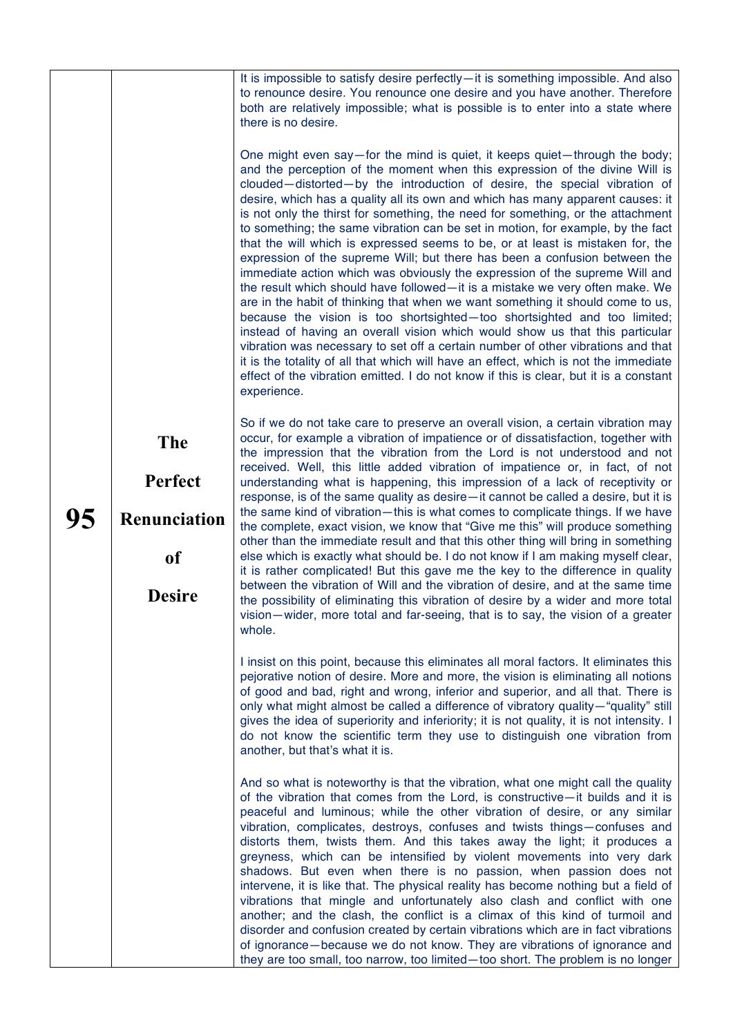## 95 The Perfect Renunciation of Desire

It is impossible to satisfy desire perfectly—it is something impossible. And also to renounce desire. You renounce one desire and you have another. Therefore both are relatively impossible; what is possible is to enter into a state where there is no desire.

One might even say—for the mind is quiet, it keeps quiet—through the body; and the perception of the moment when this expression of the divine Will is clouded—distorted—by the introduction of desire, the special vibration of desire, which has a quality all its own and which has many apparent causes: it is not only the thirst for something, the need for something, or the attachment to something; the same vibration can be set in motion, for example, by the fact that the will which is expressed seems to be, or at least is mistaken for, the expression of the supreme Will; but there has been a confusion between the immediate action which was obviously the expression of the supreme Will and the result which should have followed—it is a mistake we very often make. We are in the habit of thinking that when we want something it should come to us, because the vision is too shortsighted—too shortsighted and too limited; instead of having an overall vision which would show us that this particular vibration was necessary to set off a certain number of other vibrations and that it is the totality of all that which will have an effect, which is not the immediate effect of the vibration emitted. I do not know if this is clear, but it is a constant experience.

So if we do not take care to preserve an overall vision, a certain vibration may occur, for example a vibration of impatience or of dissatisfaction, together with the impression that the vibration from the Lord is not understood and not received. Well, this little added vibration of impatience or, in fact, of not understanding what is happening, this impression of a lack of receptivity or response, is of the same quality as desire—it cannot be called a desire, but it is the same kind of vibration—this is what comes to complicate things. If we have the complete, exact vision, we know that "Give me this" will produce something other than the immediate result and that this other thing will bring in something else which is exactly what should be. I do not know if I am making myself clear, it is rather complicated! But this gave me the key to the difference in quality between the vibration of Will and the vibration of desire, and at the same time the possibility of eliminating this vibration of desire by a wider and more total vision—wider, more total and far-seeing, that is to say, the vision of a greater whole.

I insist on this point, because this eliminates all moral factors. It eliminates this pejorative notion of desire. More and more, the vision is eliminating all notions of good and bad, right and wrong, inferior and superior, and all that. There is only what might almost be called a difference of vibratory quality—"quality" still gives the idea of superiority and inferiority; it is not quality, it is not intensity. I do not know the scientific term they use to distinguish one vibration from another, but that's what it is.

And so what is noteworthy is that the vibration, what one might call the quality of the vibration that comes from the Lord, is constructive—it builds and it is peaceful and luminous; while the other vibration of desire, or any similar vibration, complicates, destroys, confuses and twists things—confuses and distorts them, twists them. And this takes away the light; it produces a greyness, which can be intensified by violent movements into very dark shadows. But even when there is no passion, when passion does not intervene, it is like that. The physical reality has become nothing but a field of vibrations that mingle and unfortunately also clash and conflict with one another; and the clash, the conflict is a climax of this kind of turmoil and disorder and confusion created by certain vibrations which are in fact vibrations of ignorance—because we do not know. They are vibrations of ignorance and they are too small, too narrow, too limited—too short. The problem is no longer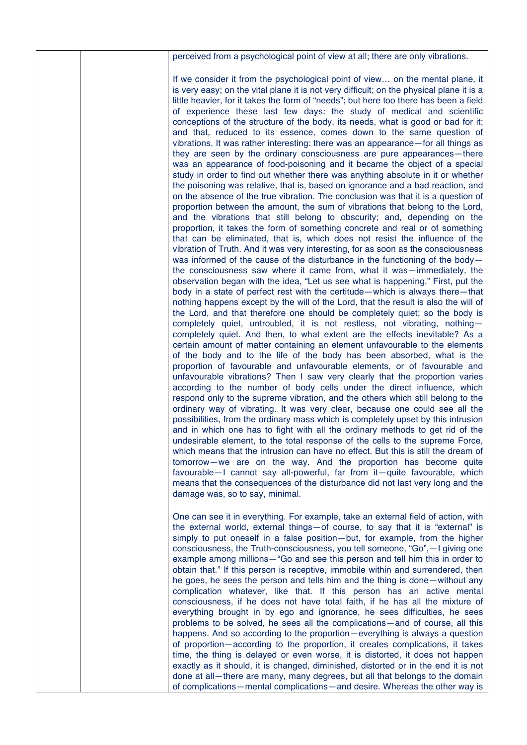perceived from a psychological point of view at all; there are only vibrations.

If we consider it from the psychological point of view… on the mental plane, it is very easy; on the vital plane it is not very difficult; on the physical plane it is a little heavier, for it takes the form of "needs"; but here too there has been a field of experience these last few days: the study of medical and scientific conceptions of the structure of the body, its needs, what is good or bad for it; and that, reduced to its essence, comes down to the same question of vibrations. It was rather interesting: there was an appearance—for all things as they are seen by the ordinary consciousness are pure appearances—there was an appearance of food-poisoning and it became the object of a special study in order to find out whether there was anything absolute in it or whether the poisoning was relative, that is, based on ignorance and a bad reaction, and on the absence of the true vibration. The conclusion was that it is a question of proportion between the amount, the sum of vibrations that belong to the Lord, and the vibrations that still belong to obscurity; and, depending on the proportion, it takes the form of something concrete and real or of something that can be eliminated, that is, which does not resist the influence of the vibration of Truth. And it was very interesting, for as soon as the consciousness was informed of the cause of the disturbance in the functioning of the body—the consciousness saw where it came from, what it was—immediately, the observation began with the idea, "Let us see what is happening." First, put the body in a state of perfect rest with the certitude—which is always there—that nothing happens except by the will of the Lord, that the result is also the will of the Lord, and that therefore one should be completely quiet; so the body is completely quiet, untroubled, it is not restless, not vibrating, nothing—completely quiet. And then, to what extent are the effects inevitable? As a certain amount of matter containing an element unfavourable to the elements of the body and to the life of the body has been absorbed, what is the proportion of favourable and unfavourable elements, or of favourable and unfavourable vibrations? Then I saw very clearly that the proportion varies according to the number of body cells under the direct influence, which respond only to the supreme vibration, and the others which still belong to the ordinary way of vibrating. It was very clear, because one could see all the possibilities, from the ordinary mass which is completely upset by this intrusion and in which one has to fight with all the ordinary methods to get rid of the undesirable element, to the total response of the cells to the supreme Force, which means that the intrusion can have no effect. But this is still the dream of tomorrow—we are on the way. And the proportion has become quite favourable—I cannot say all-powerful, far from it—quite favourable, which means that the consequences of the disturbance did not last very long and the damage was, so to say, minimal.

One can see it in everything. For example, take an external field of action, with the external world, external things—of course, to say that it is "external" is simply to put oneself in a false position—but, for example, from the higher consciousness, the Truth-consciousness, you tell someone, "Go",—I giving one example among millions—"Go and see this person and tell him this in order to obtain that." If this person is receptive, immobile within and surrendered, then he goes, he sees the person and tells him and the thing is done—without any complication whatever, like that. If this person has an active mental consciousness, if he does not have total faith, if he has all the mixture of everything brought in by ego and ignorance, he sees difficulties, he sees problems to be solved, he sees all the complications—and of course, all this happens. And so according to the proportion—everything is always a question of proportion—according to the proportion, it creates complications, it takes time, the thing is delayed or even worse, it is distorted, it does not happen exactly as it should, it is changed, diminished, distorted or in the end it is not done at all—there are many, many degrees, but all that belongs to the domain of complications—mental complications—and desire. Whereas the other way is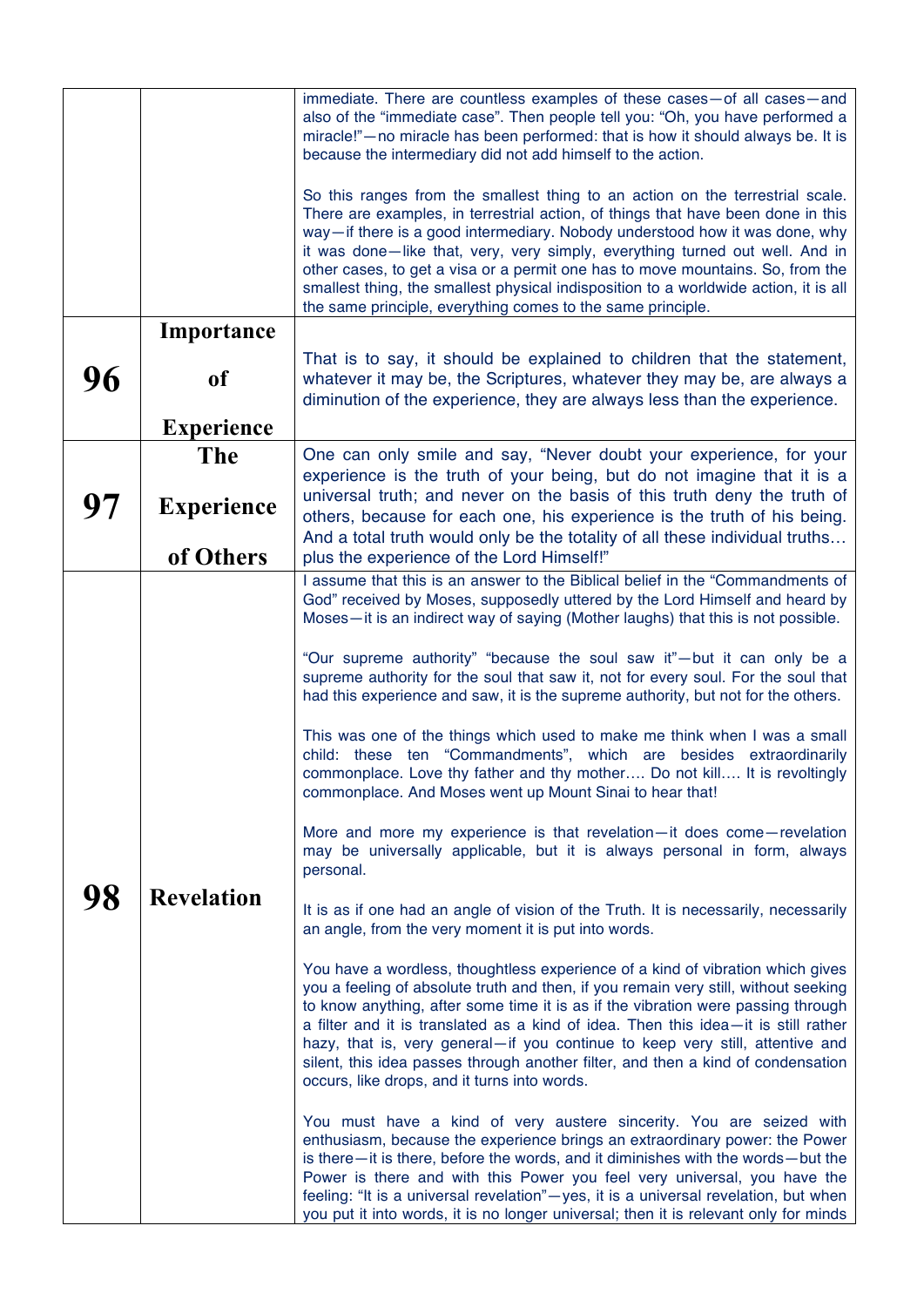| | | |
|---|---|---|
| | | immediate. There are countless examples of these cases—of all cases—and also of the "immediate case". Then people tell you: "Oh, you have performed a miracle!"—no miracle has been performed: that is how it should always be. It is because the intermediary did not add himself to the action.<br><br>So this ranges from the smallest thing to an action on the terrestrial scale. There are examples, in terrestrial action, of things that have been done in this way—if there is a good intermediary. Nobody understood how it was done, why it was done—like that, very, very simply, everything turned out well. And in other cases, to get a visa or a permit one has to move mountains. So, from the smallest thing, the smallest physical indisposition to a worldwide action, it is all the same principle, everything comes to the same principle. |
| **96** | **Importance of Experience** | That is to say, it should be explained to children that the statement, whatever it may be, the Scriptures, whatever they may be, are always a diminution of the experience, they are always less than the experience. |
| **97** | **The Experience of Others** | One can only smile and say, "Never doubt your experience, for your experience is the truth of your being, but do not imagine that it is a universal truth; and never on the basis of this truth deny the truth of others, because for each one, his experience is the truth of his being. And a total truth would only be the totality of all these individual truths… plus the experience of the Lord Himself!" |
| **98** | **Revelation** | I assume that this is an answer to the Biblical belief in the "Commandments of God" received by Moses, supposedly uttered by the Lord Himself and heard by Moses—it is an indirect way of saying (Mother laughs) that this is not possible.<br><br>"Our supreme authority" "because the soul saw it"—but it can only be a supreme authority for the soul that saw it, not for every soul. For the soul that had this experience and saw, it is the supreme authority, but not for the others.<br><br>This was one of the things which used to make me think when I was a small child: these ten "Commandments", which are besides extraordinarily commonplace. Love thy father and thy mother…. Do not kill…. It is revoltingly commonplace. And Moses went up Mount Sinai to hear that!<br><br>More and more my experience is that revelation—it does come—revelation may be universally applicable, but it is always personal in form, always personal.<br><br>It is as if one had an angle of vision of the Truth. It is necessarily, necessarily an angle, from the very moment it is put into words.<br><br>You have a wordless, thoughtless experience of a kind of vibration which gives you a feeling of absolute truth and then, if you remain very still, without seeking to know anything, after some time it is as if the vibration were passing through a filter and it is translated as a kind of idea. Then this idea—it is still rather hazy, that is, very general—if you continue to keep very still, attentive and silent, this idea passes through another filter, and then a kind of condensation occurs, like drops, and it turns into words.<br><br>You must have a kind of very austere sincerity. You are seized with enthusiasm, because the experience brings an extraordinary power: the Power is there—it is there, before the words, and it diminishes with the words—but the Power is there and with this Power you feel very universal, you have the feeling: "It is a universal revelation"—yes, it is a universal revelation, but when you put it into words, it is no longer universal; then it is relevant only for minds |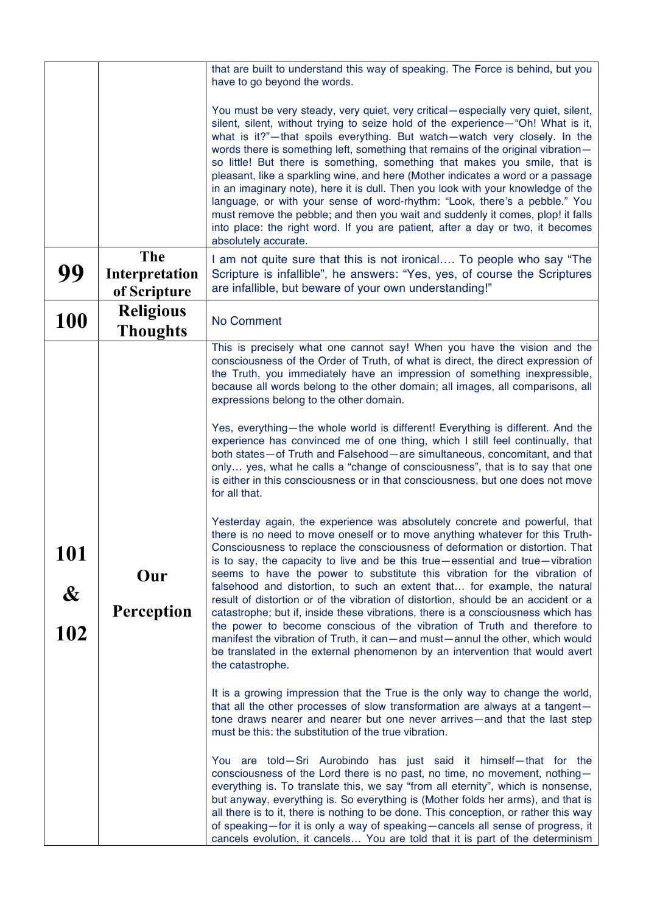| | | |
|---|---|---|
| | | that are built to understand this way of speaking. The Force is behind, but you have to go beyond the words.<br><br>You must be very steady, very quiet, very critical—especially very quiet, silent, silent, silent, without trying to seize hold of the experience—"Oh! What is it, what is it?"—that spoils everything. But watch—watch very closely. In the words there is something left, something that remains of the original vibration—so little! But there is something, something that makes you smile, that is pleasant, like a sparkling wine, and here (Mother indicates a word or a passage in an imaginary note), here it is dull. Then you look with your knowledge of the language, or with your sense of word-rhythm: "Look, there's a pebble." You must remove the pebble; and then you wait and suddenly it comes, plop! it falls into place: the right word. If you are patient, after a day or two, it becomes absolutely accurate. |
| **99** | **The Interpretation of Scripture** | I am not quite sure that this is not ironical.... To people who say "The Scripture is infallible", he answers: "Yes, yes, of course the Scriptures are infallible, but beware of your own understanding!" |
| **100** | **Religious Thoughts** | No Comment |
| **101 & 102** | **Our Perception** | This is precisely what one cannot say! When you have the vision and the consciousness of the Order of Truth, of what is direct, the direct expression of the Truth, you immediately have an impression of something inexpressible, because all words belong to the other domain; all images, all comparisons, all expressions belong to the other domain.<br><br>Yes, everything—the whole world is different! Everything is different. And the experience has convinced me of one thing, which I still feel continually, that both states—of Truth and Falsehood—are simultaneous, concomitant, and that only… yes, what he calls a "change of consciousness", that is to say that one is either in this consciousness or in that consciousness, but one does not move for all that.<br><br>Yesterday again, the experience was absolutely concrete and powerful, that there is no need to move oneself or to move anything whatever for this Truth-Consciousness to replace the consciousness of deformation or distortion. That is to say, the capacity to live and be this true—essential and true—vibration seems to have the power to substitute this vibration for the vibration of falsehood and distortion, to such an extent that… for example, the natural result of distortion or of the vibration of distortion, should be an accident or a catastrophe; but if, inside these vibrations, there is a consciousness which has the power to become conscious of the vibration of Truth and therefore to manifest the vibration of Truth, it can—and must—annul the other, which would be translated in the external phenomenon by an intervention that would avert the catastrophe.<br><br>It is a growing impression that the True is the only way to change the world, that all the other processes of slow transformation are always at a tangent—tone draws nearer and nearer but one never arrives—and that the last step must be this: the substitution of the true vibration.<br><br>You are told—Sri Aurobindo has just said it himself—that for the consciousness of the Lord there is no past, no time, no movement, nothing—everything is. To translate this, we say "from all eternity", which is nonsense, but anyway, everything is. So everything is (Mother folds her arms), and that is all there is to it, there is nothing to be done. This conception, or rather this way of speaking—for it is only a way of speaking—cancels all sense of progress, it cancels evolution, it cancels… You are told that it is part of the determinism |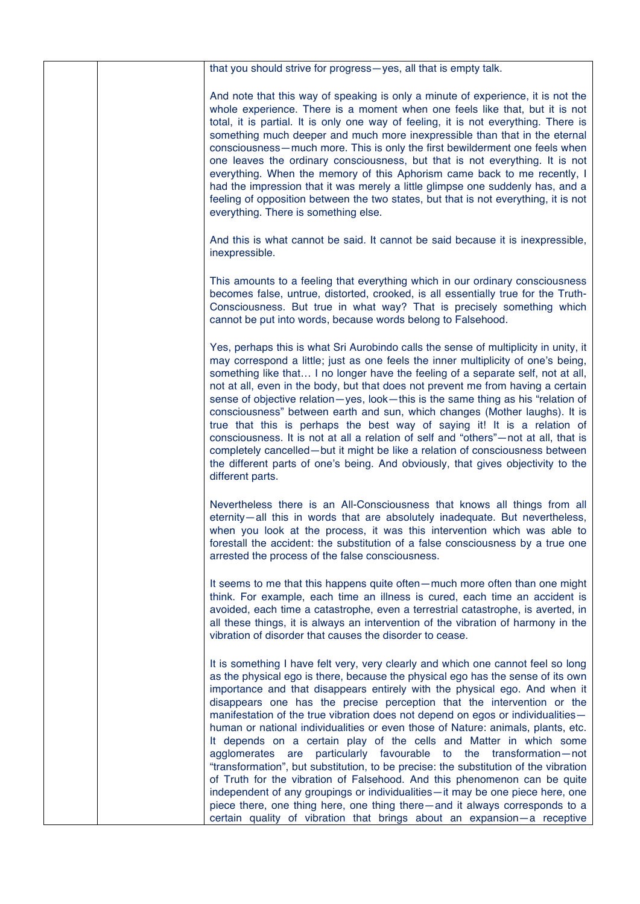that you should strive for progress—yes, all that is empty talk.

And note that this way of speaking is only a minute of experience, it is not the whole experience. There is a moment when one feels like that, but it is not total, it is partial. It is only one way of feeling, it is not everything. There is something much deeper and much more inexpressible than that in the eternal consciousness—much more. This is only the first bewilderment one feels when one leaves the ordinary consciousness, but that is not everything. It is not everything. When the memory of this Aphorism came back to me recently, I had the impression that it was merely a little glimpse one suddenly has, and a feeling of opposition between the two states, but that is not everything, it is not everything. There is something else.

And this is what cannot be said. It cannot be said because it is inexpressible, inexpressible.

This amounts to a feeling that everything which in our ordinary consciousness becomes false, untrue, distorted, crooked, is all essentially true for the Truth-Consciousness. But true in what way? That is precisely something which cannot be put into words, because words belong to Falsehood.

Yes, perhaps this is what Sri Aurobindo calls the sense of multiplicity in unity, it may correspond a little; just as one feels the inner multiplicity of one's being, something like that… I no longer have the feeling of a separate self, not at all, not at all, even in the body, but that does not prevent me from having a certain sense of objective relation—yes, look—this is the same thing as his "relation of consciousness" between earth and sun, which changes (Mother laughs). It is true that this is perhaps the best way of saying it! It is a relation of consciousness. It is not at all a relation of self and "others"—not at all, that is completely cancelled—but it might be like a relation of consciousness between the different parts of one's being. And obviously, that gives objectivity to the different parts.

Nevertheless there is an All-Consciousness that knows all things from all eternity—all this in words that are absolutely inadequate. But nevertheless, when you look at the process, it was this intervention which was able to forestall the accident: the substitution of a false consciousness by a true one arrested the process of the false consciousness.

It seems to me that this happens quite often—much more often than one might think. For example, each time an illness is cured, each time an accident is avoided, each time a catastrophe, even a terrestrial catastrophe, is averted, in all these things, it is always an intervention of the vibration of harmony in the vibration of disorder that causes the disorder to cease.

It is something I have felt very, very clearly and which one cannot feel so long as the physical ego is there, because the physical ego has the sense of its own importance and that disappears entirely with the physical ego. And when it disappears one has the precise perception that the intervention or the manifestation of the true vibration does not depend on egos or individualities—human or national individualities or even those of Nature: animals, plants, etc. It depends on a certain play of the cells and Matter in which some agglomerates are particularly favourable to the transformation—not "transformation", but substitution, to be precise: the substitution of the vibration of Truth for the vibration of Falsehood. And this phenomenon can be quite independent of any groupings or individualities—it may be one piece here, one piece there, one thing here, one thing there—and it always corresponds to a certain quality of vibration that brings about an expansion—a receptive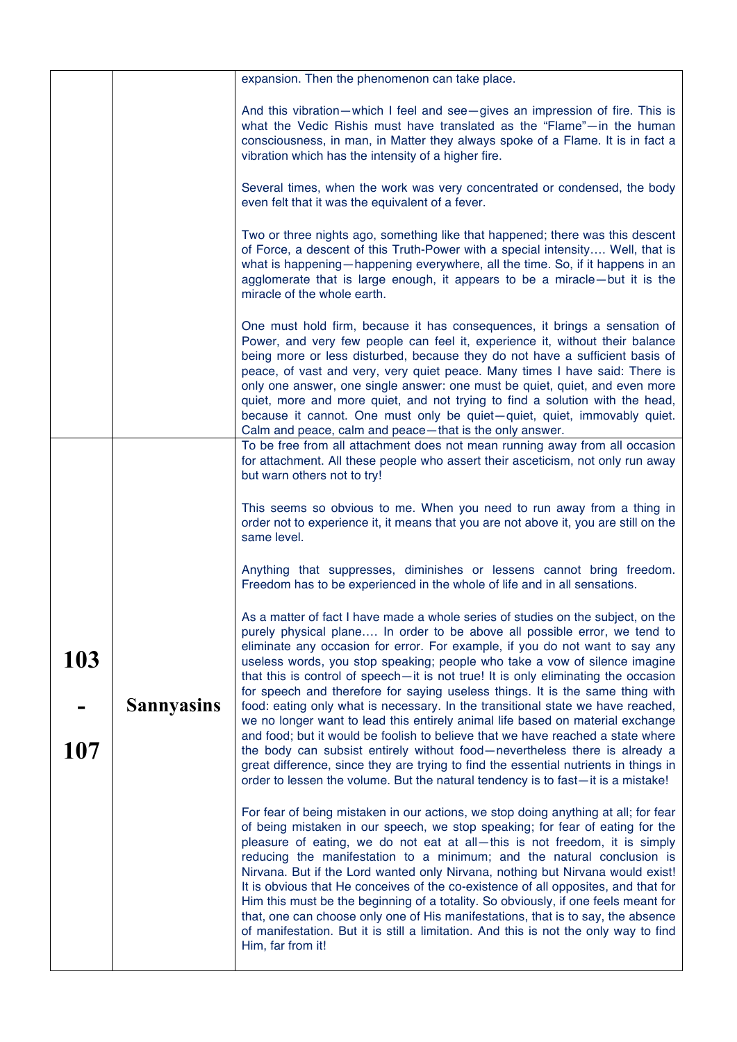| | | |
|---|---|---|
| | | expansion. Then the phenomenon can take place.<br><br>And this vibration—which I feel and see—gives an impression of fire. This is what the Vedic Rishis must have translated as the "Flame"—in the human consciousness, in man, in Matter they always spoke of a Flame. It is in fact a vibration which has the intensity of a higher fire.<br><br>Several times, when the work was very concentrated or condensed, the body even felt that it was the equivalent of a fever.<br><br>Two or three nights ago, something like that happened; there was this descent of Force, a descent of this Truth-Power with a special intensity…. Well, that is what is happening—happening everywhere, all the time. So, if it happens in an agglomerate that is large enough, it appears to be a miracle—but it is the miracle of the whole earth.<br><br>One must hold firm, because it has consequences, it brings a sensation of Power, and very few people can feel it, experience it, without their balance being more or less disturbed, because they do not have a sufficient basis of peace, of vast and very, very quiet peace. Many times I have said: There is only one answer, one single answer: one must be quiet, quiet, and even more quiet, more and more quiet, and not trying to find a solution with the head, because it cannot. One must only be quiet—quiet, quiet, immovably quiet. Calm and peace, calm and peace—that is the only answer. |
| **103 - 107** | **Sannyasins** | To be free from all attachment does not mean running away from all occasion for attachment. All these people who assert their asceticism, not only run away but warn others not to try!<br><br>This seems so obvious to me. When you need to run away from a thing in order not to experience it, it means that you are not above it, you are still on the same level.<br><br>Anything that suppresses, diminishes or lessens cannot bring freedom. Freedom has to be experienced in the whole of life and in all sensations.<br><br>As a matter of fact I have made a whole series of studies on the subject, on the purely physical plane…. In order to be above all possible error, we tend to eliminate any occasion for error. For example, if you do not want to say any useless words, you stop speaking; people who take a vow of silence imagine that this is control of speech—it is not true! It is only eliminating the occasion for speech and therefore for saying useless things. It is the same thing with food: eating only what is necessary. In the transitional state we have reached, we no longer want to lead this entirely animal life based on material exchange and food; but it would be foolish to believe that we have reached a state where the body can subsist entirely without food—nevertheless there is already a great difference, since they are trying to find the essential nutrients in things in order to lessen the volume. But the natural tendency is to fast—it is a mistake!<br><br>For fear of being mistaken in our actions, we stop doing anything at all; for fear of being mistaken in our speech, we stop speaking; for fear of eating for the pleasure of eating, we do not eat at all—this is not freedom, it is simply reducing the manifestation to a minimum; and the natural conclusion is Nirvana. But if the Lord wanted only Nirvana, nothing but Nirvana would exist! It is obvious that He conceives of the co-existence of all opposites, and that for Him this must be the beginning of a totality. So obviously, if one feels meant for that, one can choose only one of His manifestations, that is to say, the absence of manifestation. But it is still a limitation. And this is not the only way to find Him, far from it! |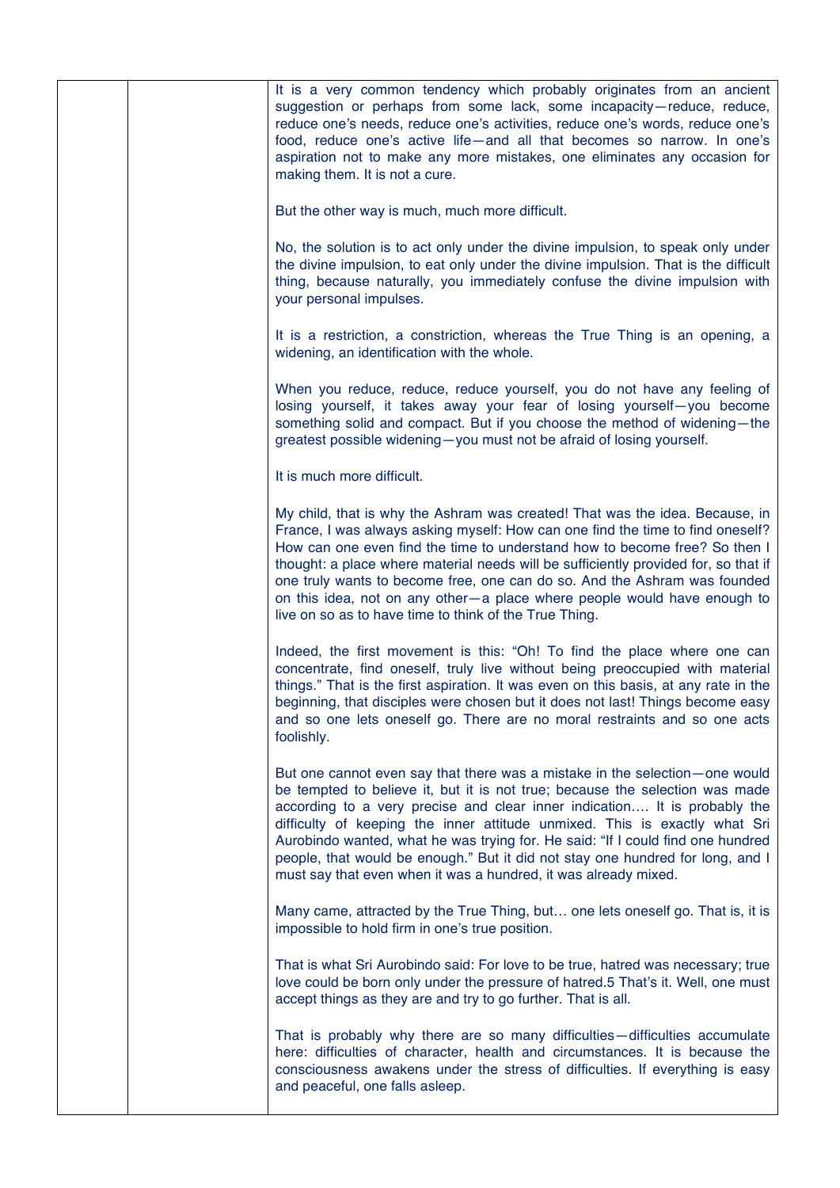It is a very common tendency which probably originates from an ancient suggestion or perhaps from some lack, some incapacity—reduce, reduce, reduce one's needs, reduce one's activities, reduce one's words, reduce one's food, reduce one's active life—and all that becomes so narrow. In one's aspiration not to make any more mistakes, one eliminates any occasion for making them. It is not a cure.

But the other way is much, much more difficult.

No, the solution is to act only under the divine impulsion, to speak only under the divine impulsion, to eat only under the divine impulsion. That is the difficult thing, because naturally, you immediately confuse the divine impulsion with your personal impulses.

It is a restriction, a constriction, whereas the True Thing is an opening, a widening, an identification with the whole.

When you reduce, reduce, reduce yourself, you do not have any feeling of losing yourself, it takes away your fear of losing yourself—you become something solid and compact. But if you choose the method of widening—the greatest possible widening—you must not be afraid of losing yourself.

It is much more difficult.

My child, that is why the Ashram was created! That was the idea. Because, in France, I was always asking myself: How can one find the time to find oneself? How can one even find the time to understand how to become free? So then I thought: a place where material needs will be sufficiently provided for, so that if one truly wants to become free, one can do so. And the Ashram was founded on this idea, not on any other—a place where people would have enough to live on so as to have time to think of the True Thing.

Indeed, the first movement is this: "Oh! To find the place where one can concentrate, find oneself, truly live without being preoccupied with material things." That is the first aspiration. It was even on this basis, at any rate in the beginning, that disciples were chosen but it does not last! Things become easy and so one lets oneself go. There are no moral restraints and so one acts foolishly.

But one cannot even say that there was a mistake in the selection—one would be tempted to believe it, but it is not true; because the selection was made according to a very precise and clear inner indication…. It is probably the difficulty of keeping the inner attitude unmixed. This is exactly what Sri Aurobindo wanted, what he was trying for. He said: "If I could find one hundred people, that would be enough." But it did not stay one hundred for long, and I must say that even when it was a hundred, it was already mixed.

Many came, attracted by the True Thing, but… one lets oneself go. That is, it is impossible to hold firm in one's true position.

That is what Sri Aurobindo said: For love to be true, hatred was necessary; true love could be born only under the pressure of hatred.[5] That's it. Well, one must accept things as they are and try to go further. That is all.

That is probably why there are so many difficulties—difficulties accumulate here: difficulties of character, health and circumstances. It is because the consciousness awakens under the stress of difficulties. If everything is easy and peaceful, one falls asleep.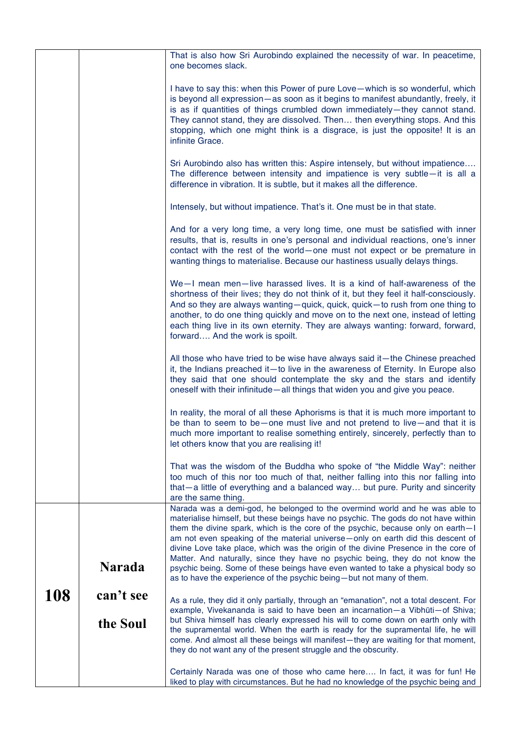| | | |
|---|---|---|
| | | That is also how Sri Aurobindo explained the necessity of war. In peacetime, one becomes slack.<br><br>I have to say this: when this Power of pure Love—which is so wonderful, which is beyond all expression—as soon as it begins to manifest abundantly, freely, it is as if quantities of things crumbled down immediately—they cannot stand. They cannot stand, they are dissolved. Then… then everything stops. And this stopping, which one might think is a disgrace, is just the opposite! It is an infinite Grace.<br><br>Sri Aurobindo also has written this: Aspire intensely, but without impatience…. The difference between intensity and impatience is very subtle—it is all a difference in vibration. It is subtle, but it makes all the difference.<br><br>Intensely, but without impatience. That's it. One must be in that state.<br><br>And for a very long time, a very long time, one must be satisfied with inner results, that is, results in one's personal and individual reactions, one's inner contact with the rest of the world—one must not expect or be premature in wanting things to materialise. Because our hastiness usually delays things.<br><br>We—I mean men—live harassed lives. It is a kind of half-awareness of the shortness of their lives; they do not think of it, but they feel it half-consciously. And so they are always wanting—quick, quick, quick—to rush from one thing to another, to do one thing quickly and move on to the next one, instead of letting each thing live in its own eternity. They are always wanting: forward, forward, forward…. And the work is spoilt.<br><br>All those who have tried to be wise have always said it—the Chinese preached it, the Indians preached it—to live in the awareness of Eternity. In Europe also they said that one should contemplate the sky and the stars and identify oneself with their infinitude—all things that widen you and give you peace.<br><br>In reality, the moral of all these Aphorisms is that it is much more important to be than to seem to be—one must live and not pretend to live—and that it is much more important to realise something entirely, sincerely, perfectly than to let others know that you are realising it!<br><br>That was the wisdom of the Buddha who spoke of "the Middle Way": neither too much of this nor too much of that, neither falling into this nor falling into that—a little of everything and a balanced way… but pure. Purity and sincerity are the same thing. |
| **108** | **Narada can't see the Soul** | Narada was a demi-god, he belonged to the overmind world and he was able to materialise himself, but these beings have no psychic. The gods do not have within them the divine spark, which is the core of the psychic, because only on earth—I am not even speaking of the material universe—only on earth did this descent of divine Love take place, which was the origin of the divine Presence in the core of Matter. And naturally, since they have no psychic being, they do not know the psychic being. Some of these beings have even wanted to take a physical body so as to have the experience of the psychic being—but not many of them.<br><br>As a rule, they did it only partially, through an "emanation", not a total descent. For example, Vivekananda is said to have been an incarnation—a Vibhūti—of Shiva; but Shiva himself has clearly expressed his will to come down on earth only with the supramental world. When the earth is ready for the supramental life, he will come. And almost all these beings will manifest—they are waiting for that moment, they do not want any of the present struggle and the obscurity.<br><br>Certainly Narada was one of those who came here…. In fact, it was for fun! He liked to play with circumstances. But he had no knowledge of the psychic being and |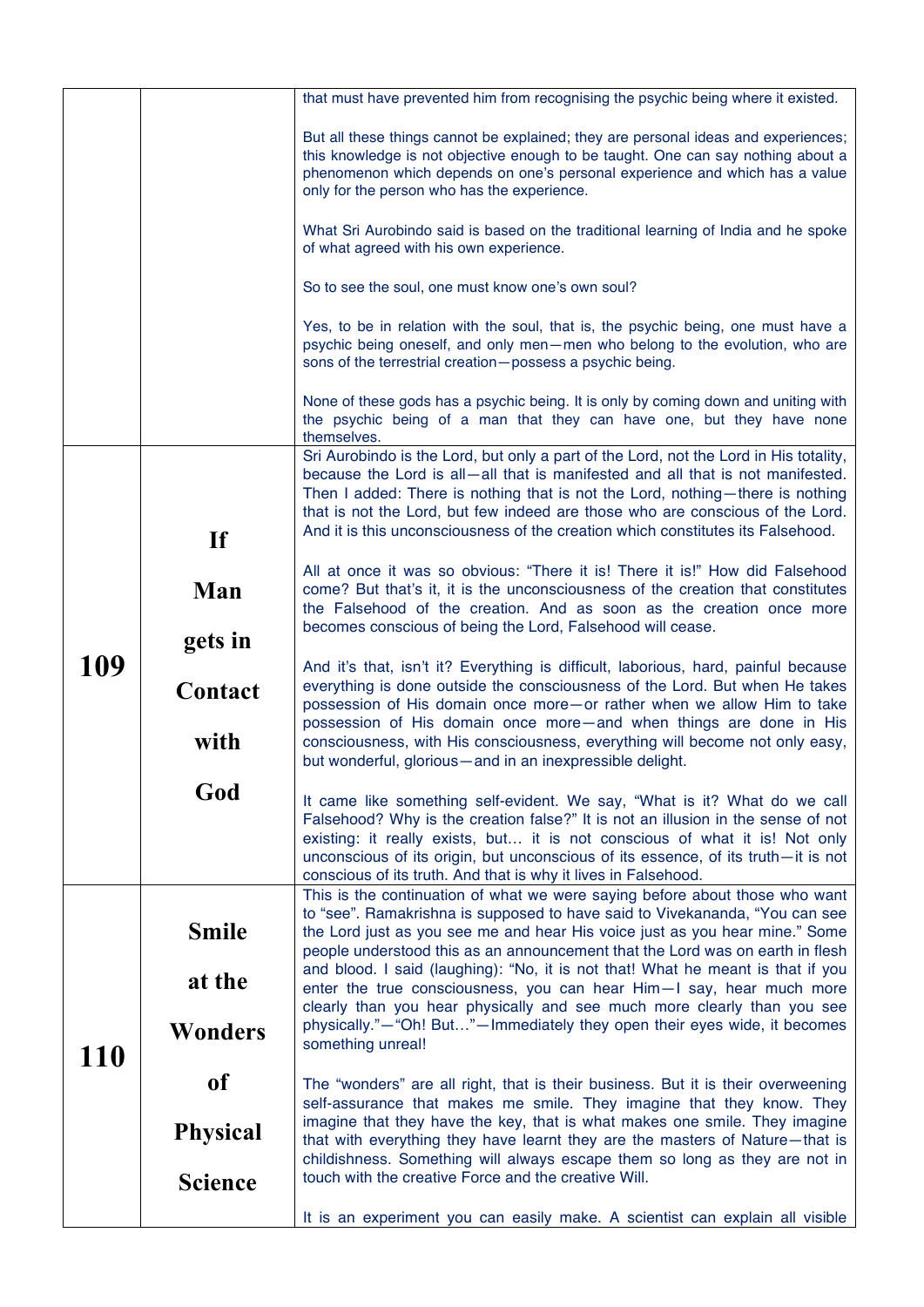| | | |
|---|---|---|
| | | that must have prevented him from recognising the psychic being where it existed.<br><br>But all these things cannot be explained; they are personal ideas and experiences; this knowledge is not objective enough to be taught. One can say nothing about a phenomenon which depends on one's personal experience and which has a value only for the person who has the experience.<br><br>What Sri Aurobindo said is based on the traditional learning of India and he spoke of what agreed with his own experience.<br><br>So to see the soul, one must know one's own soul?<br><br>Yes, to be in relation with the soul, that is, the psychic being, one must have a psychic being oneself, and only men—men who belong to the evolution, who are sons of the terrestrial creation—possess a psychic being.<br><br>None of these gods has a psychic being. It is only by coming down and uniting with the psychic being of a man that they can have one, but they have none themselves. |
| **109** | **If Man gets in Contact with God** | Sri Aurobindo is the Lord, but only a part of the Lord, not the Lord in His totality, because the Lord is all—all that is manifested and all that is not manifested. Then I added: There is nothing that is not the Lord, nothing—there is nothing that is not the Lord, but few indeed are those who are conscious of the Lord. And it is this unconsciousness of the creation which constitutes its Falsehood.<br><br>All at once it was so obvious: "There it is! There it is!" How did Falsehood come? But that's it, it is the unconsciousness of the creation that constitutes the Falsehood of the creation. And as soon as the creation once more becomes conscious of being the Lord, Falsehood will cease.<br><br>And it's that, isn't it? Everything is difficult, laborious, hard, painful because everything is done outside the consciousness of the Lord. But when He takes possession of His domain once more—or rather when we allow Him to take possession of His domain once more—and when things are done in His consciousness, with His consciousness, everything will become not only easy, but wonderful, glorious—and in an inexpressible delight.<br><br>It came like something self-evident. We say, "What is it? What do we call Falsehood? Why is the creation false?" It is not an illusion in the sense of not existing: it really exists, but… it is not conscious of what it is! Not only unconscious of its origin, but unconscious of its essence, of its truth—it is not conscious of its truth. And that is why it lives in Falsehood. |
| **110** | **Smile at the Wonders of Physical Science** | This is the continuation of what we were saying before about those who want to "see". Ramakrishna is supposed to have said to Vivekananda, "You can see the Lord just as you see me and hear His voice just as you hear mine." Some people understood this as an announcement that the Lord was on earth in flesh and blood. I said (laughing): "No, it is not that! What he meant is that if you enter the true consciousness, you can hear Him—I say, hear much more clearly than you hear physically and see much more clearly than you see physically."—"Oh! But…"—Immediately they open their eyes wide, it becomes something unreal!<br><br>The "wonders" are all right, that is their business. But it is their overweening self-assurance that makes me smile. They imagine that they know. They imagine that they have the key, that is what makes one smile. They imagine that with everything they have learnt they are the masters of Nature—that is childishness. Something will always escape them so long as they are not in touch with the creative Force and the creative Will.<br><br>It is an experiment you can easily make. A scientist can explain all visible |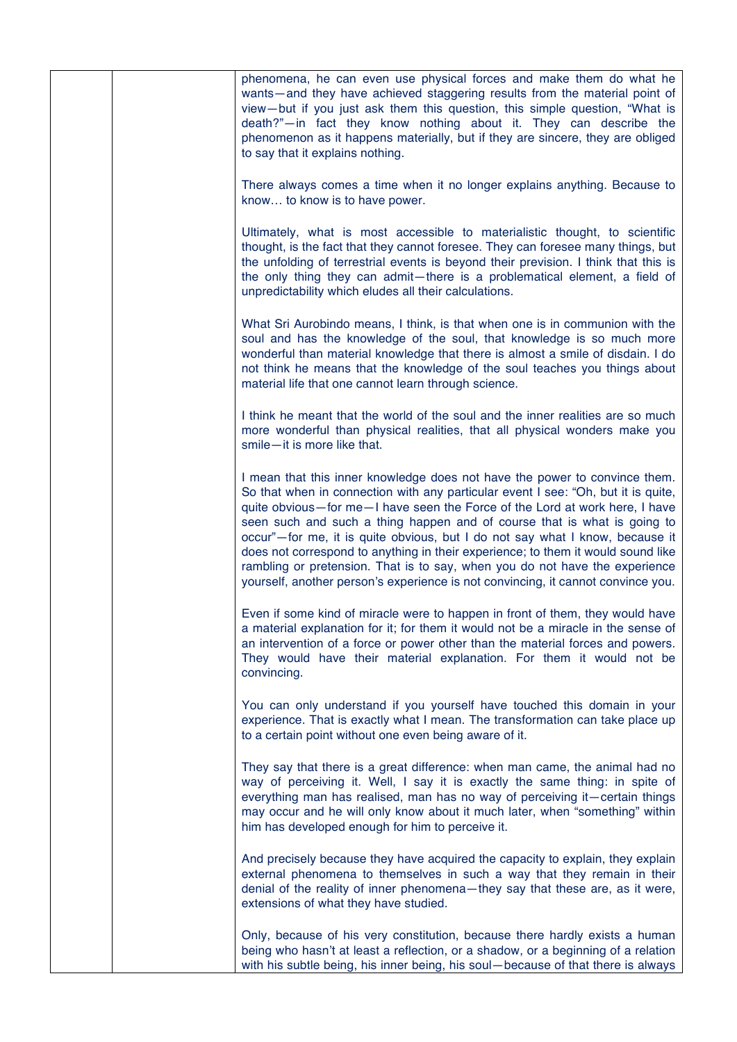phenomena, he can even use physical forces and make them do what he wants—and they have achieved staggering results from the material point of view—but if you just ask them this question, this simple question, "What is death?"—in fact they know nothing about it. They can describe the phenomenon as it happens materially, but if they are sincere, they are obliged to say that it explains nothing.

There always comes a time when it no longer explains anything. Because to know… to know is to have power.

Ultimately, what is most accessible to materialistic thought, to scientific thought, is the fact that they cannot foresee. They can foresee many things, but the unfolding of terrestrial events is beyond their prevision. I think that this is the only thing they can admit—there is a problematical element, a field of unpredictability which eludes all their calculations.

What Sri Aurobindo means, I think, is that when one is in communion with the soul and has the knowledge of the soul, that knowledge is so much more wonderful than material knowledge that there is almost a smile of disdain. I do not think he means that the knowledge of the soul teaches you things about material life that one cannot learn through science.

I think he meant that the world of the soul and the inner realities are so much more wonderful than physical realities, that all physical wonders make you smile—it is more like that.

I mean that this inner knowledge does not have the power to convince them. So that when in connection with any particular event I see: "Oh, but it is quite, quite obvious—for me—I have seen the Force of the Lord at work here, I have seen such and such a thing happen and of course that is what is going to occur"—for me, it is quite obvious, but I do not say what I know, because it does not correspond to anything in their experience; to them it would sound like rambling or pretension. That is to say, when you do not have the experience yourself, another person's experience is not convincing, it cannot convince you.

Even if some kind of miracle were to happen in front of them, they would have a material explanation for it; for them it would not be a miracle in the sense of an intervention of a force or power other than the material forces and powers. They would have their material explanation. For them it would not be convincing.

You can only understand if you yourself have touched this domain in your experience. That is exactly what I mean. The transformation can take place up to a certain point without one even being aware of it.

They say that there is a great difference: when man came, the animal had no way of perceiving it. Well, I say it is exactly the same thing: in spite of everything man has realised, man has no way of perceiving it—certain things may occur and he will only know about it much later, when "something" within him has developed enough for him to perceive it.

And precisely because they have acquired the capacity to explain, they explain external phenomena to themselves in such a way that they remain in their denial of the reality of inner phenomena—they say that these are, as it were, extensions of what they have studied.

Only, because of his very constitution, because there hardly exists a human being who hasn't at least a reflection, or a shadow, or a beginning of a relation with his subtle being, his inner being, his soul—because of that there is always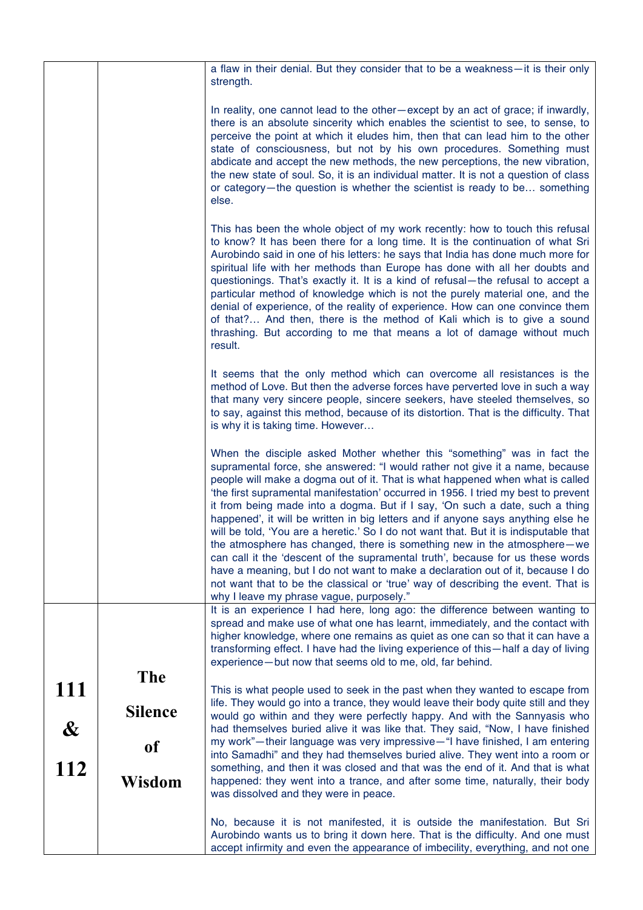| | | |
|---|---|---|
| | | a flaw in their denial. But they consider that to be a weakness—it is their only strength.<br><br>In reality, one cannot lead to the other—except by an act of grace; if inwardly, there is an absolute sincerity which enables the scientist to see, to sense, to perceive the point at which it eludes him, then that can lead him to the other state of consciousness, but not by his own procedures. Something must abdicate and accept the new methods, the new perceptions, the new vibration, the new state of soul. So, it is an individual matter. It is not a question of class or category—the question is whether the scientist is ready to be… something else.<br><br>This has been the whole object of my work recently: how to touch this refusal to know? It has been there for a long time. It is the continuation of what Sri Aurobindo said in one of his letters: he says that India has done much more for spiritual life with her methods than Europe has done with all her doubts and questionings. That's exactly it. It is a kind of refusal—the refusal to accept a particular method of knowledge which is not the purely material one, and the denial of experience, of the reality of experience. How can one convince them of that?… And then, there is the method of Kali which is to give a sound thrashing. But according to me that means a lot of damage without much result.<br><br>It seems that the only method which can overcome all resistances is the method of Love. But then the adverse forces have perverted love in such a way that many very sincere people, sincere seekers, have steeled themselves, so to say, against this method, because of its distortion. That is the difficulty. That is why it is taking time. However…<br><br>When the disciple asked Mother whether this "something" was in fact the supramental force, she answered: "I would rather not give it a name, because people will make a dogma out of it. That is what happened when what is called 'the first supramental manifestation' occurred in 1956. I tried my best to prevent it from being made into a dogma. But if I say, 'On such a date, such a thing happened', it will be written in big letters and if anyone says anything else he will be told, 'You are a heretic.' So I do not want that. But it is indisputable that the atmosphere has changed, there is something new in the atmosphere—we can call it the 'descent of the supramental truth', because for us these words have a meaning, but I do not want to make a declaration out of it, because I do not want that to be the classical or 'true' way of describing the event. That is why I leave my phrase vague, purposely." |
| **111 & 112** | **The Silence of Wisdom** | It is an experience I had here, long ago: the difference between wanting to spread and make use of what one has learnt, immediately, and the contact with higher knowledge, where one remains as quiet as one can so that it can have a transforming effect. I have had the living experience of this—half a day of living experience—but now that seems old to me, old, far behind.<br><br>This is what people used to seek in the past when they wanted to escape from life. They would go into a trance, they would leave their body quite still and they would go within and they were perfectly happy. And with the Sannyasis who had themselves buried alive it was like that. They said, "Now, I have finished my work"—their language was very impressive—"I have finished, I am entering into Samadhi" and they had themselves buried alive. They went into a room or something, and then it was closed and that was the end of it. And that is what happened: they went into a trance, and after some time, naturally, their body was dissolved and they were in peace.<br><br>No, because it is not manifested, it is outside the manifestation. But Sri Aurobindo wants us to bring it down here. That is the difficulty. And one must accept infirmity and even the appearance of imbecility, everything, and not one |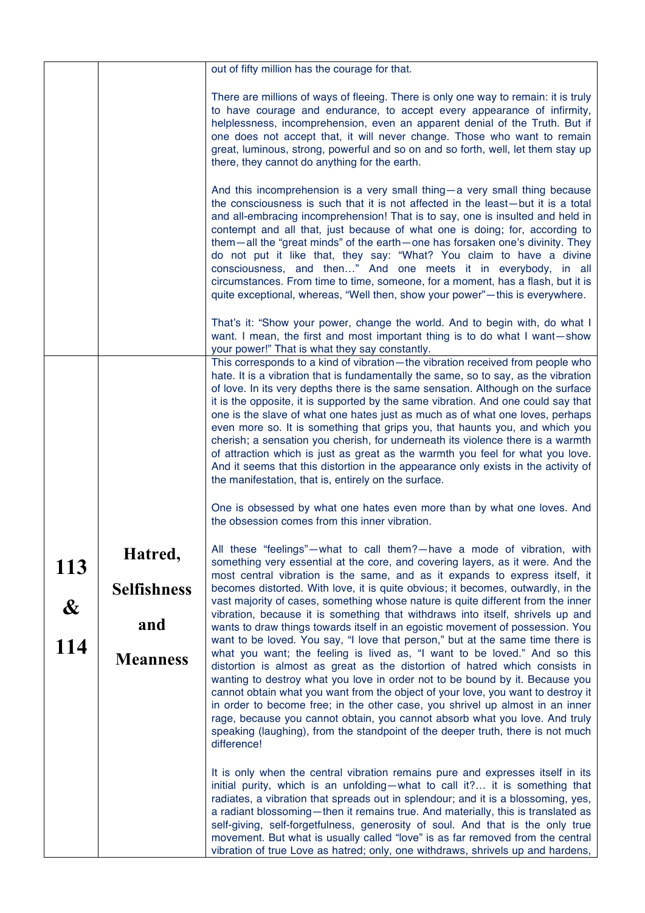| | | |
|---|---|---|
| | | out of fifty million has the courage for that.<br><br>There are millions of ways of fleeing. There is only one way to remain: it is truly to have courage and endurance, to accept every appearance of infirmity, helplessness, incomprehension, even an apparent denial of the Truth. But if one does not accept that, it will never change. Those who want to remain great, luminous, strong, powerful and so on and so forth, well, let them stay up there, they cannot do anything for the earth.<br><br>And this incomprehension is a very small thing—a very small thing because the consciousness is such that it is not affected in the least—but it is a total and all-embracing incomprehension! That is to say, one is insulted and held in contempt and all that, just because of what one is doing; for, according to them—all the "great minds" of the earth—one has forsaken one's divinity. They do not put it like that, they say: "What? You claim to have a divine consciousness, and then…" And one meets it in everybody, in all circumstances. From time to time, someone, for a moment, has a flash, but it is quite exceptional, whereas, "Well then, show your power"—this is everywhere.<br><br>That's it: "Show your power, change the world. And to begin with, do what I want. I mean, the first and most important thing is to do what I want—show your power!" That is what they say constantly. |
| **113 & 114** | **Hatred, Selfishness and Meanness** | This corresponds to a kind of vibration—the vibration received from people who hate. It is a vibration that is fundamentally the same, so to say, as the vibration of love. In its very depths there is the same sensation. Although on the surface it is the opposite, it is supported by the same vibration. And one could say that one is the slave of what one hates just as much as of what one loves, perhaps even more so. It is something that grips you, that haunts you, and which you cherish; a sensation you cherish, for underneath its violence there is a warmth of attraction which is just as great as the warmth you feel for what you love. And it seems that this distortion in the appearance only exists in the activity of the manifestation, that is, entirely on the surface.<br><br>One is obsessed by what one hates even more than by what one loves. And the obsession comes from this inner vibration.<br><br>All these "feelings"—what to call them?—have a mode of vibration, with something very essential at the core, and covering layers, as it were. And the most central vibration is the same, and as it expands to express itself, it becomes distorted. With love, it is quite obvious; it becomes, outwardly, in the vast majority of cases, something whose nature is quite different from the inner vibration, because it is something that withdraws into itself, shrivels up and wants to draw things towards itself in an egoistic movement of possession. You want to be loved. You say, "I love that person," but at the same time there is what you want; the feeling is lived as, "I want to be loved." And so this distortion is almost as great as the distortion of hatred which consists in wanting to destroy what you love in order not to be bound by it. Because you cannot obtain what you want from the object of your love, you want to destroy it in order to become free; in the other case, you shrivel up almost in an inner rage, because you cannot obtain, you cannot absorb what you love. And truly speaking (laughing), from the standpoint of the deeper truth, there is not much difference!<br><br>It is only when the central vibration remains pure and expresses itself in its initial purity, which is an unfolding—what to call it?… it is something that radiates, a vibration that spreads out in splendour; and it is a blossoming, yes, a radiant blossoming—then it remains true. And materially, this is translated as self-giving, self-forgetfulness, generosity of soul. And that is the only true movement. But what is usually called "love" is as far removed from the central vibration of true Love as hatred; only, one withdraws, shrivels up and hardens, |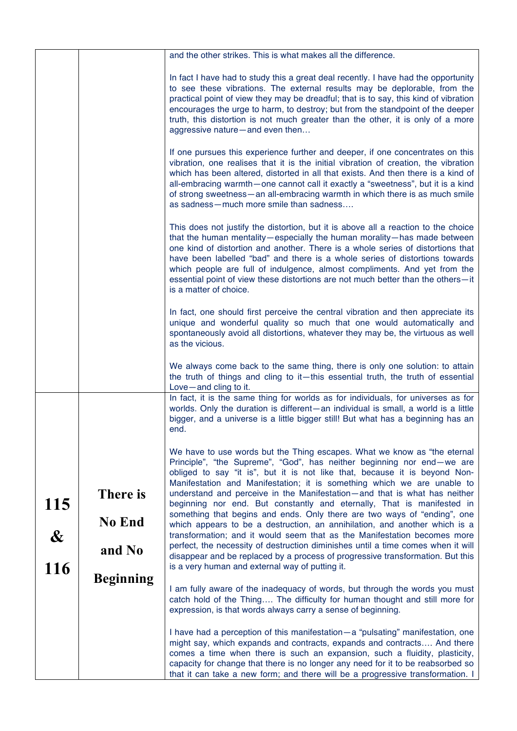| | | |
|---|---|---|
| | | and the other strikes. This is what makes all the difference.<br><br>In fact I have had to study this a great deal recently. I have had the opportunity to see these vibrations. The external results may be deplorable, from the practical point of view they may be dreadful; that is to say, this kind of vibration encourages the urge to harm, to destroy; but from the standpoint of the deeper truth, this distortion is not much greater than the other, it is only of a more aggressive nature—and even then…<br><br>If one pursues this experience further and deeper, if one concentrates on this vibration, one realises that it is the initial vibration of creation, the vibration which has been altered, distorted in all that exists. And then there is a kind of all-embracing warmth—one cannot call it exactly a "sweetness", but it is a kind of strong sweetness—an all-embracing warmth in which there is as much smile as sadness—much more smile than sadness….<br><br>This does not justify the distortion, but it is above all a reaction to the choice that the human mentality—especially the human morality—has made between one kind of distortion and another. There is a whole series of distortions that have been labelled "bad" and there is a whole series of distortions towards which people are full of indulgence, almost compliments. And yet from the essential point of view these distortions are not much better than the others—it is a matter of choice.<br><br>In fact, one should first perceive the central vibration and then appreciate its unique and wonderful quality so much that one would automatically and spontaneously avoid all distortions, whatever they may be, the virtuous as well as the vicious.<br><br>We always come back to the same thing, there is only one solution: to attain the truth of things and cling to it—this essential truth, the truth of essential Love—and cling to it. |
| **115 & 116** | **There is No End and No Beginning** | In fact, it is the same thing for worlds as for individuals, for universes as for worlds. Only the duration is different—an individual is small, a world is a little bigger, and a universe is a little bigger still! But what has a beginning has an end.<br><br>We have to use words but the Thing escapes. What we know as "the eternal Principle", "the Supreme", "God", has neither beginning nor end—we are obliged to say "it is", but it is not like that, because it is beyond Non-Manifestation and Manifestation; it is something which we are unable to understand and perceive in the Manifestation—and that is what has neither beginning nor end. But constantly and eternally, That is manifested in something that begins and ends. Only there are two ways of "ending", one which appears to be a destruction, an annihilation, and another which is a transformation; and it would seem that as the Manifestation becomes more perfect, the necessity of destruction diminishes until a time comes when it will disappear and be replaced by a process of progressive transformation. But this is a very human and external way of putting it.<br><br>I am fully aware of the inadequacy of words, but through the words you must catch hold of the Thing…. The difficulty for human thought and still more for expression, is that words always carry a sense of beginning.<br><br>I have had a perception of this manifestation—a "pulsating" manifestation, one might say, which expands and contracts, expands and contracts…. And there comes a time when there is such an expansion, such a fluidity, plasticity, capacity for change that there is no longer any need for it to be reabsorbed so that it can take a new form; and there will be a progressive transformation. I |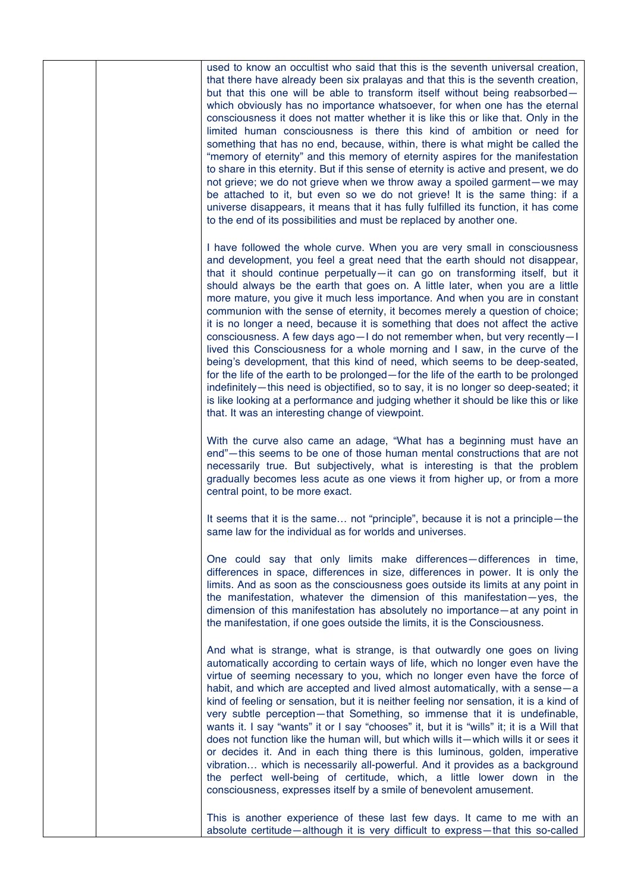used to know an occultist who said that this is the seventh universal creation, that there have already been six pralayas and that this is the seventh creation, but that this one will be able to transform itself without being reabsorbed—which obviously has no importance whatsoever, for when one has the eternal consciousness it does not matter whether it is like this or like that. Only in the limited human consciousness is there this kind of ambition or need for something that has no end, because, within, there is what might be called the "memory of eternity" and this memory of eternity aspires for the manifestation to share in this eternity. But if this sense of eternity is active and present, we do not grieve; we do not grieve when we throw away a spoiled garment—we may be attached to it, but even so we do not grieve! It is the same thing: if a universe disappears, it means that it has fully fulfilled its function, it has come to the end of its possibilities and must be replaced by another one.

I have followed the whole curve. When you are very small in consciousness and development, you feel a great need that the earth should not disappear, that it should continue perpetually—it can go on transforming itself, but it should always be the earth that goes on. A little later, when you are a little more mature, you give it much less importance. And when you are in constant communion with the sense of eternity, it becomes merely a question of choice; it is no longer a need, because it is something that does not affect the active consciousness. A few days ago—I do not remember when, but very recently—I lived this Consciousness for a whole morning and I saw, in the curve of the being's development, that this kind of need, which seems to be deep-seated, for the life of the earth to be prolonged—for the life of the earth to be prolonged indefinitely—this need is objectified, so to say, it is no longer so deep-seated; it is like looking at a performance and judging whether it should be like this or like that. It was an interesting change of viewpoint.

With the curve also came an adage, "What has a beginning must have an end"—this seems to be one of those human mental constructions that are not necessarily true. But subjectively, what is interesting is that the problem gradually becomes less acute as one views it from higher up, or from a more central point, to be more exact.

It seems that it is the same… not "principle", because it is not a principle—the same law for the individual as for worlds and universes.

One could say that only limits make differences—differences in time, differences in space, differences in size, differences in power. It is only the limits. And as soon as the consciousness goes outside its limits at any point in the manifestation, whatever the dimension of this manifestation—yes, the dimension of this manifestation has absolutely no importance—at any point in the manifestation, if one goes outside the limits, it is the Consciousness.

And what is strange, what is strange, is that outwardly one goes on living automatically according to certain ways of life, which no longer even have the virtue of seeming necessary to you, which no longer even have the force of habit, and which are accepted and lived almost automatically, with a sense—a kind of feeling or sensation, but it is neither feeling nor sensation, it is a kind of very subtle perception—that Something, so immense that it is undefinable, wants it. I say "wants" it or I say "chooses" it, but it is "wills" it; it is a Will that does not function like the human will, but which wills it—which wills it or sees it or decides it. And in each thing there is this luminous, golden, imperative vibration… which is necessarily all-powerful. And it provides as a background the perfect well-being of certitude, which, a little lower down in the consciousness, expresses itself by a smile of benevolent amusement.

This is another experience of these last few days. It came to me with an absolute certitude—although it is very difficult to express—that this so-called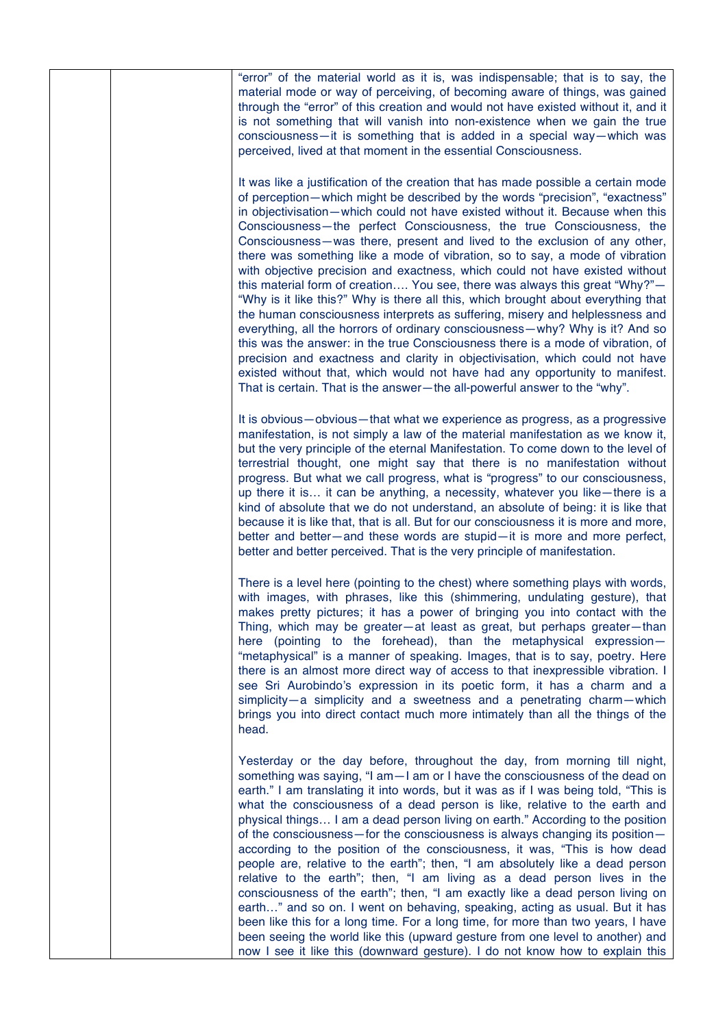"error" of the material world as it is, was indispensable; that is to say, the material mode or way of perceiving, of becoming aware of things, was gained through the "error" of this creation and would not have existed without it, and it is not something that will vanish into non-existence when we gain the true consciousness—it is something that is added in a special way—which was perceived, lived at that moment in the essential Consciousness.

It was like a justification of the creation that has made possible a certain mode of perception—which might be described by the words "precision", "exactness" in objectivisation—which could not have existed without it. Because when this Consciousness—the perfect Consciousness, the true Consciousness, the Consciousness—was there, present and lived to the exclusion of any other, there was something like a mode of vibration, so to say, a mode of vibration with objective precision and exactness, which could not have existed without this material form of creation…. You see, there was always this great "Why?"—"Why is it like this?" Why is there all this, which brought about everything that the human consciousness interprets as suffering, misery and helplessness and everything, all the horrors of ordinary consciousness—why? Why is it? And so this was the answer: in the true Consciousness there is a mode of vibration, of precision and exactness and clarity in objectivisation, which could not have existed without that, which would not have had any opportunity to manifest. That is certain. That is the answer—the all-powerful answer to the "why".

It is obvious—obvious—that what we experience as progress, as a progressive manifestation, is not simply a law of the material manifestation as we know it, but the very principle of the eternal Manifestation. To come down to the level of terrestrial thought, one might say that there is no manifestation without progress. But what we call progress, what is "progress" to our consciousness, up there it is… it can be anything, a necessity, whatever you like—there is a kind of absolute that we do not understand, an absolute of being: it is like that because it is like that, that is all. But for our consciousness it is more and more, better and better—and these words are stupid—it is more and more perfect, better and better perceived. That is the very principle of manifestation.

There is a level here (pointing to the chest) where something plays with words, with phrases, like this (shimmering, undulating gesture), that makes pretty pictures; it has a power of bringing you into contact with the Thing, which may be greater—at least as great, but perhaps greater—than here (pointing to the forehead), than the metaphysical expression—"metaphysical" is a manner of speaking. Images, that is to say, poetry. Here there is an almost more direct way of access to that inexpressible vibration. I see Sri Aurobindo's expression in its poetic form, it has a charm and a simplicity—a simplicity and a sweetness and a penetrating charm—which brings you into direct contact much more intimately than all the things of the head.

Yesterday or the day before, throughout the day, from morning till night, something was saying, "I am—I am or I have the consciousness of the dead on earth." I am translating it into words, but it was as if I was being told, "This is what the consciousness of a dead person is like, relative to the earth and physical things… I am a dead person living on earth." According to the position of the consciousness—for the consciousness is always changing its position—according to the position of the consciousness, it was, "This is how dead people are, relative to the earth"; then, "I am absolutely like a dead person relative to the earth"; then, "I am living as a dead person lives in the consciousness of the earth"; then, "I am exactly like a dead person living on earth…" and so on. I went on behaving, speaking, acting as usual. But it has been like this for a long time. For a long time, for more than two years, I have been seeing the world like this (upward gesture from one level to another) and now I see it like this (downward gesture). I do not know how to explain this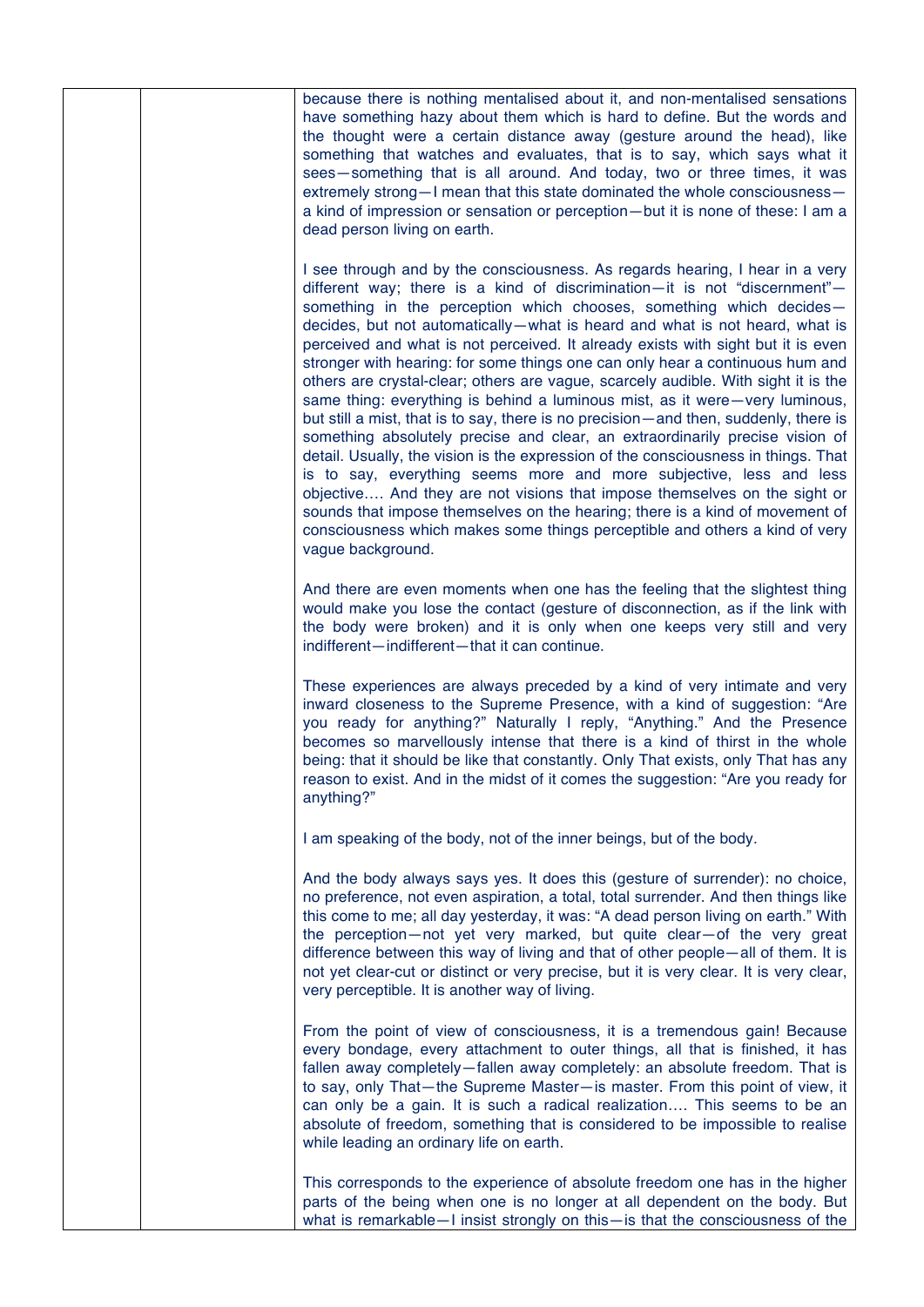because there is nothing mentalised about it, and non-mentalised sensations have something hazy about them which is hard to define. But the words and the thought were a certain distance away (gesture around the head), like something that watches and evaluates, that is to say, which says what it sees—something that is all around. And today, two or three times, it was extremely strong—I mean that this state dominated the whole consciousness—a kind of impression or sensation or perception—but it is none of these: I am a dead person living on earth.

I see through and by the consciousness. As regards hearing, I hear in a very different way; there is a kind of discrimination—it is not "discernment"—something in the perception which chooses, something which decides—decides, but not automatically—what is heard and what is not heard, what is perceived and what is not perceived. It already exists with sight but it is even stronger with hearing: for some things one can only hear a continuous hum and others are crystal-clear; others are vague, scarcely audible. With sight it is the same thing: everything is behind a luminous mist, as it were—very luminous, but still a mist, that is to say, there is no precision—and then, suddenly, there is something absolutely precise and clear, an extraordinarily precise vision of detail. Usually, the vision is the expression of the consciousness in things. That is to say, everything seems more and more subjective, less and less objective…. And they are not visions that impose themselves on the sight or sounds that impose themselves on the hearing; there is a kind of movement of consciousness which makes some things perceptible and others a kind of very vague background.

And there are even moments when one has the feeling that the slightest thing would make you lose the contact (gesture of disconnection, as if the link with the body were broken) and it is only when one keeps very still and very indifferent—indifferent—that it can continue.

These experiences are always preceded by a kind of very intimate and very inward closeness to the Supreme Presence, with a kind of suggestion: "Are you ready for anything?" Naturally I reply, "Anything." And the Presence becomes so marvellously intense that there is a kind of thirst in the whole being: that it should be like that constantly. Only That exists, only That has any reason to exist. And in the midst of it comes the suggestion: "Are you ready for anything?"

I am speaking of the body, not of the inner beings, but of the body.

And the body always says yes. It does this (gesture of surrender): no choice, no preference, not even aspiration, a total, total surrender. And then things like this come to me; all day yesterday, it was: "A dead person living on earth." With the perception—not yet very marked, but quite clear—of the very great difference between this way of living and that of other people—all of them. It is not yet clear-cut or distinct or very precise, but it is very clear. It is very clear, very perceptible. It is another way of living.

From the point of view of consciousness, it is a tremendous gain! Because every bondage, every attachment to outer things, all that is finished, it has fallen away completely—fallen away completely: an absolute freedom. That is to say, only That—the Supreme Master—is master. From this point of view, it can only be a gain. It is such a radical realization…. This seems to be an absolute of freedom, something that is considered to be impossible to realise while leading an ordinary life on earth.

This corresponds to the experience of absolute freedom one has in the higher parts of the being when one is no longer at all dependent on the body. But what is remarkable—I insist strongly on this—is that the consciousness of the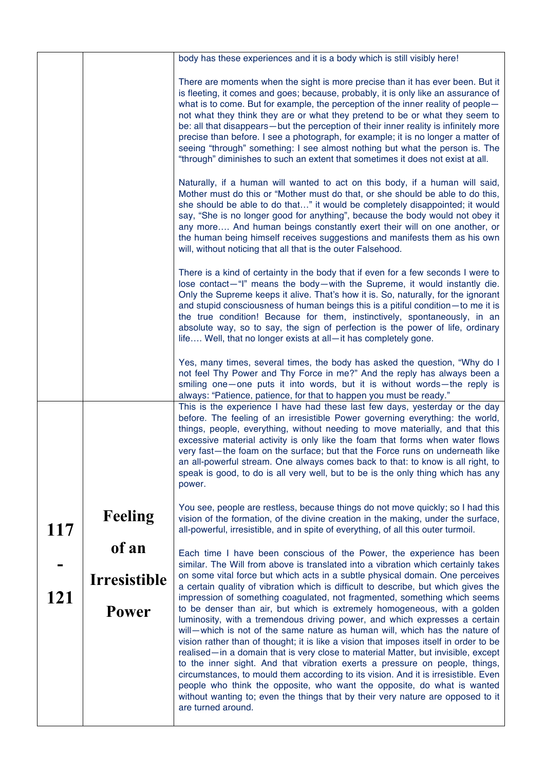| | | |
|---|---|---|
| | | body has these experiences and it is a body which is still visibly here!<br><br>There are moments when the sight is more precise than it has ever been. But it is fleeting, it comes and goes; because, probably, it is only like an assurance of what is to come. But for example, the perception of the inner reality of people—not what they think they are or what they pretend to be or what they seem to be: all that disappears—but the perception of their inner reality is infinitely more precise than before. I see a photograph, for example; it is no longer a matter of seeing "through" something: I see almost nothing but what the person is. The "through" diminishes to such an extent that sometimes it does not exist at all.<br><br>Naturally, if a human will wanted to act on this body, if a human will said, Mother must do this or "Mother must do that, or she should be able to do this, she should be able to do that…" it would be completely disappointed; it would say, "She is no longer good for anything", because the body would not obey it any more…. And human beings constantly exert their will on one another, or the human being himself receives suggestions and manifests them as his own will, without noticing that all that is the outer Falsehood.<br><br>There is a kind of certainty in the body that if even for a few seconds I were to lose contact—"I" means the body—with the Supreme, it would instantly die. Only the Supreme keeps it alive. That's how it is. So, naturally, for the ignorant and stupid consciousness of human beings this is a pitiful condition—to me it is the true condition! Because for them, instinctively, spontaneously, in an absolute way, so to say, the sign of perfection is the power of life, ordinary life…. Well, that no longer exists at all—it has completely gone.<br><br>Yes, many times, several times, the body has asked the question, "Why do I not feel Thy Power and Thy Force in me?" And the reply has always been a smiling one—one puts it into words, but it is without words—the reply is always: "Patience, patience, for that to happen you must be ready." |
| **117 - 121** | **Feeling of an Irresistible Power** | This is the experience I have had these last few days, yesterday or the day before. The feeling of an irresistible Power governing everything: the world, things, people, everything, without needing to move materially, and that this excessive material activity is only like the foam that forms when water flows very fast—the foam on the surface; but that the Force runs on underneath like an all-powerful stream. One always comes back to that: to know is all right, to speak is good, to do is all very well, but to be is the only thing which has any power.<br><br>You see, people are restless, because things do not move quickly; so I had this vision of the formation, of the divine creation in the making, under the surface, all-powerful, irresistible, and in spite of everything, of all this outer turmoil.<br><br>Each time I have been conscious of the Power, the experience has been similar. The Will from above is translated into a vibration which certainly takes on some vital force but which acts in a subtle physical domain. One perceives a certain quality of vibration which is difficult to describe, but which gives the impression of something coagulated, not fragmented, something which seems to be denser than air, but which is extremely homogeneous, with a golden luminosity, with a tremendous driving power, and which expresses a certain will—which is not of the same nature as human will, which has the nature of vision rather than of thought; it is like a vision that imposes itself in order to be realised—in a domain that is very close to material Matter, but invisible, except to the inner sight. And that vibration exerts a pressure on people, things, circumstances, to mould them according to its vision. And it is irresistible. Even people who think the opposite, who want the opposite, do what is wanted without wanting to; even the things that by their very nature are opposed to it are turned around. |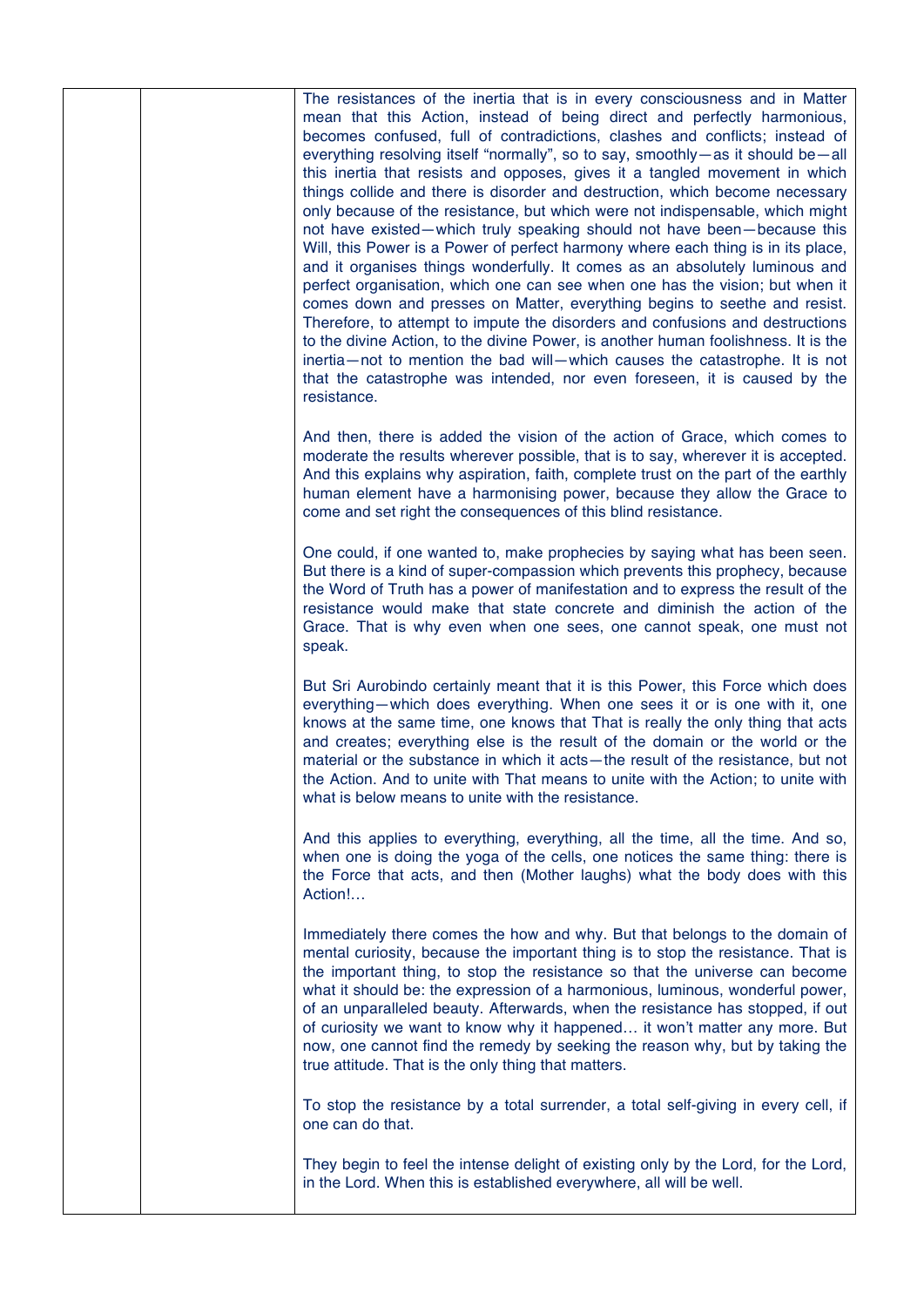The resistances of the inertia that is in every consciousness and in Matter mean that this Action, instead of being direct and perfectly harmonious, becomes confused, full of contradictions, clashes and conflicts; instead of everything resolving itself "normally", so to say, smoothly—as it should be—all this inertia that resists and opposes, gives it a tangled movement in which things collide and there is disorder and destruction, which become necessary only because of the resistance, but which were not indispensable, which might not have existed—which truly speaking should not have been—because this Will, this Power is a Power of perfect harmony where each thing is in its place, and it organises things wonderfully. It comes as an absolutely luminous and perfect organisation, which one can see when one has the vision; but when it comes down and presses on Matter, everything begins to seethe and resist. Therefore, to attempt to impute the disorders and confusions and destructions to the divine Action, to the divine Power, is another human foolishness. It is the inertia—not to mention the bad will—which causes the catastrophe. It is not that the catastrophe was intended, nor even foreseen, it is caused by the resistance.

And then, there is added the vision of the action of Grace, which comes to moderate the results wherever possible, that is to say, wherever it is accepted. And this explains why aspiration, faith, complete trust on the part of the earthly human element have a harmonising power, because they allow the Grace to come and set right the consequences of this blind resistance.

One could, if one wanted to, make prophecies by saying what has been seen. But there is a kind of super-compassion which prevents this prophecy, because the Word of Truth has a power of manifestation and to express the result of the resistance would make that state concrete and diminish the action of the Grace. That is why even when one sees, one cannot speak, one must not speak.

But Sri Aurobindo certainly meant that it is this Power, this Force which does everything—which does everything. When one sees it or is one with it, one knows at the same time, one knows that That is really the only thing that acts and creates; everything else is the result of the domain or the world or the material or the substance in which it acts—the result of the resistance, but not the Action. And to unite with That means to unite with the Action; to unite with what is below means to unite with the resistance.

And this applies to everything, everything, all the time, all the time. And so, when one is doing the yoga of the cells, one notices the same thing: there is the Force that acts, and then (Mother laughs) what the body does with this Action!…

Immediately there comes the how and why. But that belongs to the domain of mental curiosity, because the important thing is to stop the resistance. That is the important thing, to stop the resistance so that the universe can become what it should be: the expression of a harmonious, luminous, wonderful power, of an unparalleled beauty. Afterwards, when the resistance has stopped, if out of curiosity we want to know why it happened… it won't matter any more. But now, one cannot find the remedy by seeking the reason why, but by taking the true attitude. That is the only thing that matters.

To stop the resistance by a total surrender, a total self-giving in every cell, if one can do that.

They begin to feel the intense delight of existing only by the Lord, for the Lord, in the Lord. When this is established everywhere, all will be well.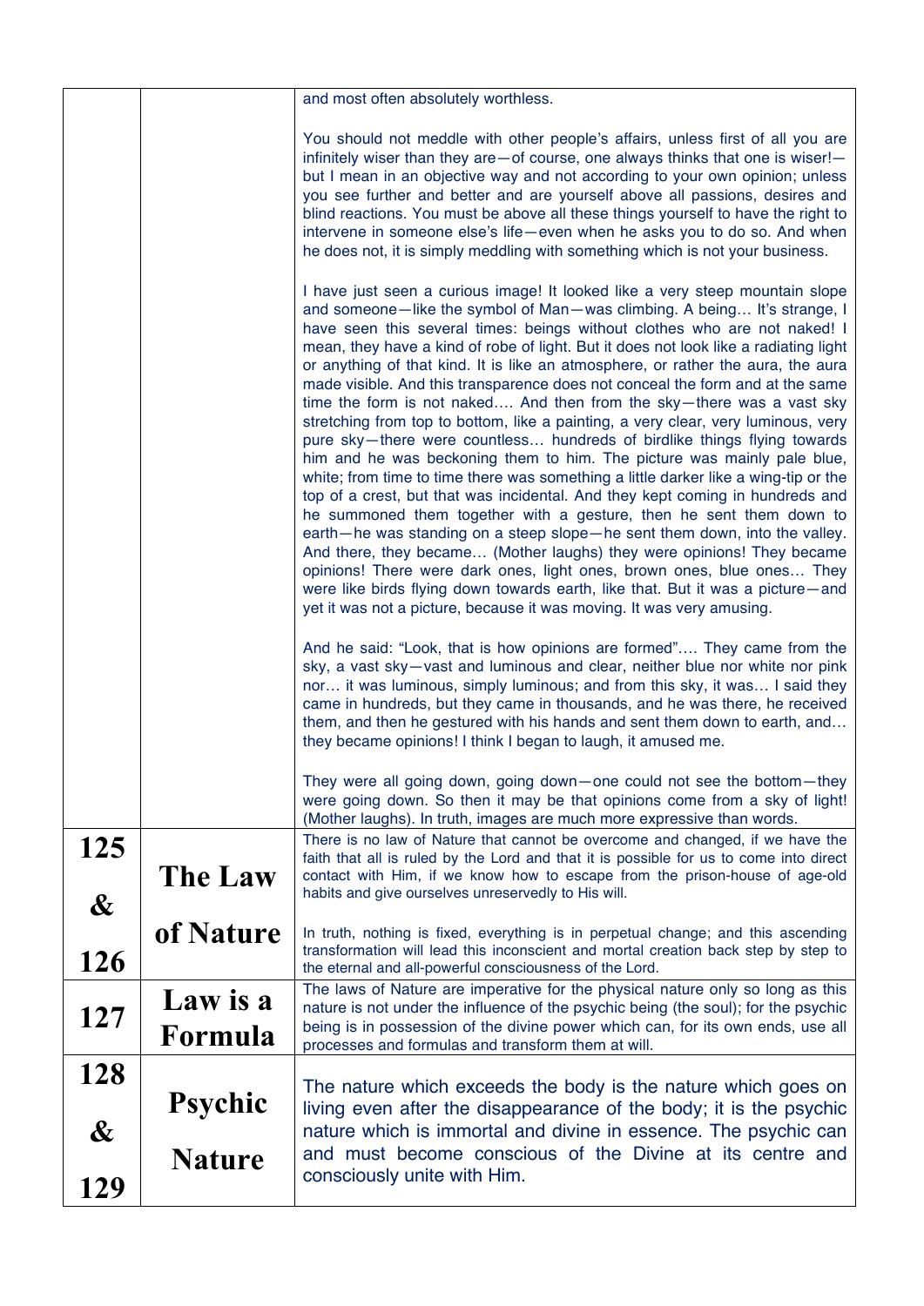| | | |
|---|---|---|
| | | and most often absolutely worthless.<br><br>You should not meddle with other people's affairs, unless first of all you are infinitely wiser than they are—of course, one always thinks that one is wiser!—but I mean in an objective way and not according to your own opinion; unless you see further and better and are yourself above all passions, desires and blind reactions. You must be above all these things yourself to have the right to intervene in someone else's life—even when he asks you to do so. And when he does not, it is simply meddling with something which is not your business.<br><br>I have just seen a curious image! It looked like a very steep mountain slope and someone—like the symbol of Man—was climbing. A being… It's strange, I have seen this several times: beings without clothes who are not naked! I mean, they have a kind of robe of light. But it does not look like a radiating light or anything of that kind. It is like an atmosphere, or rather the aura, the aura made visible. And this transparence does not conceal the form and at the same time the form is not naked…. And then from the sky—there was a vast sky stretching from top to bottom, like a painting, a very clear, very luminous, very pure sky—there were countless… hundreds of birdlike things flying towards him and he was beckoning them to him. The picture was mainly pale blue, white; from time to time there was something a little darker like a wing-tip or the top of a crest, but that was incidental. And they kept coming in hundreds and he summoned them together with a gesture, then he sent them down to earth—he was standing on a steep slope—he sent them down, into the valley. And there, they became… (Mother laughs) they were opinions! They became opinions! There were dark ones, light ones, brown ones, blue ones… They were like birds flying down towards earth, like that. But it was a picture—and yet it was not a picture, because it was moving. It was very amusing.<br><br>And he said: "Look, that is how opinions are formed"…. They came from the sky, a vast sky—vast and luminous and clear, neither blue nor white nor pink nor… it was luminous, simply luminous; and from this sky, it was… I said they came in hundreds, but they came in thousands, and he was there, he received them, and then he gestured with his hands and sent them down to earth, and… they became opinions! I think I began to laugh, it amused me.<br><br>They were all going down, going down—one could not see the bottom—they were going down. So then it may be that opinions come from a sky of light! (Mother laughs). In truth, images are much more expressive than words. |
| **125 & 126** | **The Law of Nature** | There is no law of Nature that cannot be overcome and changed, if we have the faith that all is ruled by the Lord and that it is possible for us to come into direct contact with Him, if we know how to escape from the prison-house of age-old habits and give ourselves unreservedly to His will.<br><br>In truth, nothing is fixed, everything is in perpetual change; and this ascending transformation will lead this inconscient and mortal creation back step by step to the eternal and all-powerful consciousness of the Lord. |
| **127** | **Law is a Formula** | The laws of Nature are imperative for the physical nature only so long as this nature is not under the influence of the psychic being (the soul); for the psychic being is in possession of the divine power which can, for its own ends, use all processes and formulas and transform them at will. |
| **128 & 129** | **Psychic Nature** | The nature which exceeds the body is the nature which goes on living even after the disappearance of the body; it is the psychic nature which is immortal and divine in essence. The psychic can and must become conscious of the Divine at its centre and consciously unite with Him. |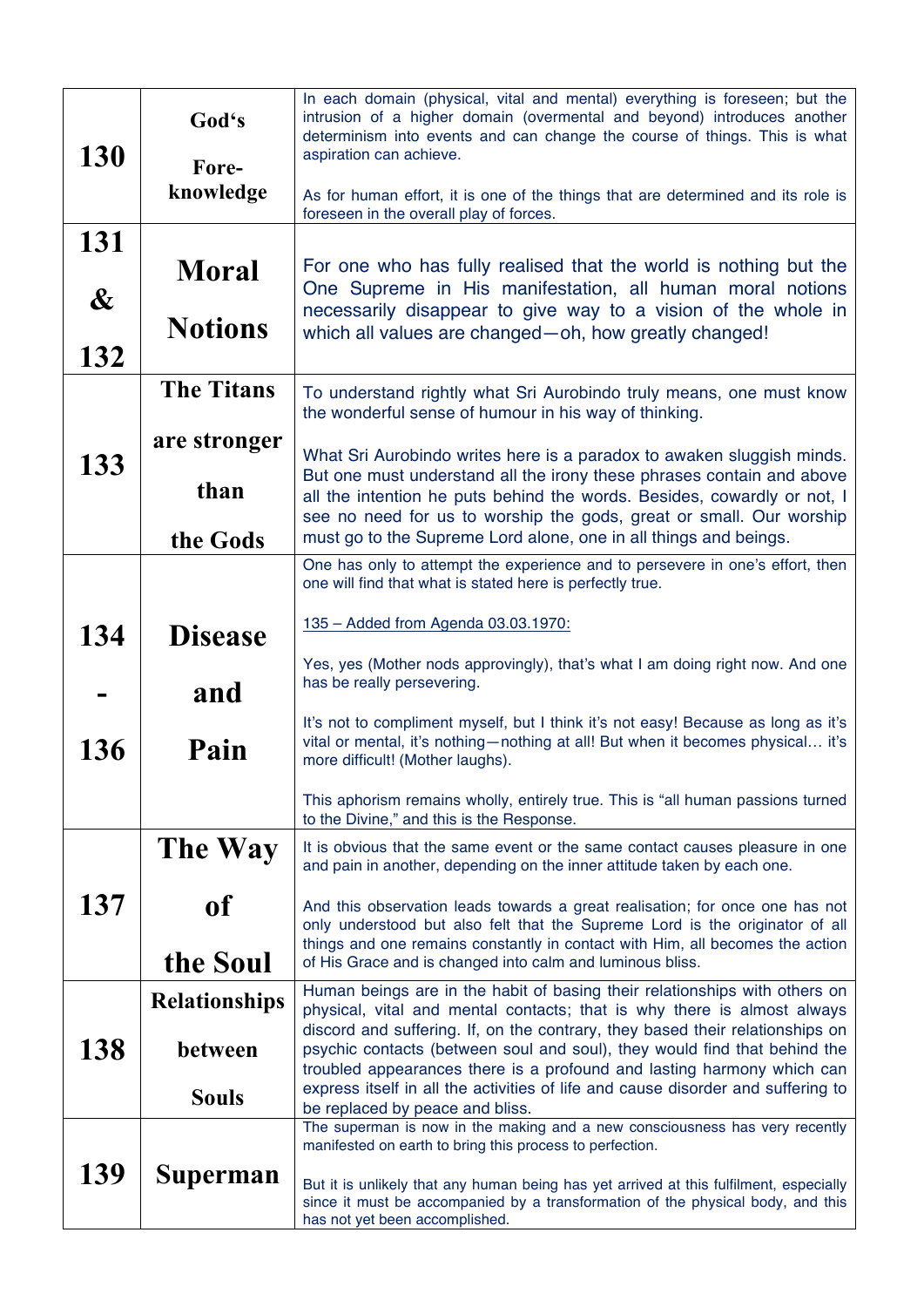| | | |
|---|---|---|
| **130** | **God's Fore-knowledge** | In each domain (physical, vital and mental) everything is foreseen; but the intrusion of a higher domain (overmental and beyond) introduces another determinism into events and can change the course of things. This is what aspiration can achieve.<br><br>As for human effort, it is one of the things that are determined and its role is foreseen in the overall play of forces. |
| **131 & 132** | **Moral Notions** | For one who has fully realised that the world is nothing but the One Supreme in His manifestation, all human moral notions necessarily disappear to give way to a vision of the whole in which all values are changed—oh, how greatly changed! |
| **133** | **The Titans are stronger than the Gods** | To understand rightly what Sri Aurobindo truly means, one must know the wonderful sense of humour in his way of thinking.<br><br>What Sri Aurobindo writes here is a paradox to awaken sluggish minds. But one must understand all the irony these phrases contain and above all the intention he puts behind the words. Besides, cowardly or not, I see no need for us to worship the gods, great or small. Our worship must go to the Supreme Lord alone, one in all things and beings. |
| **134 - 136** | **Disease and Pain** | One has only to attempt the experience and to persevere in one's effort, then one will find that what is stated here is perfectly true.<br><br>135 – Added from Agenda 03.03.1970:<br><br>Yes, yes (Mother nods approvingly), that's what I am doing right now. And one has be really persevering.<br><br>It's not to compliment myself, but I think it's not easy! Because as long as it's vital or mental, it's nothing—nothing at all! But when it becomes physical… it's more difficult! (Mother laughs).<br><br>This aphorism remains wholly, entirely true. This is "all human passions turned to the Divine," and this is the Response. |
| **137** | **The Way of the Soul** | It is obvious that the same event or the same contact causes pleasure in one and pain in another, depending on the inner attitude taken by each one.<br><br>And this observation leads towards a great realisation; for once one has not only understood but also felt that the Supreme Lord is the originator of all things and one remains constantly in contact with Him, all becomes the action of His Grace and is changed into calm and luminous bliss. |
| **138** | **Relationships between Souls** | Human beings are in the habit of basing their relationships with others on physical, vital and mental contacts; that is why there is almost always discord and suffering. If, on the contrary, they based their relationships on psychic contacts (between soul and soul), they would find that behind the troubled appearances there is a profound and lasting harmony which can express itself in all the activities of life and cause disorder and suffering to be replaced by peace and bliss. |
| **139** | **Superman** | The superman is now in the making and a new consciousness has very recently manifested on earth to bring this process to perfection.<br><br>But it is unlikely that any human being has yet arrived at this fulfilment, especially since it must be accompanied by a transformation of the physical body, and this has not yet been accomplished. |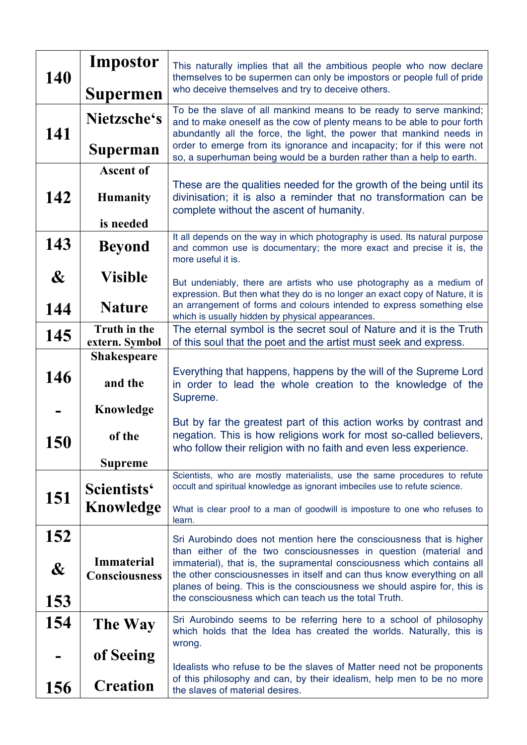| | | |
|---|---|---|
| 140 | Impostor Supermen | This naturally implies that all the ambitious people who now declare themselves to be supermen can only be impostors or people full of pride who deceive themselves and try to deceive others. |
| 141 | Nietzsche's Superman | To be the slave of all mankind means to be ready to serve mankind; and to make oneself as the cow of plenty means to be able to pour forth abundantly all the force, the light, the power that mankind needs in order to emerge from its ignorance and incapacity; for if this were not so, a superhuman being would be a burden rather than a help to earth. |
| 142 | Ascent of Humanity is needed | These are the qualities needed for the growth of the being until its divinisation; it is also a reminder that no transformation can be complete without the ascent of humanity. |
| 143 & 144 | Beyond Visible Nature | It all depends on the way in which photography is used. Its natural purpose and common use is documentary; the more exact and precise it is, the more useful it is.<br><br>But undeniably, there are artists who use photography as a medium of expression. But then what they do is no longer an exact copy of Nature, it is an arrangement of forms and colours intended to express something else which is usually hidden by physical appearances. |
| 145 | Truth in the extern. Symbol | The eternal symbol is the secret soul of Nature and it is the Truth of this soul that the poet and the artist must seek and express. |
| 146 - 150 | Shakespeare and the Knowledge of the Supreme | Everything that happens, happens by the will of the Supreme Lord in order to lead the whole creation to the knowledge of the Supreme.<br><br>But by far the greatest part of this action works by contrast and negation. This is how religions work for most so-called believers, who follow their religion with no faith and even less experience. |
| 151 | Scientists' Knowledge | Scientists, who are mostly materialists, use the same procedures to refute occult and spiritual knowledge as ignorant imbeciles use to refute science.<br><br>What is clear proof to a man of goodwill is imposture to one who refuses to learn. |
| 152 & 153 | Immaterial Consciousness | Sri Aurobindo does not mention here the consciousness that is higher than either of the two consciousnesses in question (material and immaterial), that is, the supramental consciousness which contains all the other consciousnesses in itself and can thus know everything on all planes of being. This is the consciousness we should aspire for, this is the consciousness which can teach us the total Truth. |
| 154 - 156 | The Way of Seeing Creation | Sri Aurobindo seems to be referring here to a school of philosophy which holds that the Idea has created the worlds. Naturally, this is wrong.<br><br>Idealists who refuse to be the slaves of Matter need not be proponents of this philosophy and can, by their idealism, help men to be no more the slaves of material desires. |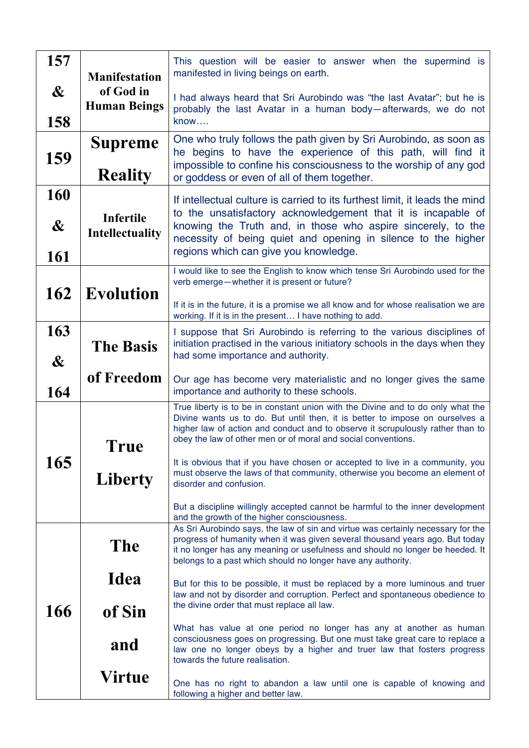| | | |
|---|---|---|
| **157 & 158** | **Manifestation of God in Human Beings** | This question will be easier to answer when the supermind is manifested in living beings on earth.<br><br>I had always heard that Sri Aurobindo was "the last Avatar"; but he is probably the last Avatar in a human body—afterwards, we do not know…. |
| **159** | **Supreme Reality** | One who truly follows the path given by Sri Aurobindo, as soon as he begins to have the experience of this path, will find it impossible to confine his consciousness to the worship of any god or goddess or even of all of them together. |
| **160 & 161** | **Infertile Intellectuality** | If intellectual culture is carried to its furthest limit, it leads the mind to the unsatisfactory acknowledgement that it is incapable of knowing the Truth and, in those who aspire sincerely, to the necessity of being quiet and opening in silence to the higher regions which can give you knowledge. |
| **162** | **Evolution** | I would like to see the English to know which tense Sri Aurobindo used for the verb emerge—whether it is present or future?<br><br>If it is in the future, it is a promise we all know and for whose realisation we are working. If it is in the present… I have nothing to add. |
| **163 & 164** | **The Basis of Freedom** | I suppose that Sri Aurobindo is referring to the various disciplines of initiation practised in the various initiatory schools in the days when they had some importance and authority.<br><br>Our age has become very materialistic and no longer gives the same importance and authority to these schools. |
| **165** | **True Liberty** | True liberty is to be in constant union with the Divine and to do only what the Divine wants us to do. But until then, it is better to impose on ourselves a higher law of action and conduct and to observe it scrupulously rather than to obey the law of other men or of moral and social conventions.<br><br>It is obvious that if you have chosen or accepted to live in a community, you must observe the laws of that community, otherwise you become an element of disorder and confusion.<br><br>But a discipline willingly accepted cannot be harmful to the inner development and the growth of the higher consciousness. |
| **166** | **The Idea of Sin and Virtue** | As Sri Aurobindo says, the law of sin and virtue was certainly necessary for the progress of humanity when it was given several thousand years ago. But today it no longer has any meaning or usefulness and should no longer be heeded. It belongs to a past which should no longer have any authority.<br><br>But for this to be possible, it must be replaced by a more luminous and truer law and not by disorder and corruption. Perfect and spontaneous obedience to the divine order that must replace all law.<br><br>What has value at one period no longer has any at another as human consciousness goes on progressing. But one must take great care to replace a law one no longer obeys by a higher and truer law that fosters progress towards the future realisation.<br><br>One has no right to abandon a law until one is capable of knowing and following a higher and better law. |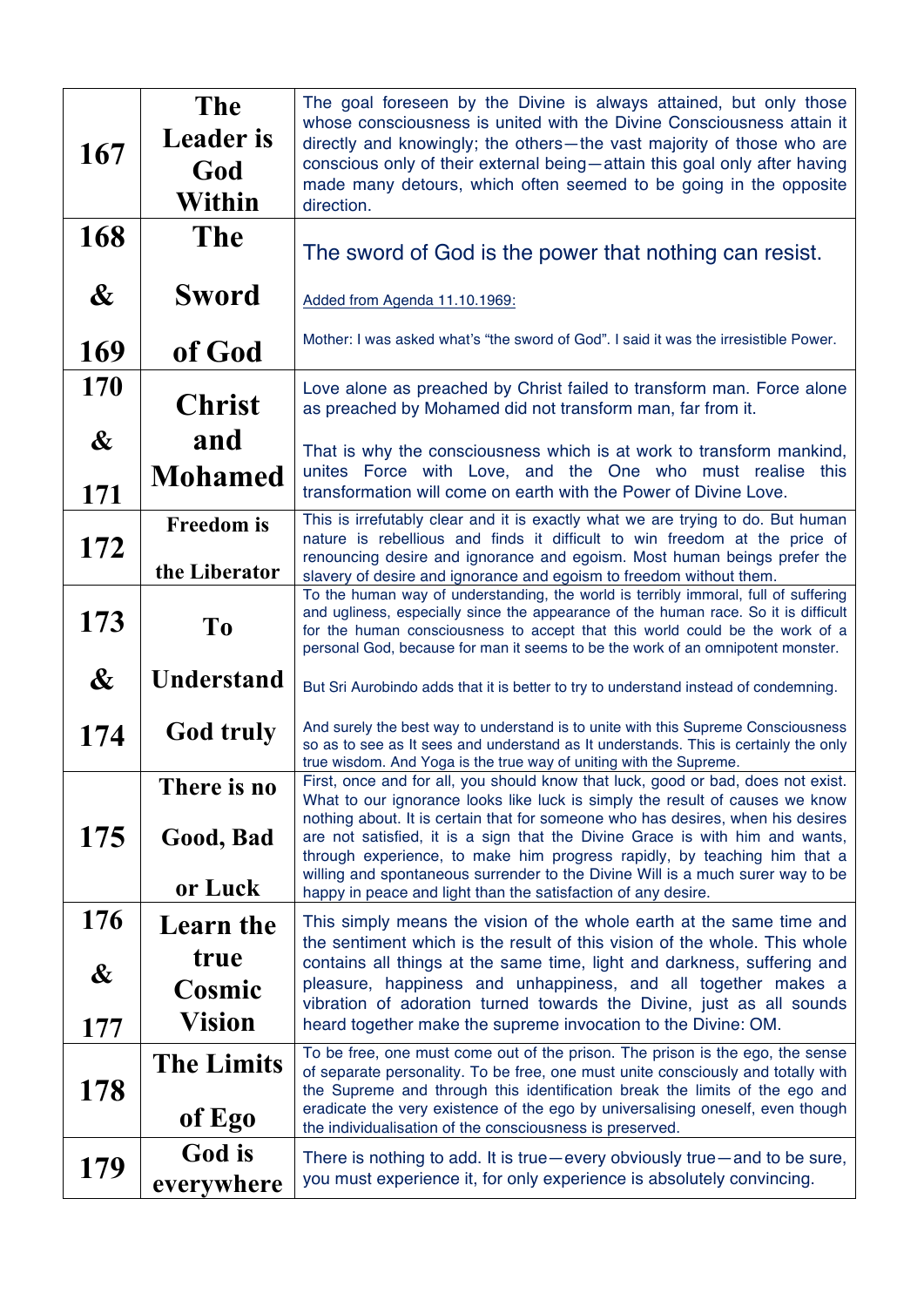| | | |
|---|---|---|
| 167 | The Leader is God Within | The goal foreseen by the Divine is always attained, but only those whose consciousness is united with the Divine Consciousness attain it directly and knowingly; the others—the vast majority of those who are conscious only of their external being—attain this goal only after having made many detours, which often seemed to be going in the opposite direction. |
| 168 & 169 | The Sword of God | The sword of God is the power that nothing can resist.<br><br>Added from Agenda 11.10.1969:<br><br>Mother: I was asked what's "the sword of God". I said it was the irresistible Power. |
| 170 & 171 | Christ and Mohamed | Love alone as preached by Christ failed to transform man. Force alone as preached by Mohamed did not transform man, far from it.<br><br>That is why the consciousness which is at work to transform mankind, unites Force with Love, and the One who must realise this transformation will come on earth with the Power of Divine Love. |
| 172 | Freedom is the Liberator | This is irrefutably clear and it is exactly what we are trying to do. But human nature is rebellious and finds it difficult to win freedom at the price of renouncing desire and ignorance and egoism. Most human beings prefer the slavery of desire and ignorance and egoism to freedom without them. |
| 173 & 174 | To Understand God truly | To the human way of understanding, the world is terribly immoral, full of suffering and ugliness, especially since the appearance of the human race. So it is difficult for the human consciousness to accept that this world could be the work of a personal God, because for man it seems to be the work of an omnipotent monster.<br><br>But Sri Aurobindo adds that it is better to try to understand instead of condemning.<br><br>And surely the best way to understand is to unite with this Supreme Consciousness so as to see as It sees and understand as It understands. This is certainly the only true wisdom. And Yoga is the true way of uniting with the Supreme. |
| 175 | There is no Good, Bad or Luck | First, once and for all, you should know that luck, good or bad, does not exist. What to our ignorance looks like luck is simply the result of causes we know nothing about. It is certain that for someone who has desires, when his desires are not satisfied, it is a sign that the Divine Grace is with him and wants, through experience, to make him progress rapidly, by teaching him that a willing and spontaneous surrender to the Divine Will is a much surer way to be happy in peace and light than the satisfaction of any desire. |
| 176 & 177 | Learn the true Cosmic Vision | This simply means the vision of the whole earth at the same time and the sentiment which is the result of this vision of the whole. This whole contains all things at the same time, light and darkness, suffering and pleasure, happiness and unhappiness, and all together makes a vibration of adoration turned towards the Divine, just as all sounds heard together make the supreme invocation to the Divine: OM. |
| 178 | The Limits of Ego | To be free, one must come out of the prison. The prison is the ego, the sense of separate personality. To be free, one must unite consciously and totally with the Supreme and through this identification break the limits of the ego and eradicate the very existence of the ego by universalising oneself, even though the individualisation of the consciousness is preserved. |
| 179 | God is everywhere | There is nothing to add. It is true—every obviously true—and to be sure, you must experience it, for only experience is absolutely convincing. |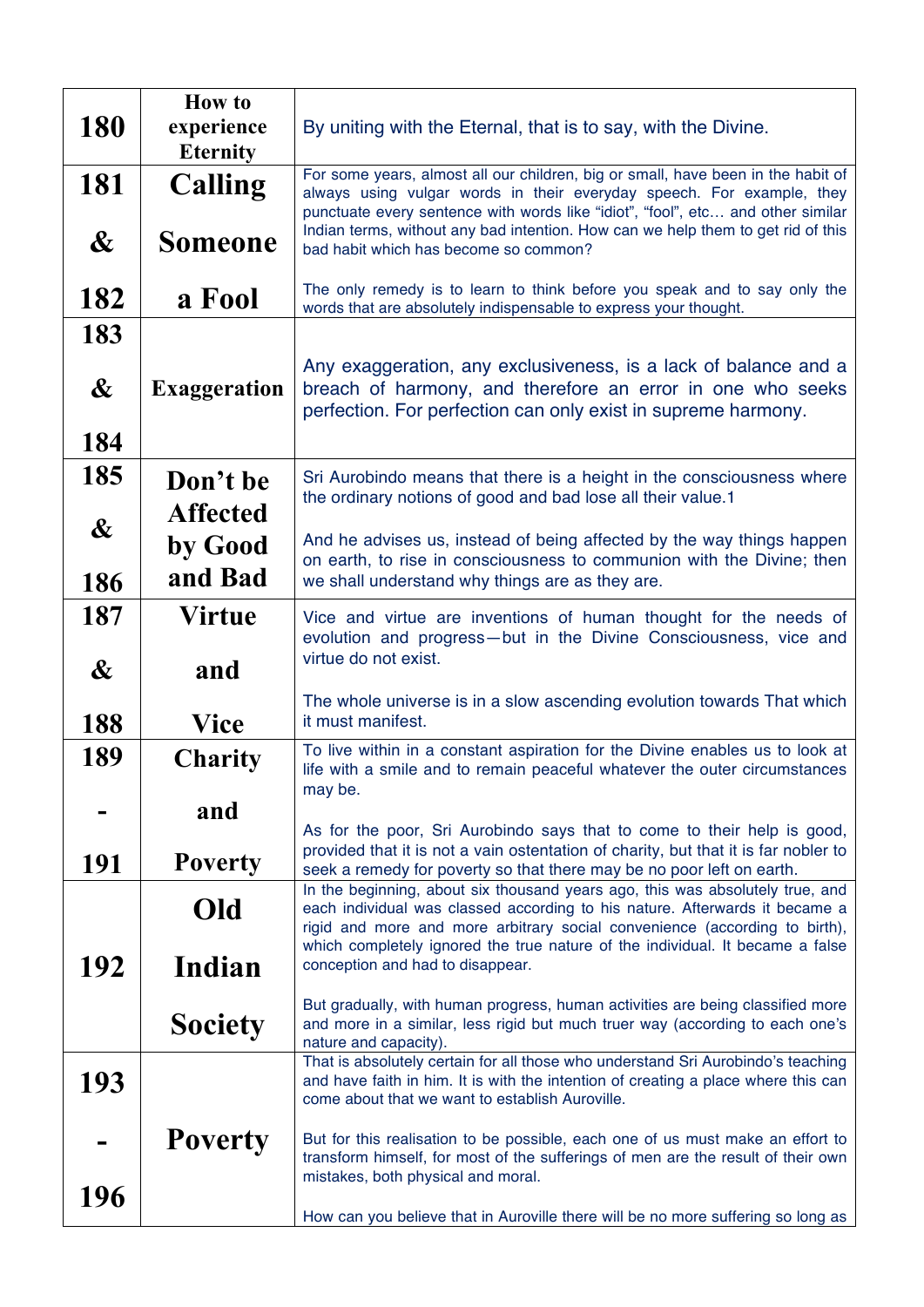| | | |
|---|---|---|
| 180 | How to experience Eternity | By uniting with the Eternal, that is to say, with the Divine. |
| 181 & 182 | Calling Someone a Fool | For some years, almost all our children, big or small, have been in the habit of always using vulgar words in their everyday speech. For example, they punctuate every sentence with words like "idiot", "fool", etc… and other similar Indian terms, without any bad intention. How can we help them to get rid of this bad habit which has become so common?<br><br>The only remedy is to learn to think before you speak and to say only the words that are absolutely indispensable to express your thought. |
| 183 & 184 | Exaggeration | Any exaggeration, any exclusiveness, is a lack of balance and a breach of harmony, and therefore an error in one who seeks perfection. For perfection can only exist in supreme harmony. |
| 185 & 186 | Don't be Affected by Good and Bad | Sri Aurobindo means that there is a height in the consciousness where the ordinary notions of good and bad lose all their value.1<br><br>And he advises us, instead of being affected by the way things happen on earth, to rise in consciousness to communion with the Divine; then we shall understand why things are as they are. |
| 187 & 188 | Virtue and Vice | Vice and virtue are inventions of human thought for the needs of evolution and progress—but in the Divine Consciousness, vice and virtue do not exist.<br><br>The whole universe is in a slow ascending evolution towards That which it must manifest. |
| 189 - 191 | Charity and Poverty | To live within in a constant aspiration for the Divine enables us to look at life with a smile and to remain peaceful whatever the outer circumstances may be.<br><br>As for the poor, Sri Aurobindo says that to come to their help is good, provided that it is not a vain ostentation of charity, but that it is far nobler to seek a remedy for poverty so that there may be no poor left on earth. |
| 192 | Old Indian Society | In the beginning, about six thousand years ago, this was absolutely true, and each individual was classed according to his nature. Afterwards it became a rigid and more and more arbitrary social convenience (according to birth), which completely ignored the true nature of the individual. It became a false conception and had to disappear.<br><br>But gradually, with human progress, human activities are being classified more and more in a similar, less rigid but much truer way (according to each one's nature and capacity). |
| 193 - 196 | Poverty | That is absolutely certain for all those who understand Sri Aurobindo's teaching and have faith in him. It is with the intention of creating a place where this can come about that we want to establish Auroville.<br><br>But for this realisation to be possible, each one of us must make an effort to transform himself, for most of the sufferings of men are the result of their own mistakes, both physical and moral.<br><br>How can you believe that in Auroville there will be no more suffering so long as |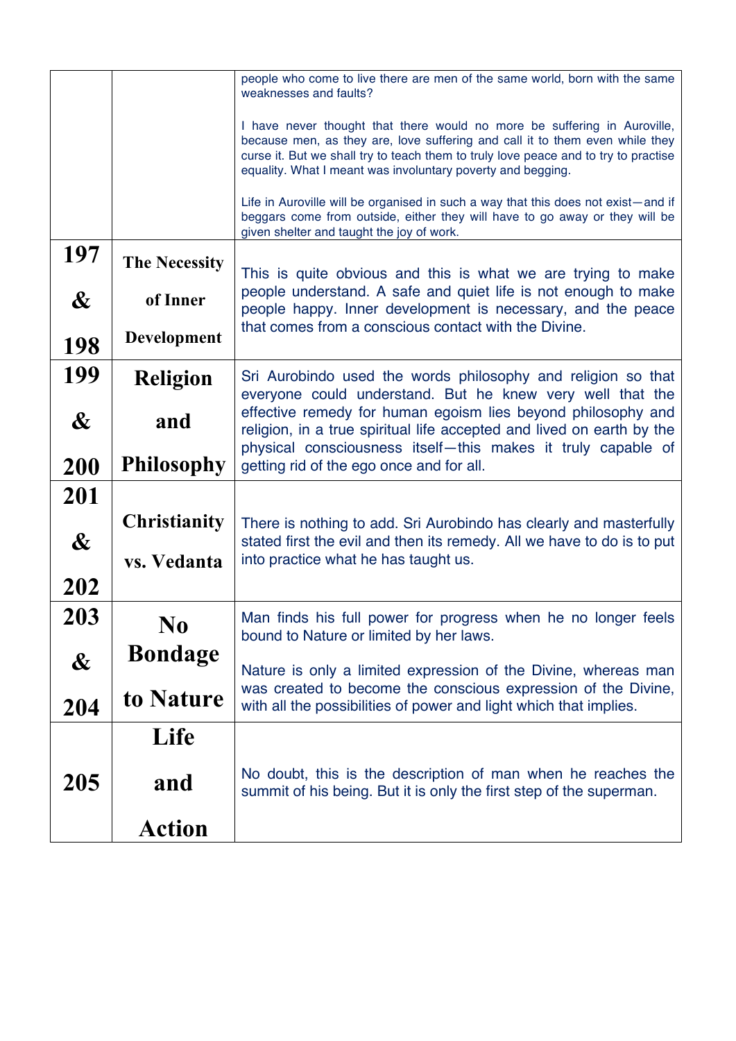| | | |
|---|---|---|
| | | people who come to live there are men of the same world, born with the same weaknesses and faults?<br><br>I have never thought that there would no more be suffering in Auroville, because men, as they are, love suffering and call it to them even while they curse it. But we shall try to teach them to truly love peace and to try to practise equality. What I meant was involuntary poverty and begging.<br><br>Life in Auroville will be organised in such a way that this does not exist—and if beggars come from outside, either they will have to go away or they will be given shelter and taught the joy of work. |
| **197 & 198** | **The Necessity of Inner Development** | This is quite obvious and this is what we are trying to make people understand. A safe and quiet life is not enough to make people happy. Inner development is necessary, and the peace that comes from a conscious contact with the Divine. |
| **199 & 200** | **Religion and Philosophy** | Sri Aurobindo used the words philosophy and religion so that everyone could understand. But he knew very well that the effective remedy for human egoism lies beyond philosophy and religion, in a true spiritual life accepted and lived on earth by the physical consciousness itself—this makes it truly capable of getting rid of the ego once and for all. |
| **201 & 202** | **Christianity vs. Vedanta** | There is nothing to add. Sri Aurobindo has clearly and masterfully stated first the evil and then its remedy. All we have to do is to put into practice what he has taught us. |
| **203 & 204** | **No Bondage to Nature** | Man finds his full power for progress when he no longer feels bound to Nature or limited by her laws.<br><br>Nature is only a limited expression of the Divine, whereas man was created to become the conscious expression of the Divine, with all the possibilities of power and light which that implies. |
| **205** | **Life and Action** | No doubt, this is the description of man when he reaches the summit of his being. But it is only the first step of the superman. |